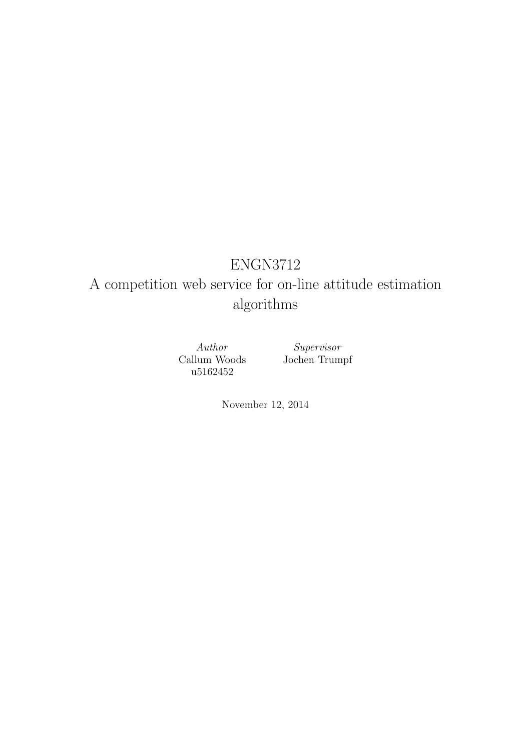# ENGN3712
# A competition web service for on-line attitude estimation algorithms

*Author*
Callum Woods
u5162452

*Supervisor*
Jochen Trumpf

November 12, 2014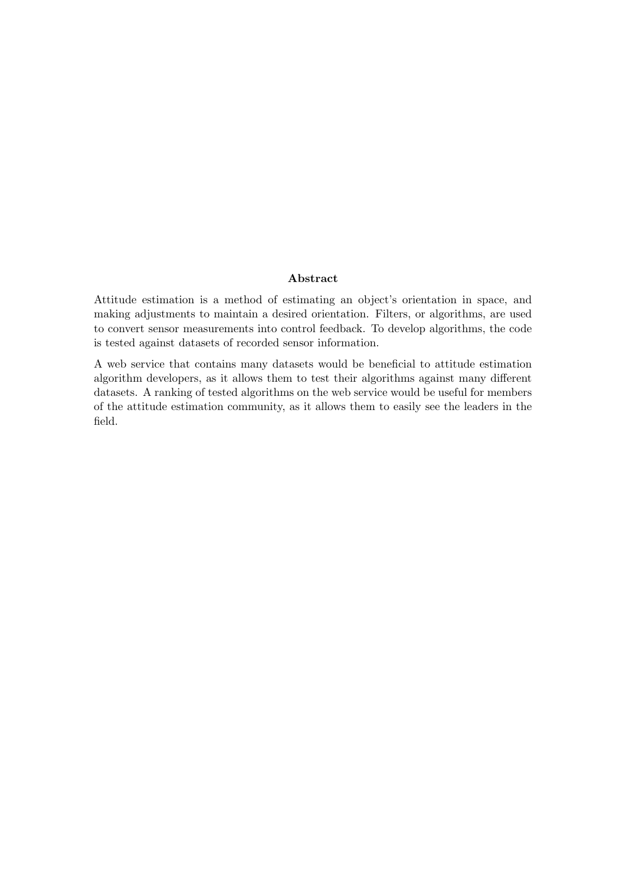## Abstract

Attitude estimation is a method of estimating an object's orientation in space, and making adjustments to maintain a desired orientation. Filters, or algorithms, are used to convert sensor measurements into control feedback. To develop algorithms, the code is tested against datasets of recorded sensor information.

A web service that contains many datasets would be beneficial to attitude estimation algorithm developers, as it allows them to test their algorithms against many different datasets. A ranking of tested algorithms on the web service would be useful for members of the attitude estimation community, as it allows them to easily see the leaders in the field.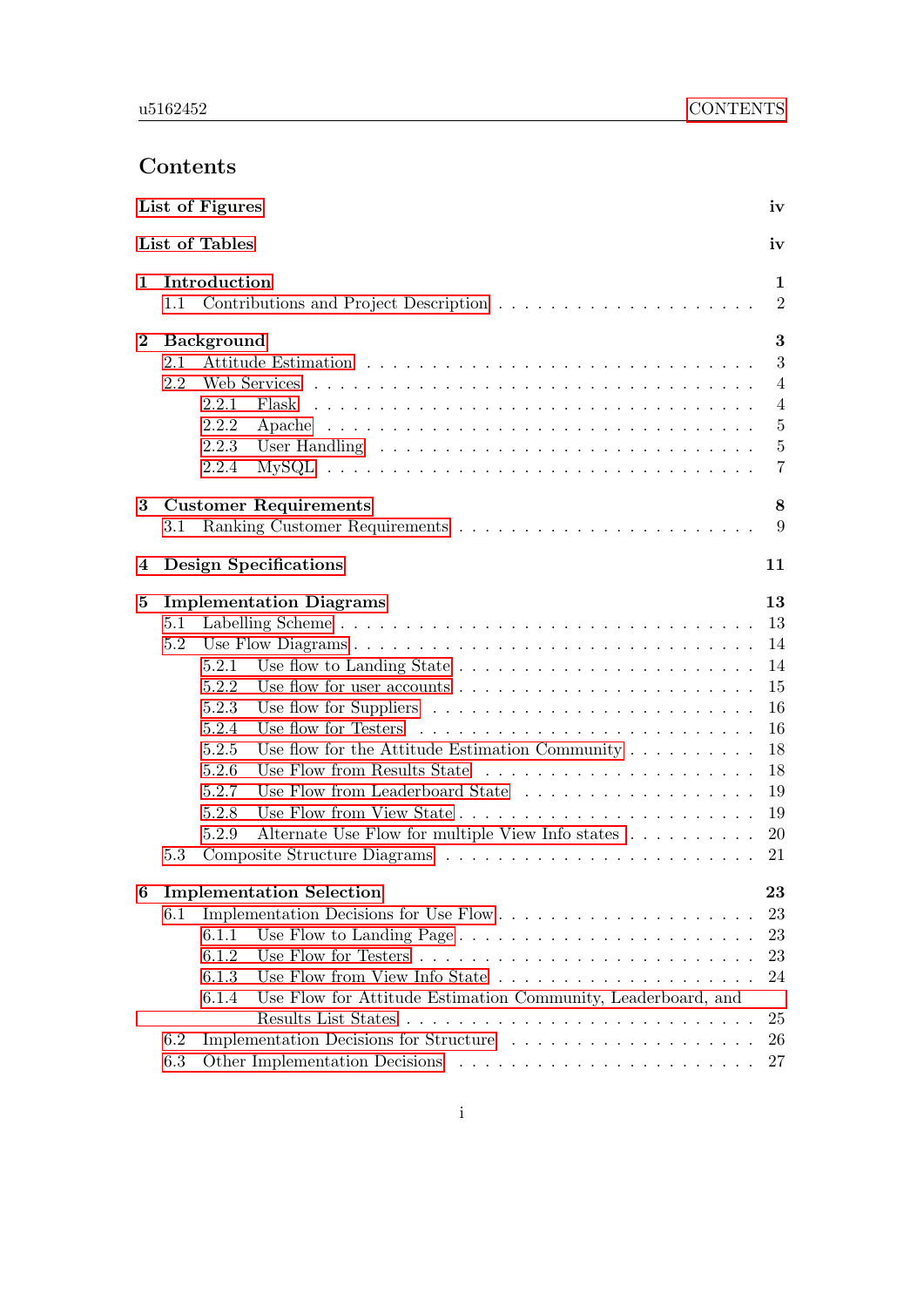# Contents

List of Figures — iv

List of Tables — iv

1 Introduction — 1
- 1.1 Contributions and Project Description — 2

2 Background — 3
- 2.1 Attitude Estimation — 3
- 2.2 Web Services — 4
  - 2.2.1 Flask — 4
  - 2.2.2 Apache — 5
  - 2.2.3 User Handling — 5
  - 2.2.4 MySQL — 7

3 Customer Requirements — 8
- 3.1 Ranking Customer Requirements — 9

4 Design Specifications — 11

5 Implementation Diagrams — 13
- 5.1 Labelling Scheme — 13
- 5.2 Use Flow Diagrams — 14
  - 5.2.1 Use flow to Landing State — 14
  - 5.2.2 Use flow for user accounts — 15
  - 5.2.3 Use flow for Suppliers — 16
  - 5.2.4 Use flow for Testers — 16
  - 5.2.5 Use flow for the Attitude Estimation Community — 18
  - 5.2.6 Use Flow from Results State — 18
  - 5.2.7 Use Flow from Leaderboard State — 19
  - 5.2.8 Use Flow from View State — 19
  - 5.2.9 Alternate Use Flow for multiple View Info states — 20
- 5.3 Composite Structure Diagrams — 21

6 Implementation Selection — 23
- 6.1 Implementation Decisions for Use Flow — 23
  - 6.1.1 Use Flow to Landing Page — 23
  - 6.1.2 Use Flow for Testers — 23
  - 6.1.3 Use Flow from View Info State — 24
  - 6.1.4 Use Flow for Attitude Estimation Community, Leaderboard, and Results List States — 25
- 6.2 Implementation Decisions for Structure — 26
- 6.3 Other Implementation Decisions — 27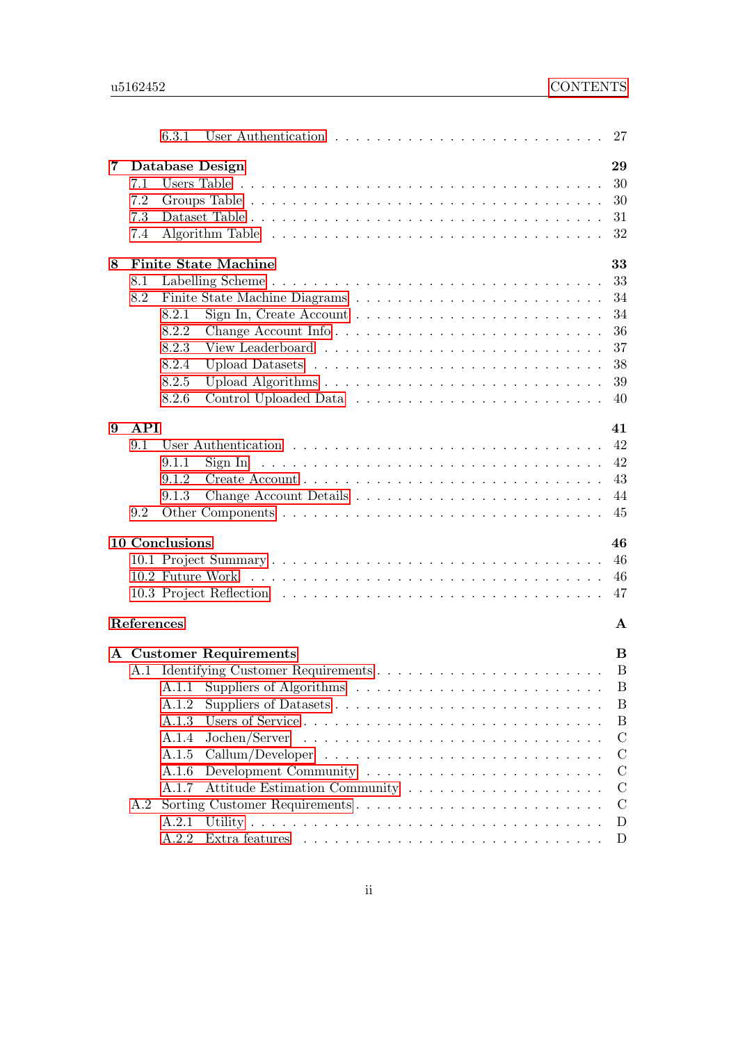6.3.1 User Authentication . . . . . . . . . . . . . . . . . . . . . . . 27

**7 Database Design** **29**

7.1 Users Table . . . . . . . . . . . . . . . . . . . . . . . . . . . . . 30

7.2 Groups Table . . . . . . . . . . . . . . . . . . . . . . . . . . . . 30

7.3 Dataset Table . . . . . . . . . . . . . . . . . . . . . . . . . . . . 31

7.4 Algorithm Table . . . . . . . . . . . . . . . . . . . . . . . . . . . 32

**8 Finite State Machine** **33**

8.1 Labelling Scheme . . . . . . . . . . . . . . . . . . . . . . . . . . . 33

8.2 Finite State Machine Diagrams . . . . . . . . . . . . . . . . . . . 34

8.2.1 Sign In, Create Account . . . . . . . . . . . . . . . . . . . 34

8.2.2 Change Account Info . . . . . . . . . . . . . . . . . . . . 36

8.2.3 View Leaderboard . . . . . . . . . . . . . . . . . . . . . . 37

8.2.4 Upload Datasets . . . . . . . . . . . . . . . . . . . . . . . 38

8.2.5 Upload Algorithms . . . . . . . . . . . . . . . . . . . . . 39

8.2.6 Control Uploaded Data . . . . . . . . . . . . . . . . . . . 40

**9 API** **41**

9.1 User Authentication . . . . . . . . . . . . . . . . . . . . . . . . . 42

9.1.1 Sign In . . . . . . . . . . . . . . . . . . . . . . . . . . . . 42

9.1.2 Create Account . . . . . . . . . . . . . . . . . . . . . . . 43

9.1.3 Change Account Details . . . . . . . . . . . . . . . . . . . 44

9.2 Other Components . . . . . . . . . . . . . . . . . . . . . . . . . . 45

**10 Conclusions** **46**

10.1 Project Summary . . . . . . . . . . . . . . . . . . . . . . . . . . . 46

10.2 Future Work . . . . . . . . . . . . . . . . . . . . . . . . . . . . . 46

10.3 Project Reflection . . . . . . . . . . . . . . . . . . . . . . . . . . 47

**References** **A**

**A Customer Requirements** **B**

A.1 Identifying Customer Requirements . . . . . . . . . . . . . . . . . B

A.1.1 Suppliers of Algorithms . . . . . . . . . . . . . . . . . . . B

A.1.2 Suppliers of Datasets . . . . . . . . . . . . . . . . . . . . B

A.1.3 Users of Service . . . . . . . . . . . . . . . . . . . . . . . B

A.1.4 Jochen/Server . . . . . . . . . . . . . . . . . . . . . . . . C

A.1.5 Callum/Developer . . . . . . . . . . . . . . . . . . . . . . C

A.1.6 Development Community . . . . . . . . . . . . . . . . . . C

A.1.7 Attitude Estimation Community . . . . . . . . . . . . . . C

A.2 Sorting Customer Requirements . . . . . . . . . . . . . . . . . . . C

A.2.1 Utility . . . . . . . . . . . . . . . . . . . . . . . . . . . . . D

A.2.2 Extra features . . . . . . . . . . . . . . . . . . . . . . . . D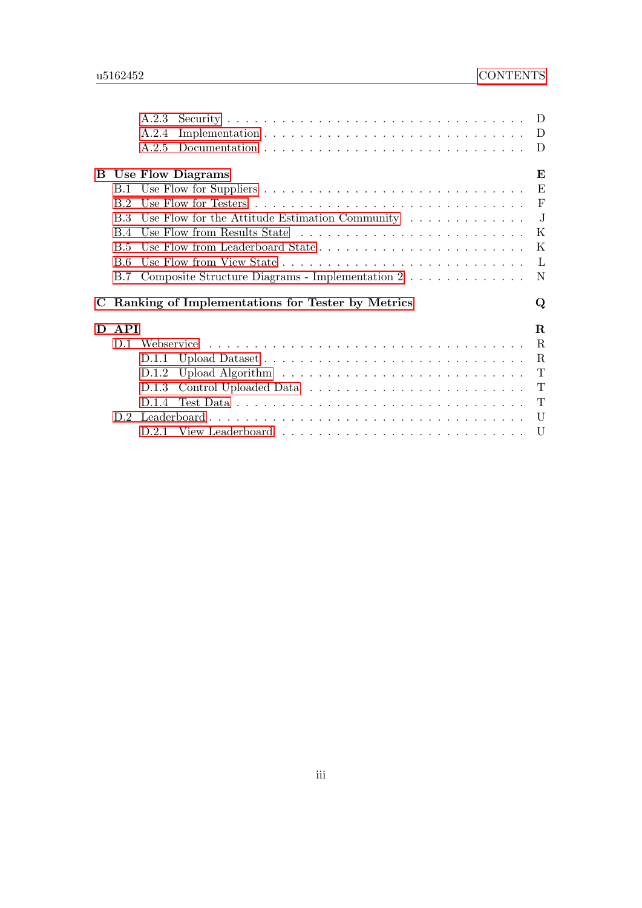A.2.3 Security . . . . . . . . . . . . . . . . . . . . . . . . . . . . . . D
A.2.4 Implementation . . . . . . . . . . . . . . . . . . . . . . . . . . . D
A.2.5 Documentation . . . . . . . . . . . . . . . . . . . . . . . . . . . D

**B Use Flow Diagrams** **E**
B.1 Use Flow for Suppliers . . . . . . . . . . . . . . . . . . . . . . . . . . . E
B.2 Use Flow for Testers . . . . . . . . . . . . . . . . . . . . . . . . . . . . F
B.3 Use Flow for the Attitude Estimation Community . . . . . . . . . . . . . J
B.4 Use Flow from Results State . . . . . . . . . . . . . . . . . . . . . . . . K
B.5 Use Flow from Leaderboard State . . . . . . . . . . . . . . . . . . . . . . K
B.6 Use Flow from View State . . . . . . . . . . . . . . . . . . . . . . . . . . L
B.7 Composite Structure Diagrams - Implementation 2 . . . . . . . . . . . . . N

**C Ranking of Implementations for Tester by Metrics** **Q**

**D API** **R**
D.1 Webservice . . . . . . . . . . . . . . . . . . . . . . . . . . . . . . . . . R
D.1.1 Upload Dataset . . . . . . . . . . . . . . . . . . . . . . . . . . . R
D.1.2 Upload Algorithm . . . . . . . . . . . . . . . . . . . . . . . . . . T
D.1.3 Control Uploaded Data . . . . . . . . . . . . . . . . . . . . . . . T
D.1.4 Test Data . . . . . . . . . . . . . . . . . . . . . . . . . . . . . . T
D.2 Leaderboard . . . . . . . . . . . . . . . . . . . . . . . . . . . . . . . . . U
D.2.1 View Leaderboard . . . . . . . . . . . . . . . . . . . . . . . . . . U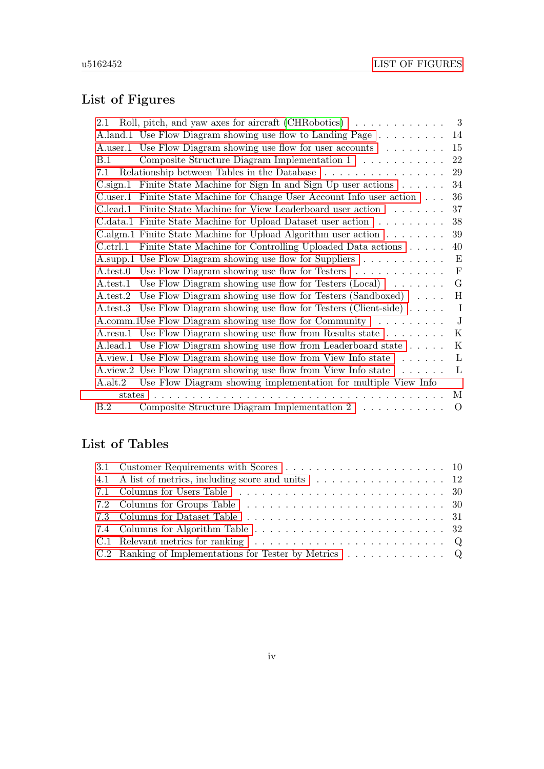## List of Figures

- 2.1 Roll, pitch, and yaw axes for aircraft (CHRobotics) . . . 3
- A.land.1 Use Flow Diagram showing use flow to Landing Page . . . 14
- A.user.1 Use Flow Diagram showing use flow for user accounts . . . 15
- B.1 Composite Structure Diagram Implementation 1 . . . 22
- 7.1 Relationship between Tables in the Database . . . 29
- C.sign.1 Finite State Machine for Sign In and Sign Up user actions . . . 34
- C.user.1 Finite State Machine for Change User Account Info user action . . . 36
- C.lead.1 Finite State Machine for View Leaderboard user action . . . 37
- C.data.1 Finite State Machine for Upload Dataset user action . . . 38
- C.algm.1 Finite State Machine for Upload Algorithm user action . . . 39
- C.ctrl.1 Finite State Machine for Controlling Uploaded Data actions . . . 40
- A.supp.1 Use Flow Diagram showing use flow for Suppliers . . . E
- A.test.0 Use Flow Diagram showing use flow for Testers . . . F
- A.test.1 Use Flow Diagram showing use flow for Testers (Local) . . . G
- A.test.2 Use Flow Diagram showing use flow for Testers (Sandboxed) . . . H
- A.test.3 Use Flow Diagram showing use flow for Testers (Client-side) . . . I
- A.comm.1 Use Flow Diagram showing use flow for Community . . . J
- A.resu.1 Use Flow Diagram showing use flow from Results state . . . K
- A.lead.1 Use Flow Diagram showing use flow from Leaderboard state . . . K
- A.view.1 Use Flow Diagram showing use flow from View Info state . . . L
- A.view.2 Use Flow Diagram showing use flow from View Info state . . . L
- A.alt.2 Use Flow Diagram showing implementation for multiple View Info states . . . M
- B.2 Composite Structure Diagram Implementation 2 . . . O

## List of Tables

- 3.1 Customer Requirements with Scores . . . 10
- 4.1 A list of metrics, including score and units . . . 12
- 7.1 Columns for Users Table . . . 30
- 7.2 Columns for Groups Table . . . 30
- 7.3 Columns for Dataset Table . . . 31
- 7.4 Columns for Algorithm Table . . . 32
- C.1 Relevant metrics for ranking . . . Q
- C.2 Ranking of Implementations for Tester by Metrics . . . Q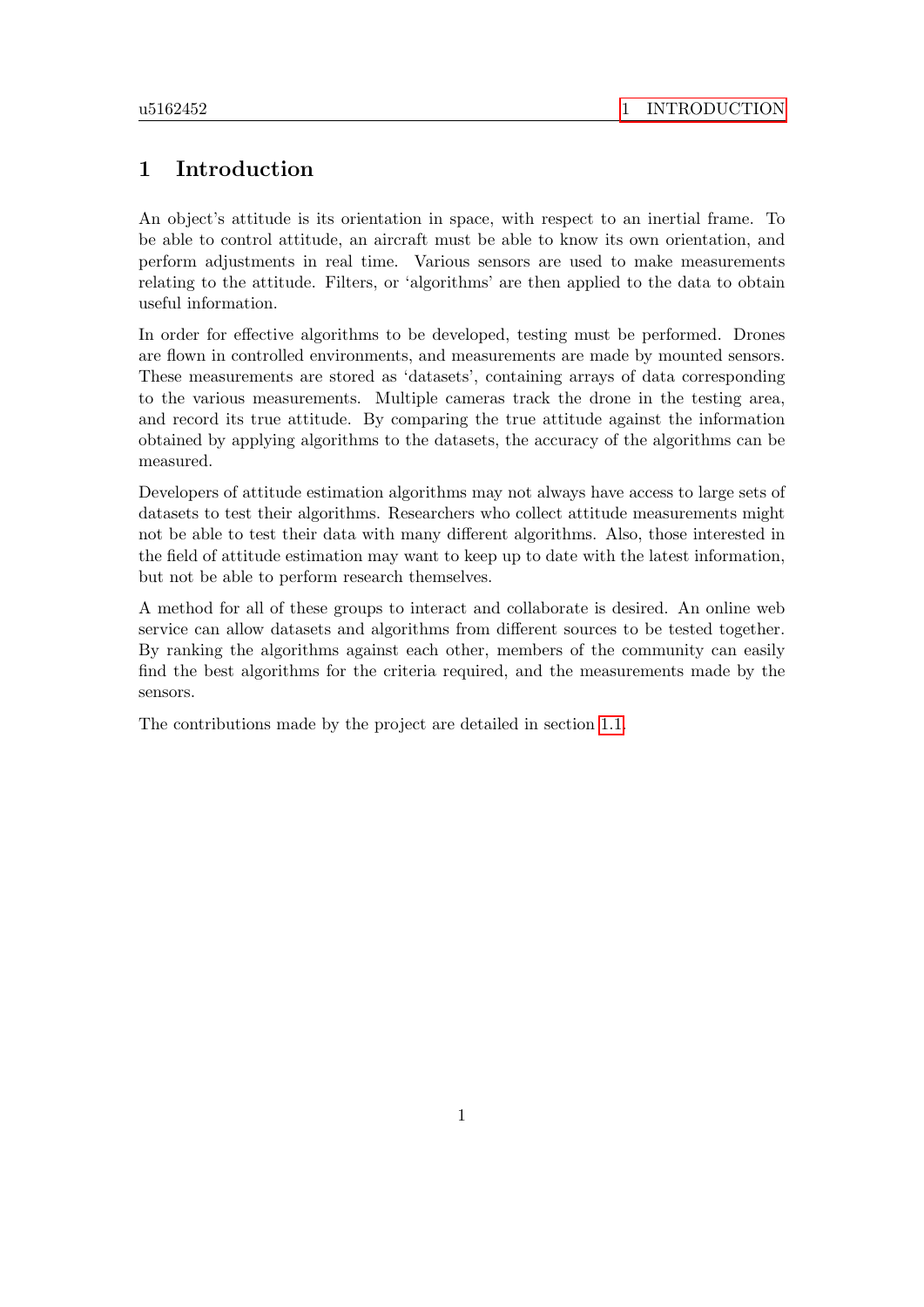# 1 Introduction

An object's attitude is its orientation in space, with respect to an inertial frame. To be able to control attitude, an aircraft must be able to know its own orientation, and perform adjustments in real time. Various sensors are used to make measurements relating to the attitude. Filters, or 'algorithms' are then applied to the data to obtain useful information.

In order for effective algorithms to be developed, testing must be performed. Drones are flown in controlled environments, and measurements are made by mounted sensors. These measurements are stored as 'datasets', containing arrays of data corresponding to the various measurements. Multiple cameras track the drone in the testing area, and record its true attitude. By comparing the true attitude against the information obtained by applying algorithms to the datasets, the accuracy of the algorithms can be measured.

Developers of attitude estimation algorithms may not always have access to large sets of datasets to test their algorithms. Researchers who collect attitude measurements might not be able to test their data with many different algorithms. Also, those interested in the field of attitude estimation may want to keep up to date with the latest information, but not be able to perform research themselves.

A method for all of these groups to interact and collaborate is desired. An online web service can allow datasets and algorithms from different sources to be tested together. By ranking the algorithms against each other, members of the community can easily find the best algorithms for the criteria required, and the measurements made by the sensors.

The contributions made by the project are detailed in section 1.1.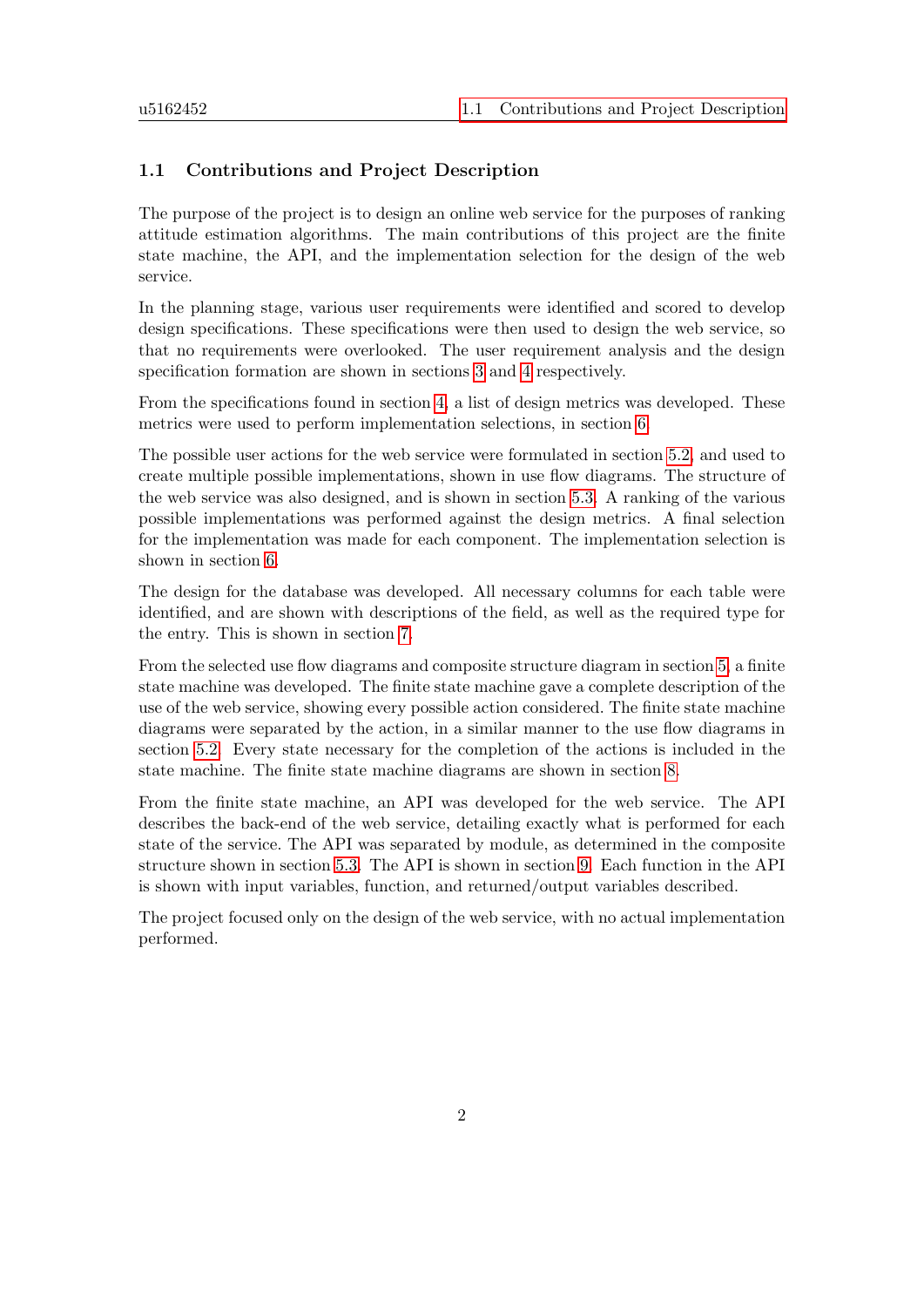### 1.1 Contributions and Project Description

The purpose of the project is to design an online web service for the purposes of ranking attitude estimation algorithms. The main contributions of this project are the finite state machine, the API, and the implementation selection for the design of the web service.

In the planning stage, various user requirements were identified and scored to develop design specifications. These specifications were then used to design the web service, so that no requirements were overlooked. The user requirement analysis and the design specification formation are shown in sections 3 and 4 respectively.

From the specifications found in section 4, a list of design metrics was developed. These metrics were used to perform implementation selections, in section 6.

The possible user actions for the web service were formulated in section 5.2, and used to create multiple possible implementations, shown in use flow diagrams. The structure of the web service was also designed, and is shown in section 5.3. A ranking of the various possible implementations was performed against the design metrics. A final selection for the implementation was made for each component. The implementation selection is shown in section 6.

The design for the database was developed. All necessary columns for each table were identified, and are shown with descriptions of the field, as well as the required type for the entry. This is shown in section 7.

From the selected use flow diagrams and composite structure diagram in section 5, a finite state machine was developed. The finite state machine gave a complete description of the use of the web service, showing every possible action considered. The finite state machine diagrams were separated by the action, in a similar manner to the use flow diagrams in section 5.2. Every state necessary for the completion of the actions is included in the state machine. The finite state machine diagrams are shown in section 8.

From the finite state machine, an API was developed for the web service. The API describes the back-end of the web service, detailing exactly what is performed for each state of the service. The API was separated by module, as determined in the composite structure shown in section 5.3. The API is shown in section 9. Each function in the API is shown with input variables, function, and returned/output variables described.

The project focused only on the design of the web service, with no actual implementation performed.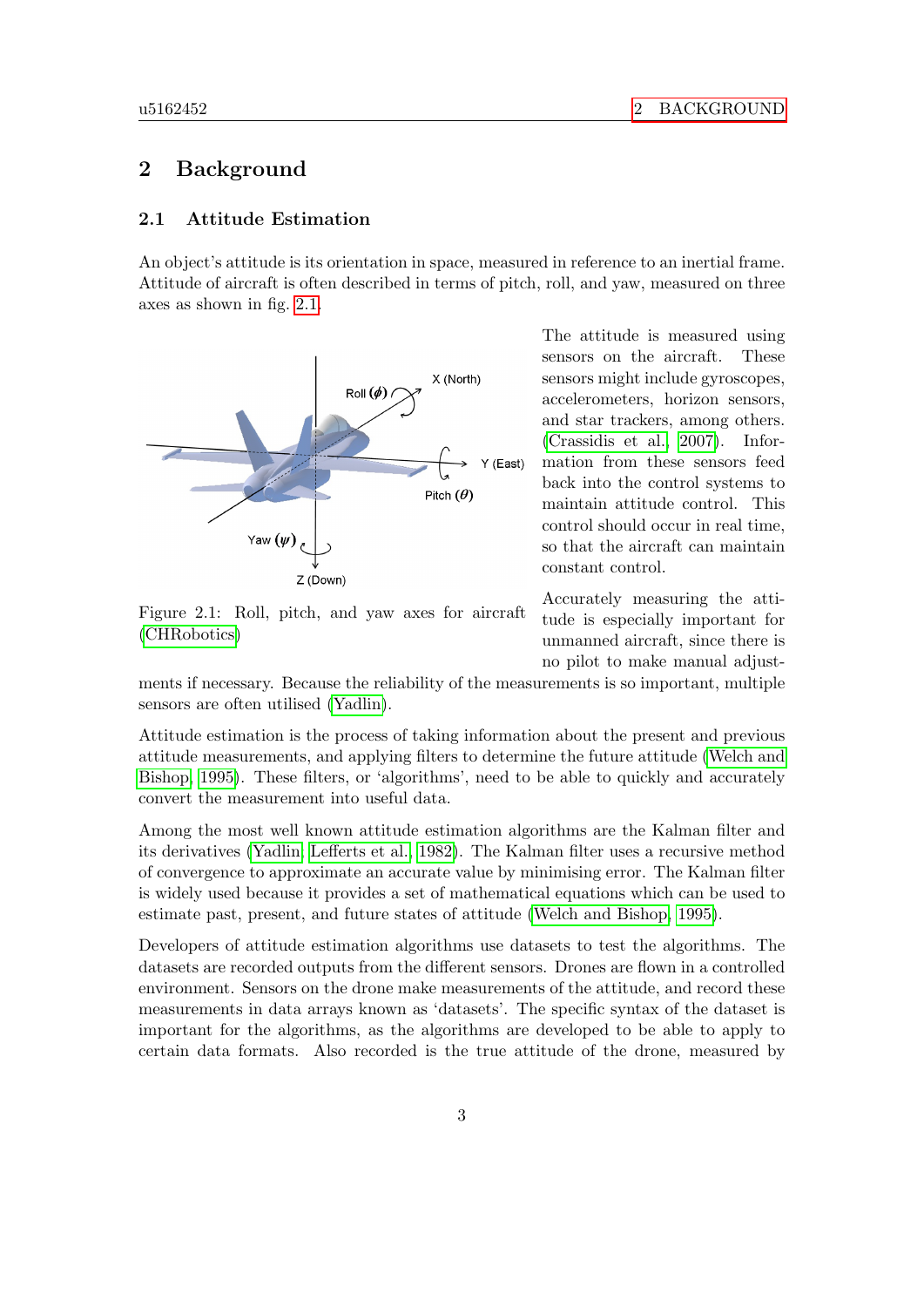## 2 Background

### 2.1 Attitude Estimation

An object's attitude is its orientation in space, measured in reference to an inertial frame. Attitude of aircraft is often described in terms of pitch, roll, and yaw, measured on three axes as shown in fig. 2.1.

Figure 2.1: Roll, pitch, and yaw axes for aircraft (CHRobotics)

The attitude is measured using sensors on the aircraft. These sensors might include gyroscopes, accelerometers, horizon sensors, and star trackers, among others. (Crassidis et al., 2007). Information from these sensors feed back into the control systems to maintain attitude control. This control should occur in real time, so that the aircraft can maintain constant control.

Accurately measuring the attitude is especially important for unmanned aircraft, since there is no pilot to make manual adjustments if necessary. Because the reliability of the measurements is so important, multiple sensors are often utilised (Yadlin).

Attitude estimation is the process of taking information about the present and previous attitude measurements, and applying filters to determine the future attitude (Welch and Bishop, 1995). These filters, or 'algorithms', need to be able to quickly and accurately convert the measurement into useful data.

Among the most well known attitude estimation algorithms are the Kalman filter and its derivatives (Yadlin; Lefferts et al., 1982). The Kalman filter uses a recursive method of convergence to approximate an accurate value by minimising error. The Kalman filter is widely used because it provides a set of mathematical equations which can be used to estimate past, present, and future states of attitude (Welch and Bishop, 1995).

Developers of attitude estimation algorithms use datasets to test the algorithms. The datasets are recorded outputs from the different sensors. Drones are flown in a controlled environment. Sensors on the drone make measurements of the attitude, and record these measurements in data arrays known as 'datasets'. The specific syntax of the dataset is important for the algorithms, as the algorithms are developed to be able to apply to certain data formats. Also recorded is the true attitude of the drone, measured by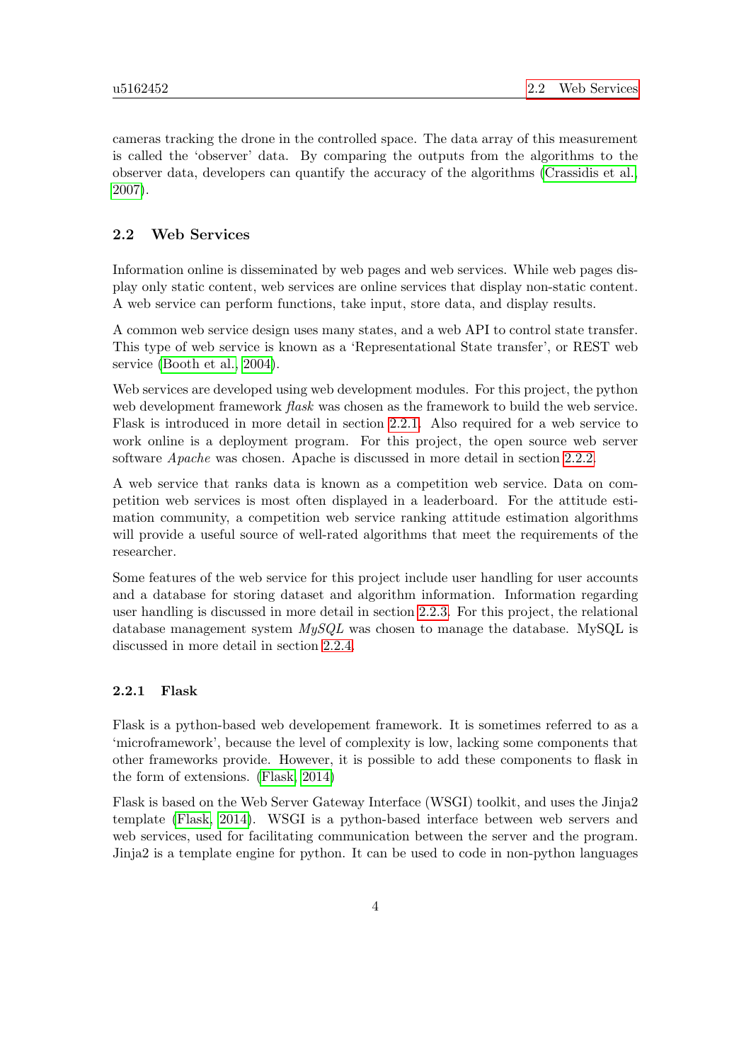cameras tracking the drone in the controlled space. The data array of this measurement is called the 'observer' data. By comparing the outputs from the algorithms to the observer data, developers can quantify the accuracy of the algorithms (Crassidis et al., 2007).

## 2.2 Web Services

Information online is disseminated by web pages and web services. While web pages display only static content, web services are online services that display non-static content. A web service can perform functions, take input, store data, and display results.

A common web service design uses many states, and a web API to control state transfer. This type of web service is known as a 'Representational State transfer', or REST web service (Booth et al., 2004).

Web services are developed using web development modules. For this project, the python web development framework *flask* was chosen as the framework to build the web service. Flask is introduced in more detail in section 2.2.1. Also required for a web service to work online is a deployment program. For this project, the open source web server software *Apache* was chosen. Apache is discussed in more detail in section 2.2.2.

A web service that ranks data is known as a competition web service. Data on competition web services is most often displayed in a leaderboard. For the attitude estimation community, a competition web service ranking attitude estimation algorithms will provide a useful source of well-rated algorithms that meet the requirements of the researcher.

Some features of the web service for this project include user handling for user accounts and a database for storing dataset and algorithm information. Information regarding user handling is discussed in more detail in section 2.2.3. For this project, the relational database management system *MySQL* was chosen to manage the database. MySQL is discussed in more detail in section 2.2.4.

### 2.2.1 Flask

Flask is a python-based web developement framework. It is sometimes referred to as a 'microframework', because the level of complexity is low, lacking some components that other frameworks provide. However, it is possible to add these components to flask in the form of extensions. (Flask, 2014)

Flask is based on the Web Server Gateway Interface (WSGI) toolkit, and uses the Jinja2 template (Flask, 2014). WSGI is a python-based interface between web servers and web services, used for facilitating communication between the server and the program. Jinja2 is a template engine for python. It can be used to code in non-python languages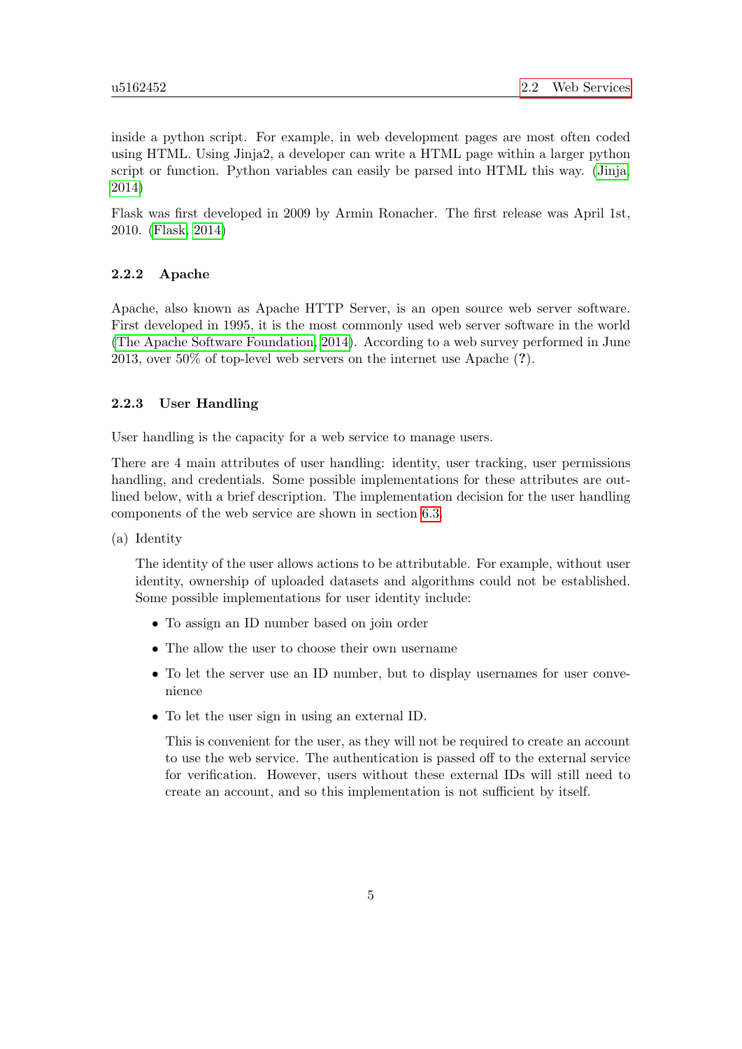inside a python script. For example, in web development pages are most often coded using HTML. Using Jinja2, a developer can write a HTML page within a larger python script or function. Python variables can easily be parsed into HTML this way. (Jinja, 2014)

Flask was first developed in 2009 by Armin Ronacher. The first release was April 1st, 2010. (Flask, 2014)

### 2.2.2 Apache

Apache, also known as Apache HTTP Server, is an open source web server software. First developed in 1995, it is the most commonly used web server software in the world (The Apache Software Foundation, 2014). According to a web survey performed in June 2013, over 50% of top-level web servers on the internet use Apache (?).

### 2.2.3 User Handling

User handling is the capacity for a web service to manage users.

There are 4 main attributes of user handling: identity, user tracking, user permissions handling, and credentials. Some possible implementations for these attributes are outlined below, with a brief description. The implementation decision for the user handling components of the web service are shown in section 6.3.

(a) Identity

The identity of the user allows actions to be attributable. For example, without user identity, ownership of uploaded datasets and algorithms could not be established. Some possible implementations for user identity include:

- To assign an ID number based on join order
- The allow the user to choose their own username
- To let the server use an ID number, but to display usernames for user convenience
- To let the user sign in using an external ID.

  This is convenient for the user, as they will not be required to create an account to use the web service. The authentication is passed off to the external service for verification. However, users without these external IDs will still need to create an account, and so this implementation is not sufficient by itself.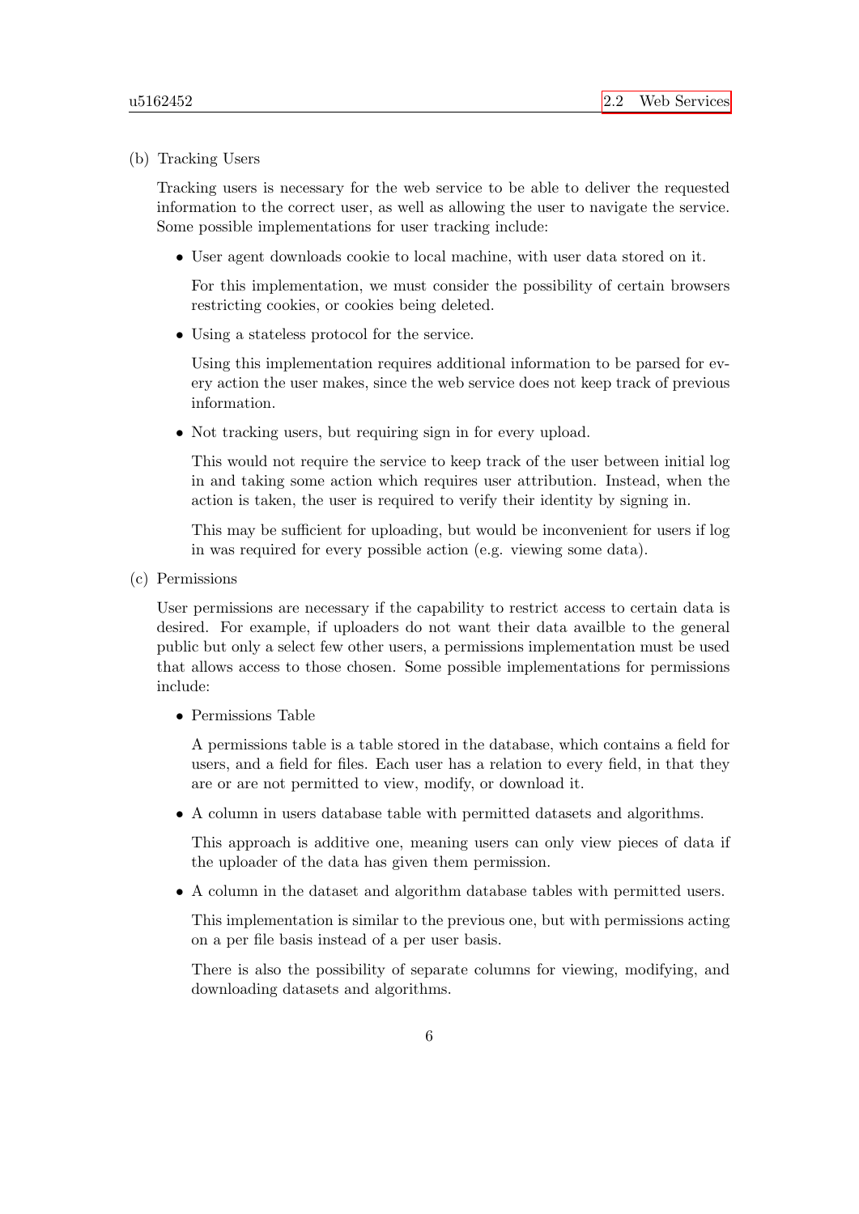(b) Tracking Users

Tracking users is necessary for the web service to be able to deliver the requested information to the correct user, as well as allowing the user to navigate the service. Some possible implementations for user tracking include:

- User agent downloads cookie to local machine, with user data stored on it.

  For this implementation, we must consider the possibility of certain browsers restricting cookies, or cookies being deleted.

- Using a stateless protocol for the service.

  Using this implementation requires additional information to be parsed for every action the user makes, since the web service does not keep track of previous information.

- Not tracking users, but requiring sign in for every upload.

  This would not require the service to keep track of the user between initial log in and taking some action which requires user attribution. Instead, when the action is taken, the user is required to verify their identity by signing in.

  This may be sufficient for uploading, but would be inconvenient for users if log in was required for every possible action (e.g. viewing some data).

(c) Permissions

User permissions are necessary if the capability to restrict access to certain data is desired. For example, if uploaders do not want their data availble to the general public but only a select few other users, a permissions implementation must be used that allows access to those chosen. Some possible implementations for permissions include:

- Permissions Table

  A permissions table is a table stored in the database, which contains a field for users, and a field for files. Each user has a relation to every field, in that they are or are not permitted to view, modify, or download it.

- A column in users database table with permitted datasets and algorithms.

  This approach is additive one, meaning users can only view pieces of data if the uploader of the data has given them permission.

- A column in the dataset and algorithm database tables with permitted users.

  This implementation is similar to the previous one, but with permissions acting on a per file basis instead of a per user basis.

  There is also the possibility of separate columns for viewing, modifying, and downloading datasets and algorithms.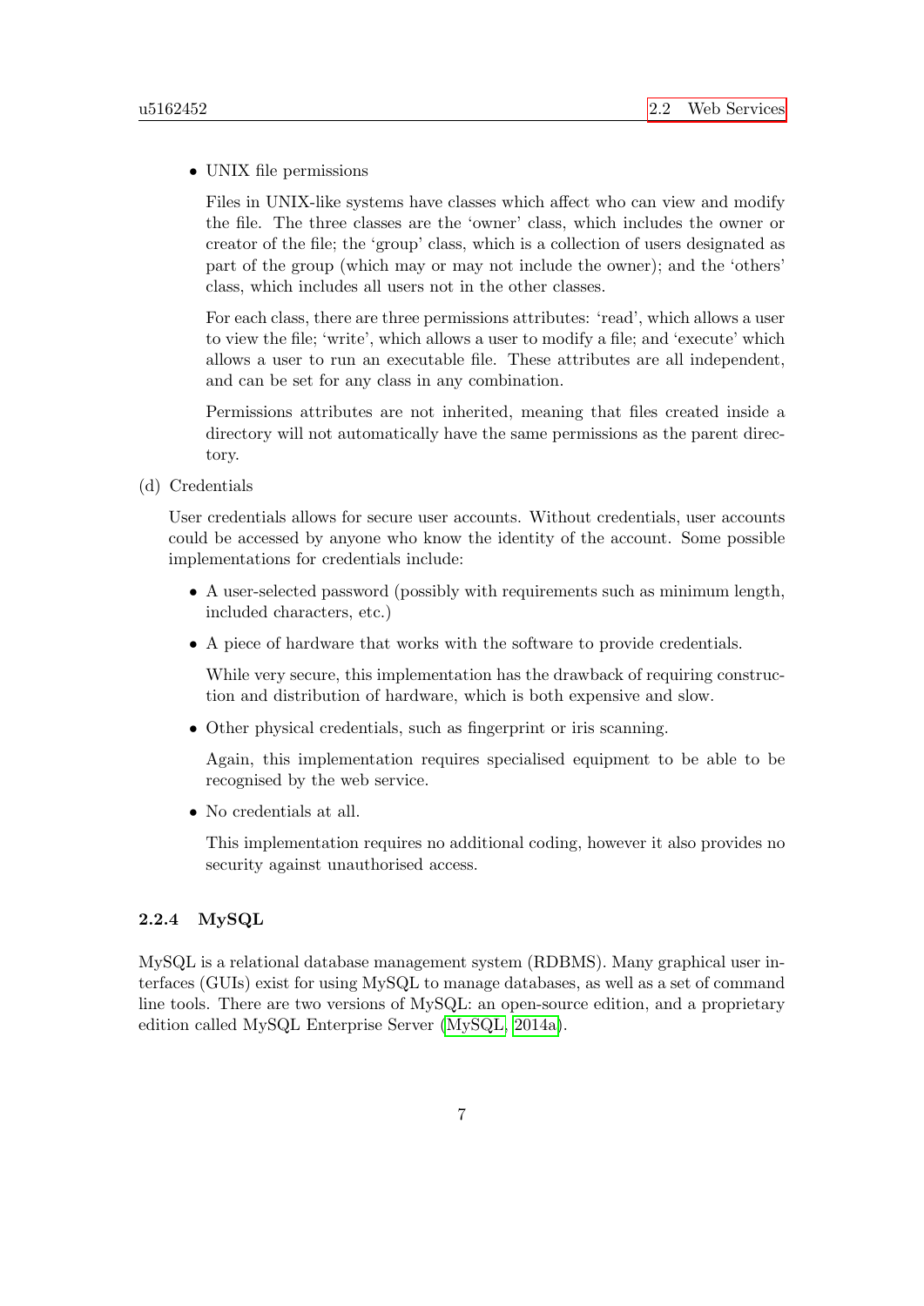- UNIX file permissions

  Files in UNIX-like systems have classes which affect who can view and modify the file. The three classes are the 'owner' class, which includes the owner or creator of the file; the 'group' class, which is a collection of users designated as part of the group (which may or may not include the owner); and the 'others' class, which includes all users not in the other classes.

  For each class, there are three permissions attributes: 'read', which allows a user to view the file; 'write', which allows a user to modify a file; and 'execute' which allows a user to run an executable file. These attributes are all independent, and can be set for any class in any combination.

  Permissions attributes are not inherited, meaning that files created inside a directory will not automatically have the same permissions as the parent directory.

(d) Credentials

User credentials allows for secure user accounts. Without credentials, user accounts could be accessed by anyone who know the identity of the account. Some possible implementations for credentials include:

- A user-selected password (possibly with requirements such as minimum length, included characters, etc.)
- A piece of hardware that works with the software to provide credentials.

  While very secure, this implementation has the drawback of requiring construction and distribution of hardware, which is both expensive and slow.

- Other physical credentials, such as fingerprint or iris scanning.

  Again, this implementation requires specialised equipment to be able to be recognised by the web service.

- No credentials at all.

  This implementation requires no additional coding, however it also provides no security against unauthorised access.

#### 2.2.4 MySQL

MySQL is a relational database management system (RDBMS). Many graphical user interfaces (GUIs) exist for using MySQL to manage databases, as well as a set of command line tools. There are two versions of MySQL: an open-source edition, and a proprietary edition called MySQL Enterprise Server (MySQL, 2014a).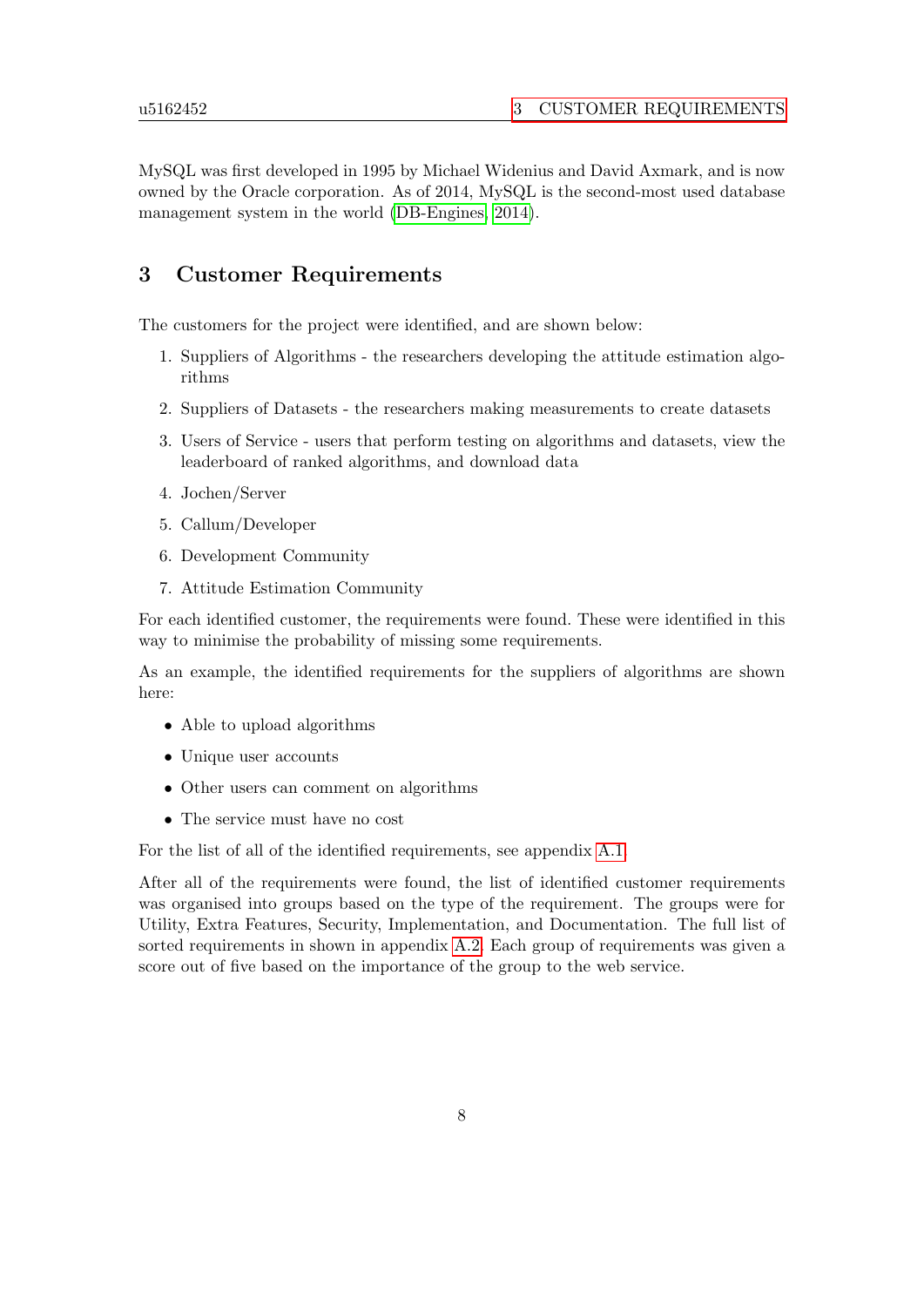MySQL was first developed in 1995 by Michael Widenius and David Axmark, and is now owned by the Oracle corporation. As of 2014, MySQL is the second-most used database management system in the world (DB-Engines, 2014).

# 3 Customer Requirements

The customers for the project were identified, and are shown below:

1. Suppliers of Algorithms - the researchers developing the attitude estimation algorithms
2. Suppliers of Datasets - the researchers making measurements to create datasets
3. Users of Service - users that perform testing on algorithms and datasets, view the leaderboard of ranked algorithms, and download data
4. Jochen/Server
5. Callum/Developer
6. Development Community
7. Attitude Estimation Community

For each identified customer, the requirements were found. These were identified in this way to minimise the probability of missing some requirements.

As an example, the identified requirements for the suppliers of algorithms are shown here:

- Able to upload algorithms
- Unique user accounts
- Other users can comment on algorithms
- The service must have no cost

For the list of all of the identified requirements, see appendix A.1

After all of the requirements were found, the list of identified customer requirements was organised into groups based on the type of the requirement. The groups were for Utility, Extra Features, Security, Implementation, and Documentation. The full list of sorted requirements in shown in appendix A.2. Each group of requirements was given a score out of five based on the importance of the group to the web service.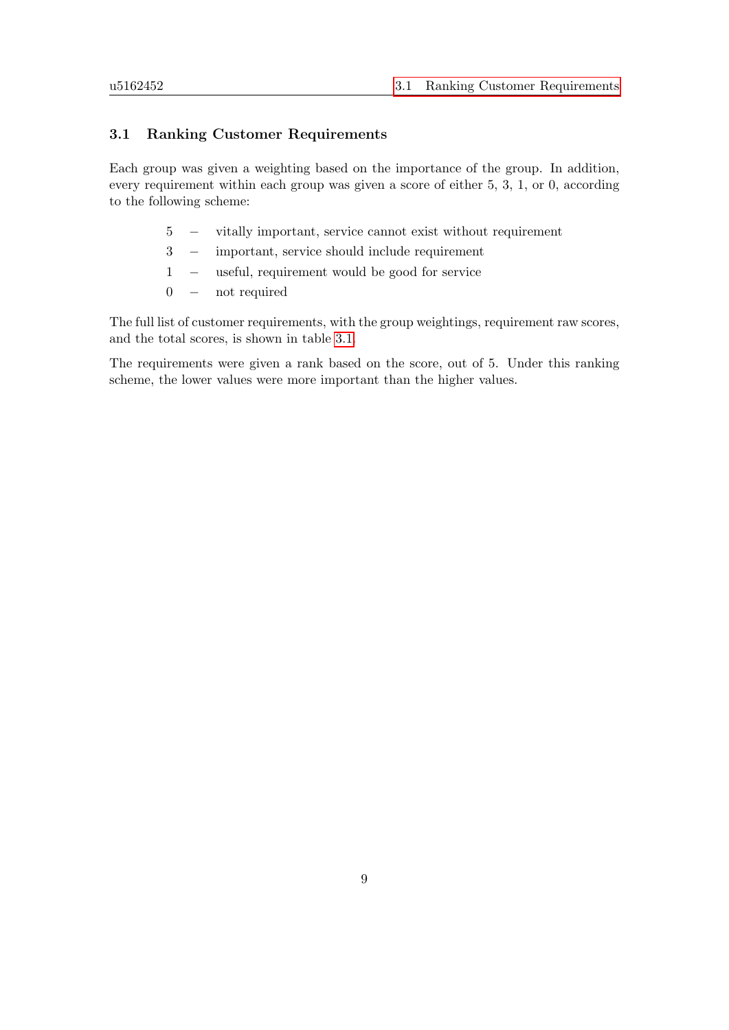### 3.1 Ranking Customer Requirements

Each group was given a weighting based on the importance of the group. In addition, every requirement within each group was given a score of either 5, 3, 1, or 0, according to the following scheme:

- 5 – vitally important, service cannot exist without requirement
- 3 – important, service should include requirement
- 1 – useful, requirement would be good for service
- 0 – not required

The full list of customer requirements, with the group weightings, requirement raw scores, and the total scores, is shown in table 3.1.

The requirements were given a rank based on the score, out of 5. Under this ranking scheme, the lower values were more important than the higher values.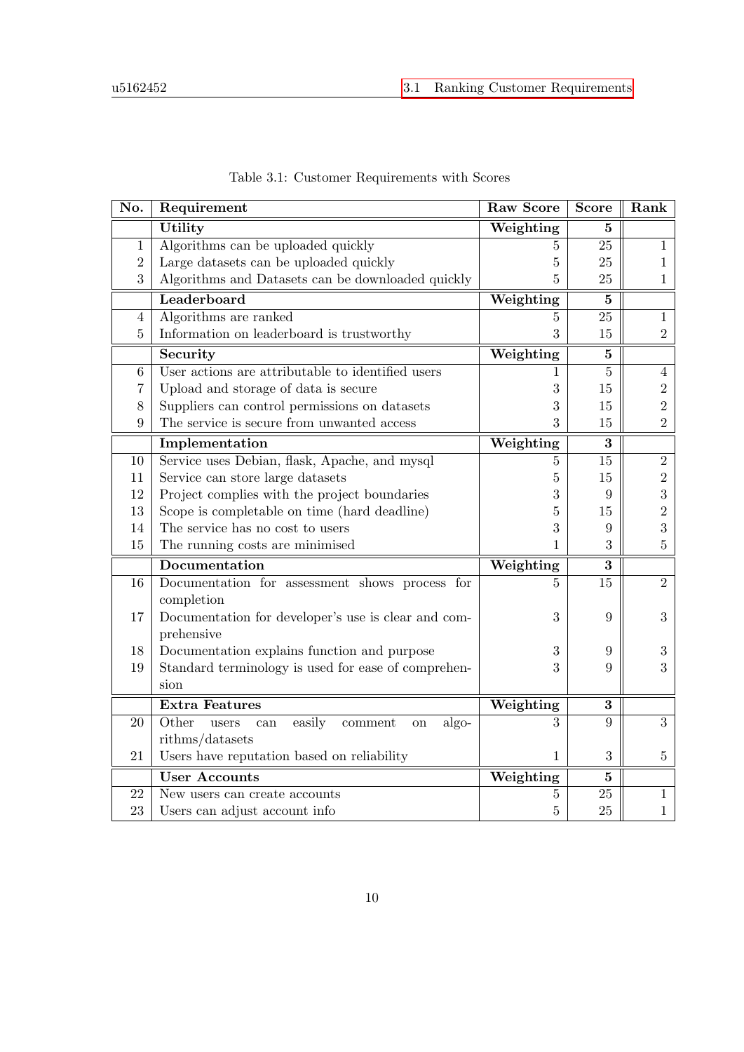Table 3.1: Customer Requirements with Scores

| No. | Requirement | Raw Score | Score | Rank |
|---|---|---|---|---|
| | **Utility** | **Weighting** | **5** | |
| 1 | Algorithms can be uploaded quickly | 5 | 25 | 1 |
| 2 | Large datasets can be uploaded quickly | 5 | 25 | 1 |
| 3 | Algorithms and Datasets can be downloaded quickly | 5 | 25 | 1 |
| | **Leaderboard** | **Weighting** | **5** | |
| 4 | Algorithms are ranked | 5 | 25 | 1 |
| 5 | Information on leaderboard is trustworthy | 3 | 15 | 2 |
| | **Security** | **Weighting** | **5** | |
| 6 | User actions are attributable to identified users | 1 | 5 | 4 |
| 7 | Upload and storage of data is secure | 3 | 15 | 2 |
| 8 | Suppliers can control permissions on datasets | 3 | 15 | 2 |
| 9 | The service is secure from unwanted access | 3 | 15 | 2 |
| | **Implementation** | **Weighting** | **3** | |
| 10 | Service uses Debian, flask, Apache, and mysql | 5 | 15 | 2 |
| 11 | Service can store large datasets | 5 | 15 | 2 |
| 12 | Project complies with the project boundaries | 3 | 9 | 3 |
| 13 | Scope is completable on time (hard deadline) | 5 | 15 | 2 |
| 14 | The service has no cost to users | 3 | 9 | 3 |
| 15 | The running costs are minimised | 1 | 3 | 5 |
| | **Documentation** | **Weighting** | **3** | |
| 16 | Documentation for assessment shows process for completion | 5 | 15 | 2 |
| 17 | Documentation for developer's use is clear and comprehensive | 3 | 9 | 3 |
| 18 | Documentation explains function and purpose | 3 | 9 | 3 |
| 19 | Standard terminology is used for ease of comprehension | 3 | 9 | 3 |
| | **Extra Features** | **Weighting** | **3** | |
| 20 | Other users can easily comment on algorithms/datasets | 3 | 9 | 3 |
| 21 | Users have reputation based on reliability | 1 | 3 | 5 |
| | **User Accounts** | **Weighting** | **5** | |
| 22 | New users can create accounts | 5 | 25 | 1 |
| 23 | Users can adjust account info | 5 | 25 | 1 |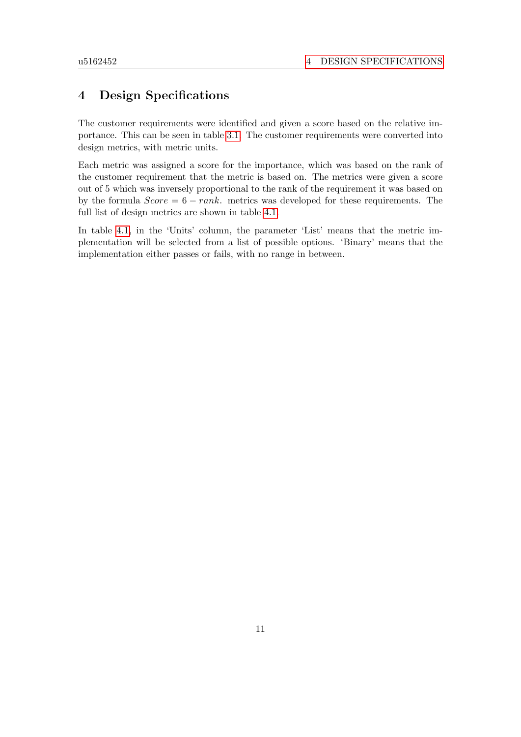# 4 Design Specifications

The customer requirements were identified and given a score based on the relative importance. This can be seen in table 3.1. The customer requirements were converted into design metrics, with metric units.

Each metric was assigned a score for the importance, which was based on the rank of the customer requirement that the metric is based on. The metrics were given a score out of 5 which was inversely proportional to the rank of the requirement it was based on by the formula $Score = 6 - rank$. metrics was developed for these requirements. The full list of design metrics are shown in table 4.1.

In table 4.1, in the 'Units' column, the parameter 'List' means that the metric implementation will be selected from a list of possible options. 'Binary' means that the implementation either passes or fails, with no range in between.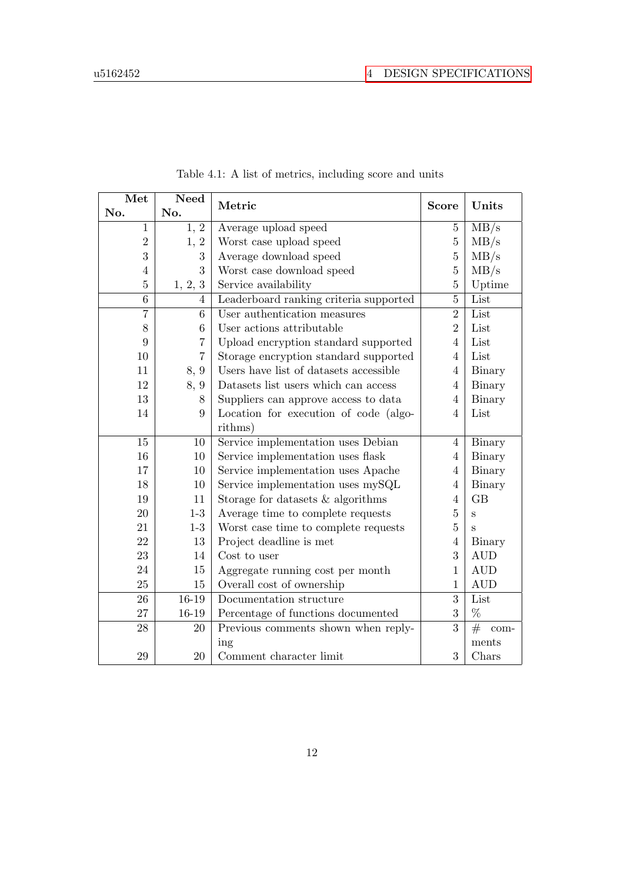Table 4.1: A list of metrics, including score and units

| Met No. | Need No. | Metric | Score | Units |
|---|---|---|---|---|
| 1 | 1, 2 | Average upload speed | 5 | MB/s |
| 2 | 1, 2 | Worst case upload speed | 5 | MB/s |
| 3 | 3 | Average download speed | 5 | MB/s |
| 4 | 3 | Worst case download speed | 5 | MB/s |
| 5 | 1, 2, 3 | Service availability | 5 | Uptime |
| 6 | 4 | Leaderboard ranking criteria supported | 5 | List |
| 7 | 6 | User authentication measures | 2 | List |
| 8 | 6 | User actions attributable | 2 | List |
| 9 | 7 | Upload encryption standard supported | 4 | List |
| 10 | 7 | Storage encryption standard supported | 4 | List |
| 11 | 8, 9 | Users have list of datasets accessible | 4 | Binary |
| 12 | 8, 9 | Datasets list users which can access | 4 | Binary |
| 13 | 8 | Suppliers can approve access to data | 4 | Binary |
| 14 | 9 | Location for execution of code (algorithms) | 4 | List |
| 15 | 10 | Service implementation uses Debian | 4 | Binary |
| 16 | 10 | Service implementation uses flask | 4 | Binary |
| 17 | 10 | Service implementation uses Apache | 4 | Binary |
| 18 | 10 | Service implementation uses mySQL | 4 | Binary |
| 19 | 11 | Storage for datasets & algorithms | 4 | GB |
| 20 | 1-3 | Average time to complete requests | 5 | s |
| 21 | 1-3 | Worst case time to complete requests | 5 | s |
| 22 | 13 | Project deadline is met | 4 | Binary |
| 23 | 14 | Cost to user | 3 | AUD |
| 24 | 15 | Aggregate running cost per month | 1 | AUD |
| 25 | 15 | Overall cost of ownership | 1 | AUD |
| 26 | 16-19 | Documentation structure | 3 | List |
| 27 | 16-19 | Percentage of functions documented | 3 | % |
| 28 | 20 | Previous comments shown when replying | 3 | # comments |
| 29 | 20 | Comment character limit | 3 | Chars |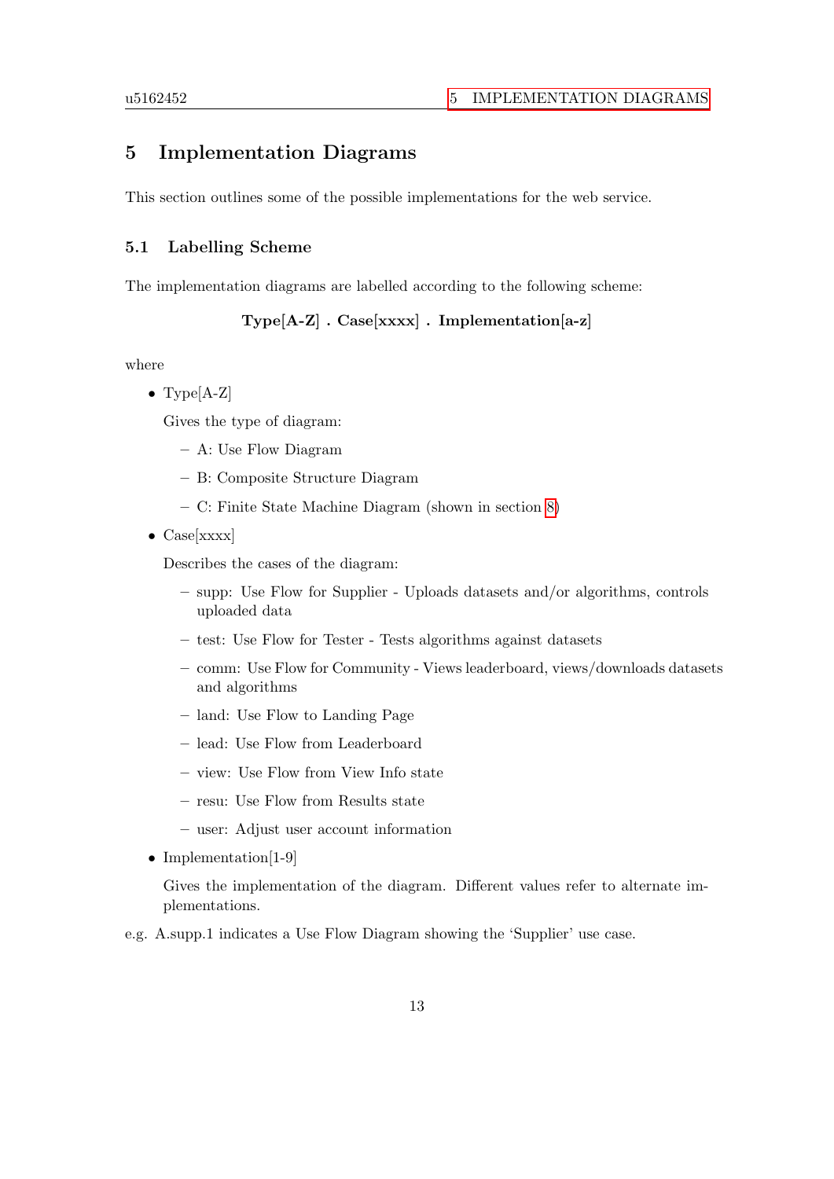# 5 Implementation Diagrams

This section outlines some of the possible implementations for the web service.

## 5.1 Labelling Scheme

The implementation diagrams are labelled according to the following scheme:

**Type[A-Z] . Case**[xxxx] **. Implementation[a-z]**

where

- Type[A-Z]

  Gives the type of diagram:

  - A: Use Flow Diagram
  - B: Composite Structure Diagram
  - C: Finite State Machine Diagram (shown in section 8)

- Case[xxxx]

  Describes the cases of the diagram:

  - supp: Use Flow for Supplier - Uploads datasets and/or algorithms, controls uploaded data
  - test: Use Flow for Tester - Tests algorithms against datasets
  - comm: Use Flow for Community - Views leaderboard, views/downloads datasets and algorithms
  - land: Use Flow to Landing Page
  - lead: Use Flow from Leaderboard
  - view: Use Flow from View Info state
  - resu: Use Flow from Results state
  - user: Adjust user account information

- Implementation[1-9]

  Gives the implementation of the diagram. Different values refer to alternate implementations.

e.g. A.supp.1 indicates a Use Flow Diagram showing the 'Supplier' use case.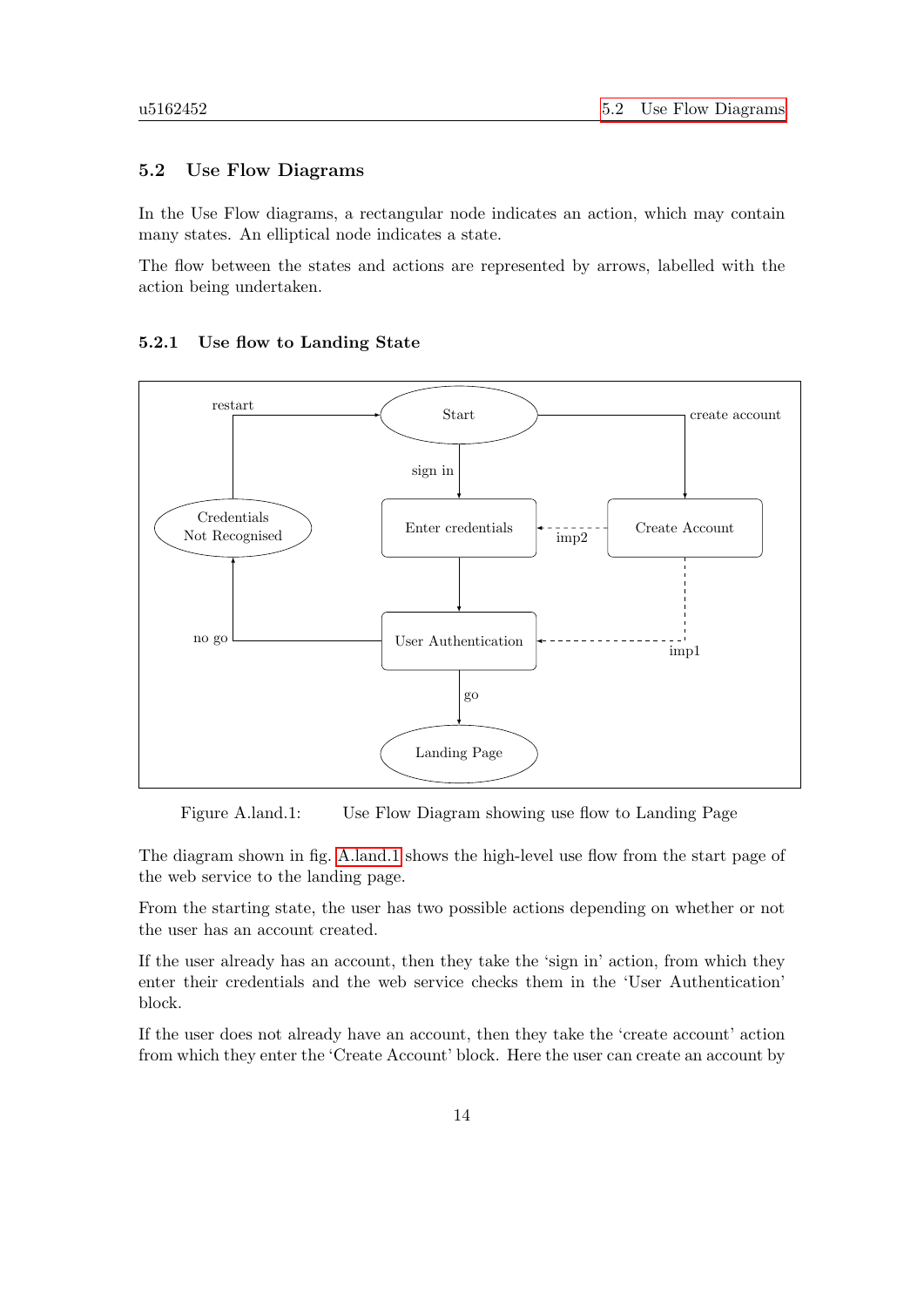## 5.2 Use Flow Diagrams

In the Use Flow diagrams, a rectangular node indicates an action, which may contain many states. An elliptical node indicates a state.

The flow between the states and actions are represented by arrows, labelled with the action being undertaken.

### 5.2.1 Use flow to Landing State

Figure A.land.1: Use Flow Diagram showing use flow to Landing Page

The diagram shown in fig. A.land.1 shows the high-level use flow from the start page of the web service to the landing page.

From the starting state, the user has two possible actions depending on whether or not the user has an account created.

If the user already has an account, then they take the 'sign in' action, from which they enter their credentials and the web service checks them in the 'User Authentication' block.

If the user does not already have an account, then they take the 'create account' action from which they enter the 'Create Account' block. Here the user can create an account by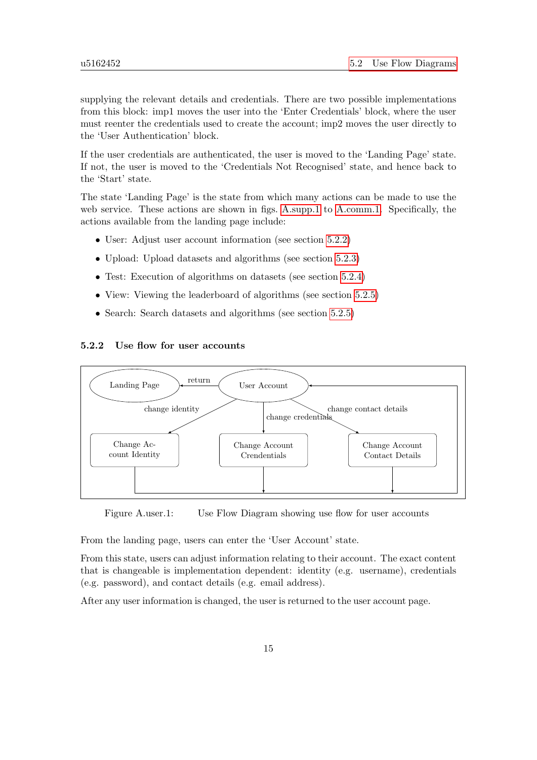supplying the relevant details and credentials. There are two possible implementations from this block: imp1 moves the user into the 'Enter Credentials' block, where the user must reenter the credentials used to create the account; imp2 moves the user directly to the 'User Authentication' block.

If the user credentials are authenticated, the user is moved to the 'Landing Page' state. If not, the user is moved to the 'Credentials Not Recognised' state, and hence back to the 'Start' state.

The state 'Landing Page' is the state from which many actions can be made to use the web service. These actions are shown in figs. A.supp.1 to A.comm.1. Specifically, the actions available from the landing page include:

- User: Adjust user account information (see section 5.2.2)
- Upload: Upload datasets and algorithms (see section 5.2.3)
- Test: Execution of algorithms on datasets (see section 5.2.4)
- View: Viewing the leaderboard of algorithms (see section 5.2.5)
- Search: Search datasets and algorithms (see section 5.2.5)

### 5.2.2 Use flow for user accounts

Landing Page | return | User Account | change identity | change credentials | change contact details | Change Account Identity | Change Account Crendentials | Change Account Contact Details

Figure A.user.1: Use Flow Diagram showing use flow for user accounts

From the landing page, users can enter the 'User Account' state.

From this state, users can adjust information relating to their account. The exact content that is changeable is implementation dependent: identity (e.g. username), credentials (e.g. password), and contact details (e.g. email address).

After any user information is changed, the user is returned to the user account page.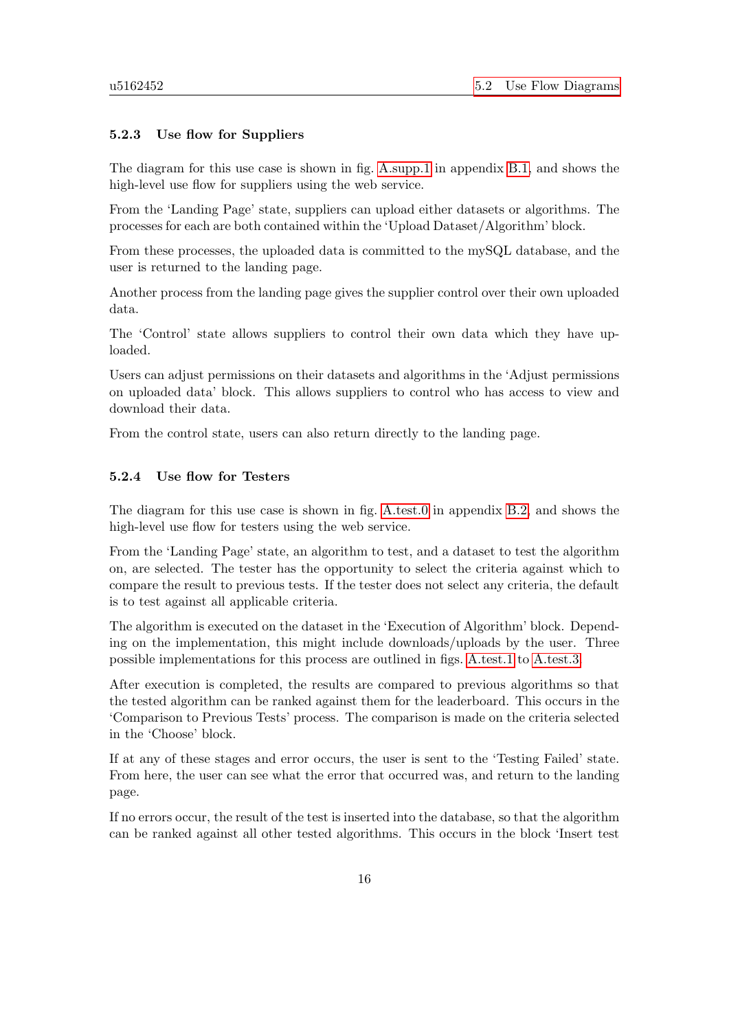### 5.2.3 Use flow for Suppliers

The diagram for this use case is shown in fig. A.supp.1 in appendix B.1, and shows the high-level use flow for suppliers using the web service.

From the 'Landing Page' state, suppliers can upload either datasets or algorithms. The processes for each are both contained within the 'Upload Dataset/Algorithm' block.

From these processes, the uploaded data is committed to the mySQL database, and the user is returned to the landing page.

Another process from the landing page gives the supplier control over their own uploaded data.

The 'Control' state allows suppliers to control their own data which they have uploaded.

Users can adjust permissions on their datasets and algorithms in the 'Adjust permissions on uploaded data' block. This allows suppliers to control who has access to view and download their data.

From the control state, users can also return directly to the landing page.

### 5.2.4 Use flow for Testers

The diagram for this use case is shown in fig. A.test.0 in appendix B.2, and shows the high-level use flow for testers using the web service.

From the 'Landing Page' state, an algorithm to test, and a dataset to test the algorithm on, are selected. The tester has the opportunity to select the criteria against which to compare the result to previous tests. If the tester does not select any criteria, the default is to test against all applicable criteria.

The algorithm is executed on the dataset in the 'Execution of Algorithm' block. Depending on the implementation, this might include downloads/uploads by the user. Three possible implementations for this process are outlined in figs. A.test.1 to A.test.3.

After execution is completed, the results are compared to previous algorithms so that the tested algorithm can be ranked against them for the leaderboard. This occurs in the 'Comparison to Previous Tests' process. The comparison is made on the criteria selected in the 'Choose' block.

If at any of these stages and error occurs, the user is sent to the 'Testing Failed' state. From here, the user can see what the error that occurred was, and return to the landing page.

If no errors occur, the result of the test is inserted into the database, so that the algorithm can be ranked against all other tested algorithms. This occurs in the block 'Insert test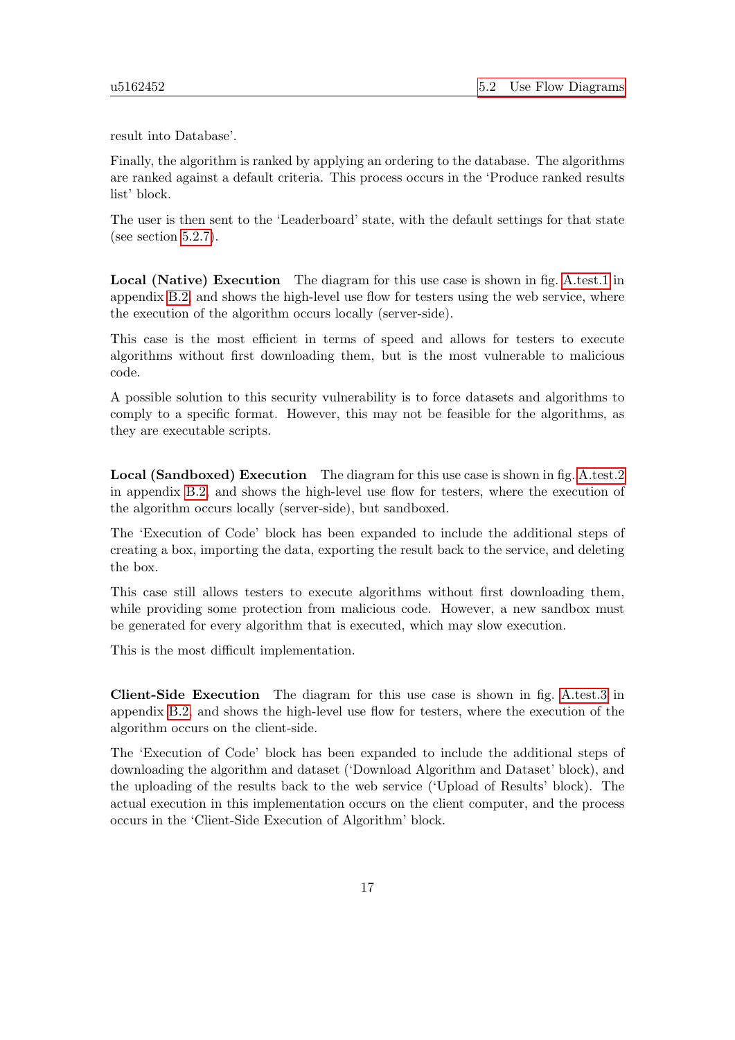result into Database'.

Finally, the algorithm is ranked by applying an ordering to the database. The algorithms are ranked against a default criteria. This process occurs in the 'Produce ranked results list' block.

The user is then sent to the 'Leaderboard' state, with the default settings for that state (see section 5.2.7).

**Local (Native) Execution** The diagram for this use case is shown in fig. A.test.1 in appendix B.2, and shows the high-level use flow for testers using the web service, where the execution of the algorithm occurs locally (server-side).

This case is the most efficient in terms of speed and allows for testers to execute algorithms without first downloading them, but is the most vulnerable to malicious code.

A possible solution to this security vulnerability is to force datasets and algorithms to comply to a specific format. However, this may not be feasible for the algorithms, as they are executable scripts.

**Local (Sandboxed) Execution** The diagram for this use case is shown in fig. A.test.2 in appendix B.2, and shows the high-level use flow for testers, where the execution of the algorithm occurs locally (server-side), but sandboxed.

The 'Execution of Code' block has been expanded to include the additional steps of creating a box, importing the data, exporting the result back to the service, and deleting the box.

This case still allows testers to execute algorithms without first downloading them, while providing some protection from malicious code. However, a new sandbox must be generated for every algorithm that is executed, which may slow execution.

This is the most difficult implementation.

**Client-Side Execution** The diagram for this use case is shown in fig. A.test.3 in appendix B.2, and shows the high-level use flow for testers, where the execution of the algorithm occurs on the client-side.

The 'Execution of Code' block has been expanded to include the additional steps of downloading the algorithm and dataset ('Download Algorithm and Dataset' block), and the uploading of the results back to the web service ('Upload of Results' block). The actual execution in this implementation occurs on the client computer, and the process occurs in the 'Client-Side Execution of Algorithm' block.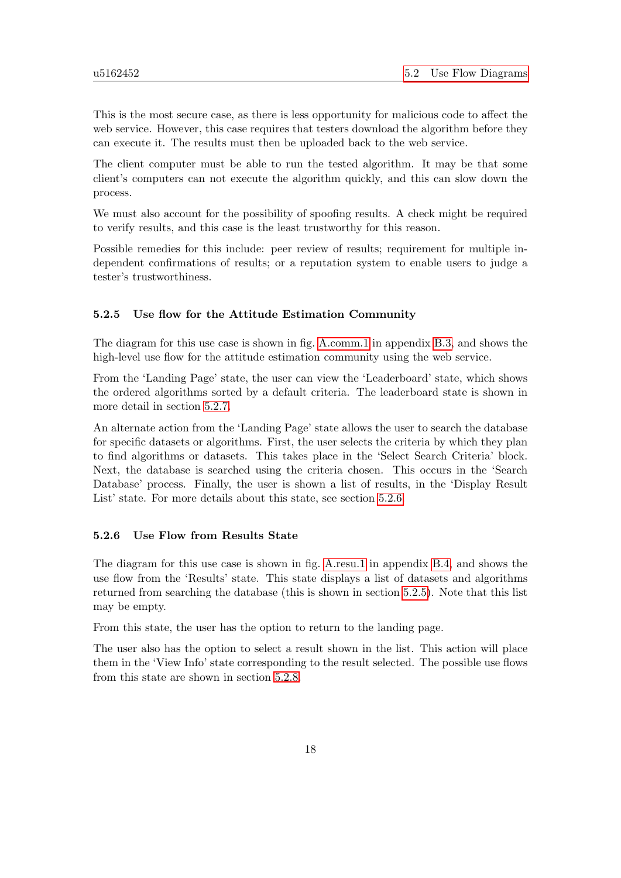This is the most secure case, as there is less opportunity for malicious code to affect the web service. However, this case requires that testers download the algorithm before they can execute it. The results must then be uploaded back to the web service.

The client computer must be able to run the tested algorithm. It may be that some client's computers can not execute the algorithm quickly, and this can slow down the process.

We must also account for the possibility of spoofing results. A check might be required to verify results, and this case is the least trustworthy for this reason.

Possible remedies for this include: peer review of results; requirement for multiple independent confirmations of results; or a reputation system to enable users to judge a tester's trustworthiness.

### 5.2.5 Use flow for the Attitude Estimation Community

The diagram for this use case is shown in fig. A.comm.1 in appendix B.3, and shows the high-level use flow for the attitude estimation community using the web service.

From the 'Landing Page' state, the user can view the 'Leaderboard' state, which shows the ordered algorithms sorted by a default criteria. The leaderboard state is shown in more detail in section 5.2.7.

An alternate action from the 'Landing Page' state allows the user to search the database for specific datasets or algorithms. First, the user selects the criteria by which they plan to find algorithms or datasets. This takes place in the 'Select Search Criteria' block. Next, the database is searched using the criteria chosen. This occurs in the 'Search Database' process. Finally, the user is shown a list of results, in the 'Display Result List' state. For more details about this state, see section 5.2.6

### 5.2.6 Use Flow from Results State

The diagram for this use case is shown in fig. A.resu.1 in appendix B.4, and shows the use flow from the 'Results' state. This state displays a list of datasets and algorithms returned from searching the database (this is shown in section 5.2.5). Note that this list may be empty.

From this state, the user has the option to return to the landing page.

The user also has the option to select a result shown in the list. This action will place them in the 'View Info' state corresponding to the result selected. The possible use flows from this state are shown in section 5.2.8.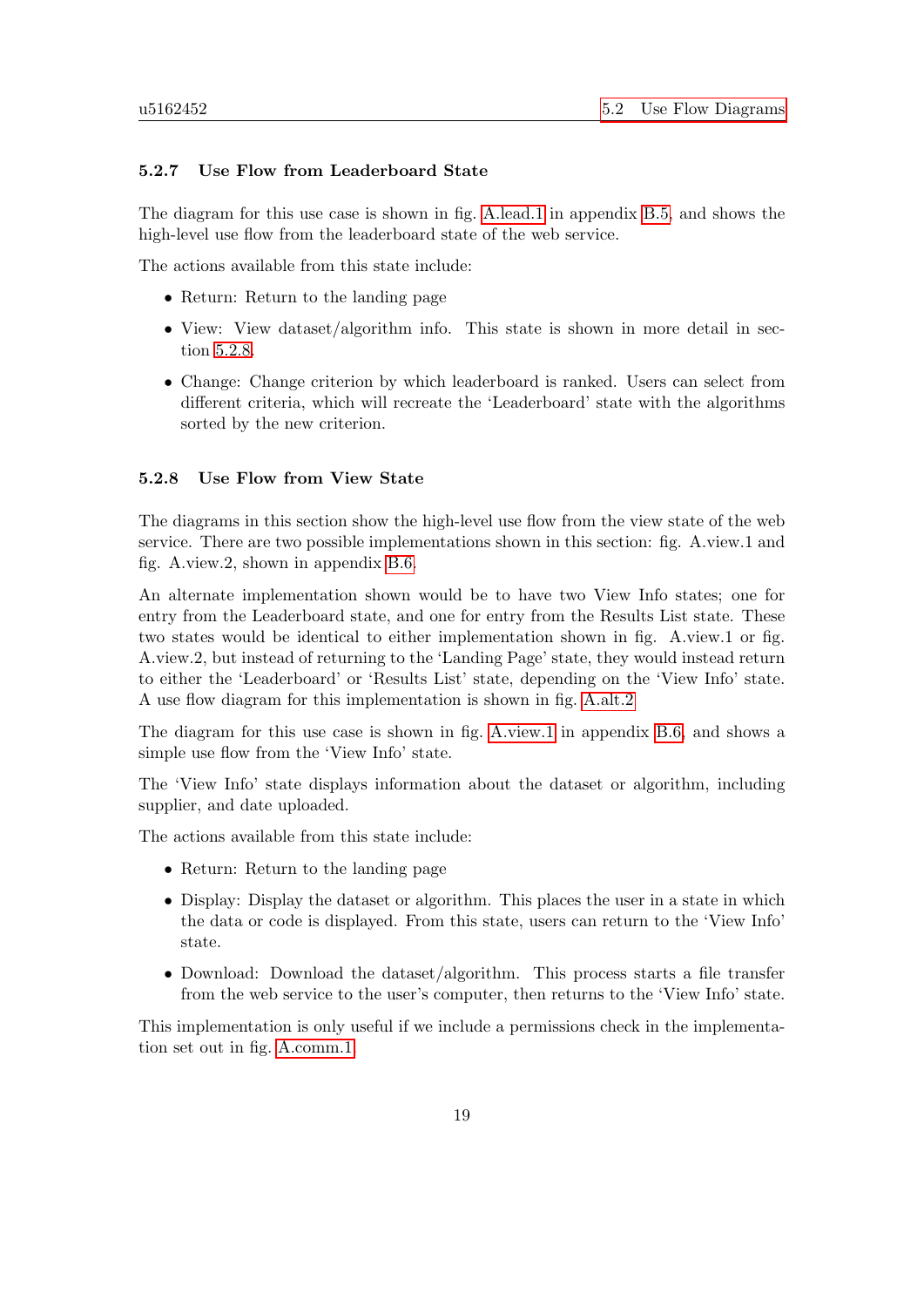### 5.2.7 Use Flow from Leaderboard State

The diagram for this use case is shown in fig. A.lead.1 in appendix B.5, and shows the high-level use flow from the leaderboard state of the web service.

The actions available from this state include:

- Return: Return to the landing page
- View: View dataset/algorithm info. This state is shown in more detail in section 5.2.8.
- Change: Change criterion by which leaderboard is ranked. Users can select from different criteria, which will recreate the 'Leaderboard' state with the algorithms sorted by the new criterion.

### 5.2.8 Use Flow from View State

The diagrams in this section show the high-level use flow from the view state of the web service. There are two possible implementations shown in this section: fig. A.view.1 and fig. A.view.2, shown in appendix B.6.

An alternate implementation shown would be to have two View Info states; one for entry from the Leaderboard state, and one for entry from the Results List state. These two states would be identical to either implementation shown in fig. A.view.1 or fig. A.view.2, but instead of returning to the 'Landing Page' state, they would instead return to either the 'Leaderboard' or 'Results List' state, depending on the 'View Info' state. A use flow diagram for this implementation is shown in fig. A.alt.2

The diagram for this use case is shown in fig. A.view.1 in appendix B.6, and shows a simple use flow from the 'View Info' state.

The 'View Info' state displays information about the dataset or algorithm, including supplier, and date uploaded.

The actions available from this state include:

- Return: Return to the landing page
- Display: Display the dataset or algorithm. This places the user in a state in which the data or code is displayed. From this state, users can return to the 'View Info' state.
- Download: Download the dataset/algorithm. This process starts a file transfer from the web service to the user's computer, then returns to the 'View Info' state.

This implementation is only useful if we include a permissions check in the implementation set out in fig. A.comm.1.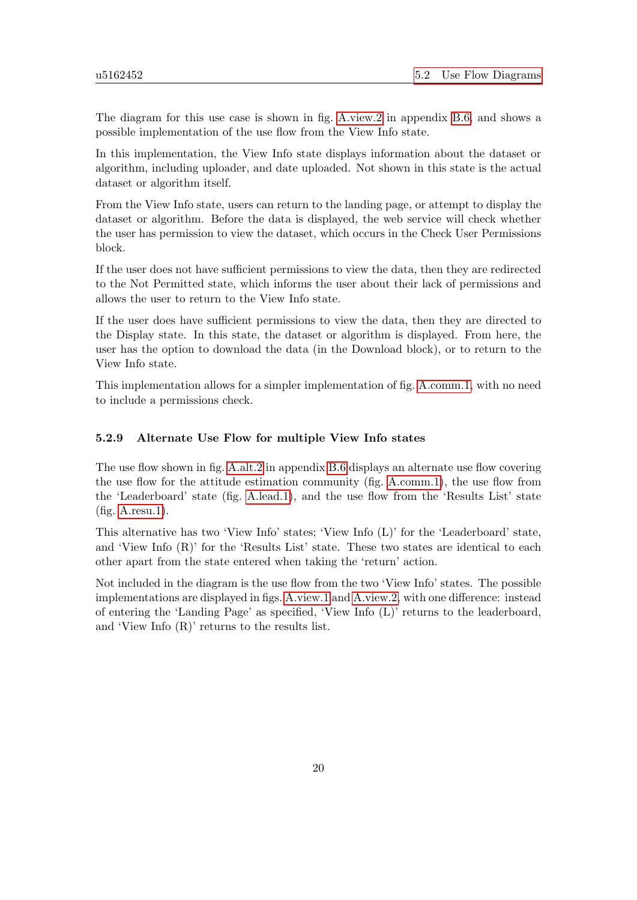The diagram for this use case is shown in fig. A.view.2 in appendix B.6, and shows a possible implementation of the use flow from the View Info state.

In this implementation, the View Info state displays information about the dataset or algorithm, including uploader, and date uploaded. Not shown in this state is the actual dataset or algorithm itself.

From the View Info state, users can return to the landing page, or attempt to display the dataset or algorithm. Before the data is displayed, the web service will check whether the user has permission to view the dataset, which occurs in the Check User Permissions block.

If the user does not have sufficient permissions to view the data, then they are redirected to the Not Permitted state, which informs the user about their lack of permissions and allows the user to return to the View Info state.

If the user does have sufficient permissions to view the data, then they are directed to the Display state. In this state, the dataset or algorithm is displayed. From here, the user has the option to download the data (in the Download block), or to return to the View Info state.

This implementation allows for a simpler implementation of fig. A.comm.1, with no need to include a permissions check.

### 5.2.9 Alternate Use Flow for multiple View Info states

The use flow shown in fig. A.alt.2 in appendix B.6 displays an alternate use flow covering the use flow for the attitude estimation community (fig. A.comm.1), the use flow from the 'Leaderboard' state (fig. A.lead.1), and the use flow from the 'Results List' state (fig. A.resu.1).

This alternative has two 'View Info' states; 'View Info (L)' for the 'Leaderboard' state, and 'View Info (R)' for the 'Results List' state. These two states are identical to each other apart from the state entered when taking the 'return' action.

Not included in the diagram is the use flow from the two 'View Info' states. The possible implementations are displayed in figs. A.view.1 and A.view.2, with one difference: instead of entering the 'Landing Page' as specified, 'View Info (L)' returns to the leaderboard, and 'View Info (R)' returns to the results list.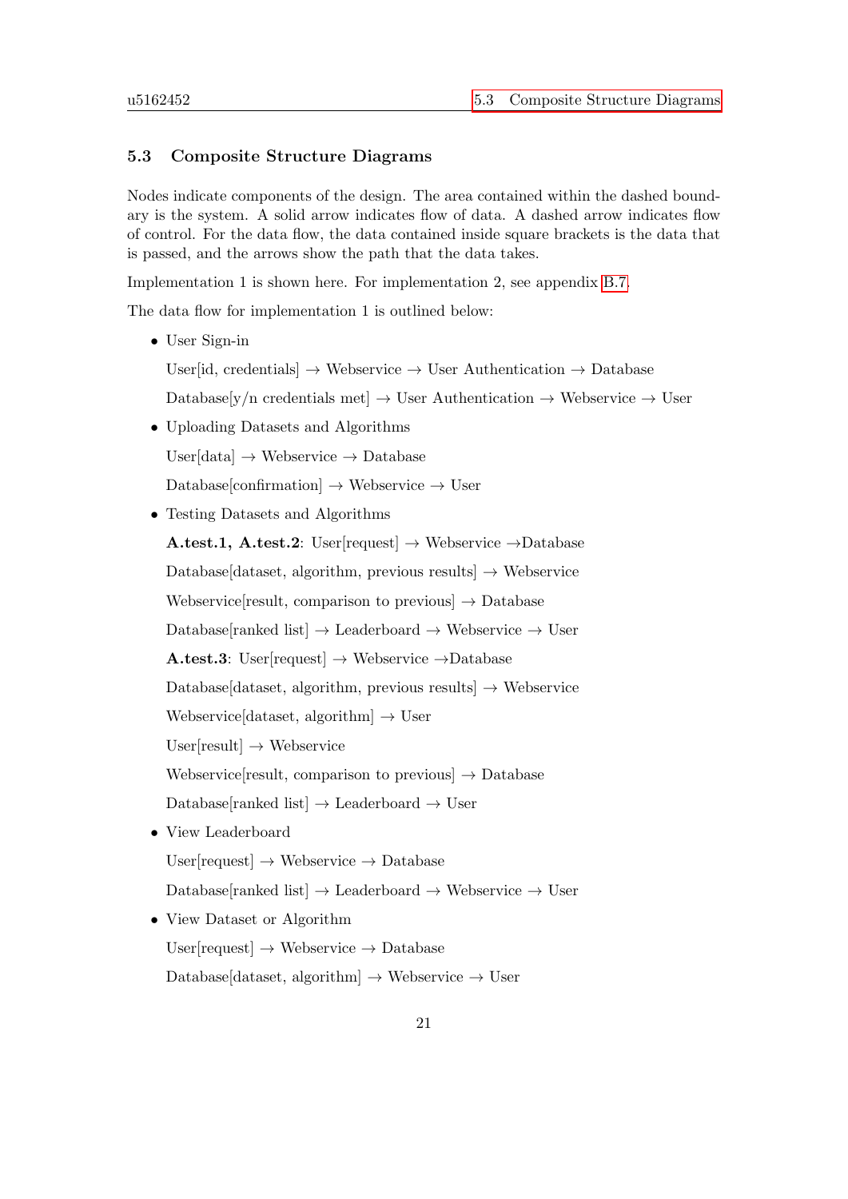### 5.3 Composite Structure Diagrams

Nodes indicate components of the design. The area contained within the dashed boundary is the system. A solid arrow indicates flow of data. A dashed arrow indicates flow of control. For the data flow, the data contained inside square brackets is the data that is passed, and the arrows show the path that the data takes.

Implementation 1 is shown here. For implementation 2, see appendix B.7.

The data flow for implementation 1 is outlined below:

- User Sign-in

  User[id, credentials] → Webservice → User Authentication → Database

  Database[y/n credentials met] → User Authentication → Webservice → User

- Uploading Datasets and Algorithms

  User[data] → Webservice → Database

  Database[confirmation] → Webservice → User

- Testing Datasets and Algorithms

  **A.test.1, A.test.2**: User[request] → Webservice →Database

  Database[dataset, algorithm, previous results] → Webservice

  Webservice[result, comparison to previous] → Database

  Database[ranked list] → Leaderboard → Webservice → User

  **A.test.3**: User[request] → Webservice →Database

  Database[dataset, algorithm, previous results] → Webservice

  Webservice[dataset, algorithm] → User

  User[result] → Webservice

  Webservice[result, comparison to previous] → Database

  Database[ranked list] → Leaderboard → User

- View Leaderboard

  User[request] → Webservice → Database

  Database[ranked list] → Leaderboard → Webservice → User

- View Dataset or Algorithm

  User[request] → Webservice → Database

  Database[dataset, algorithm] → Webservice → User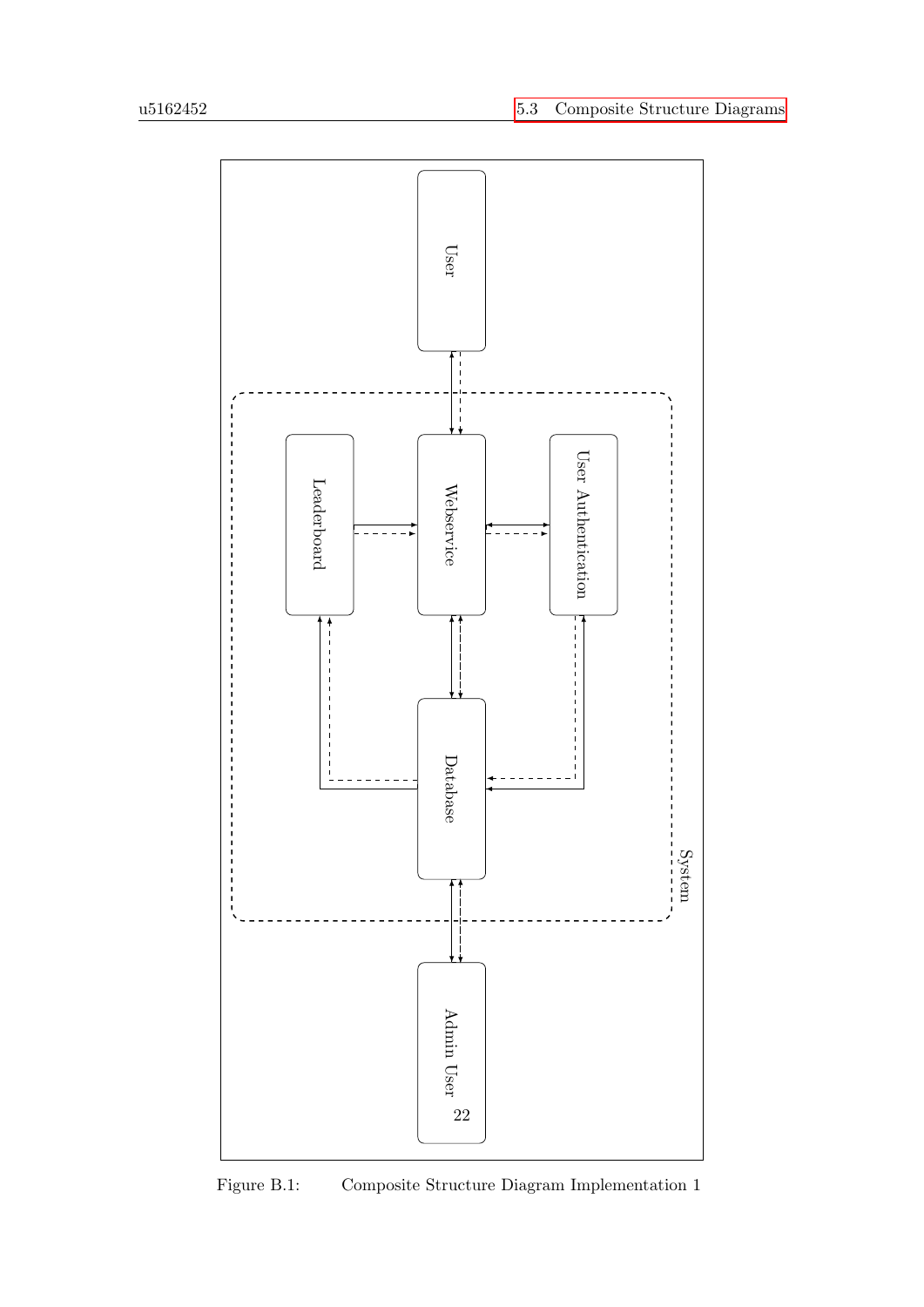User

Leaderboard

Webservice

User Authentication

Database

System

Admin User

Figure B.1: Composite Structure Diagram Implementation 1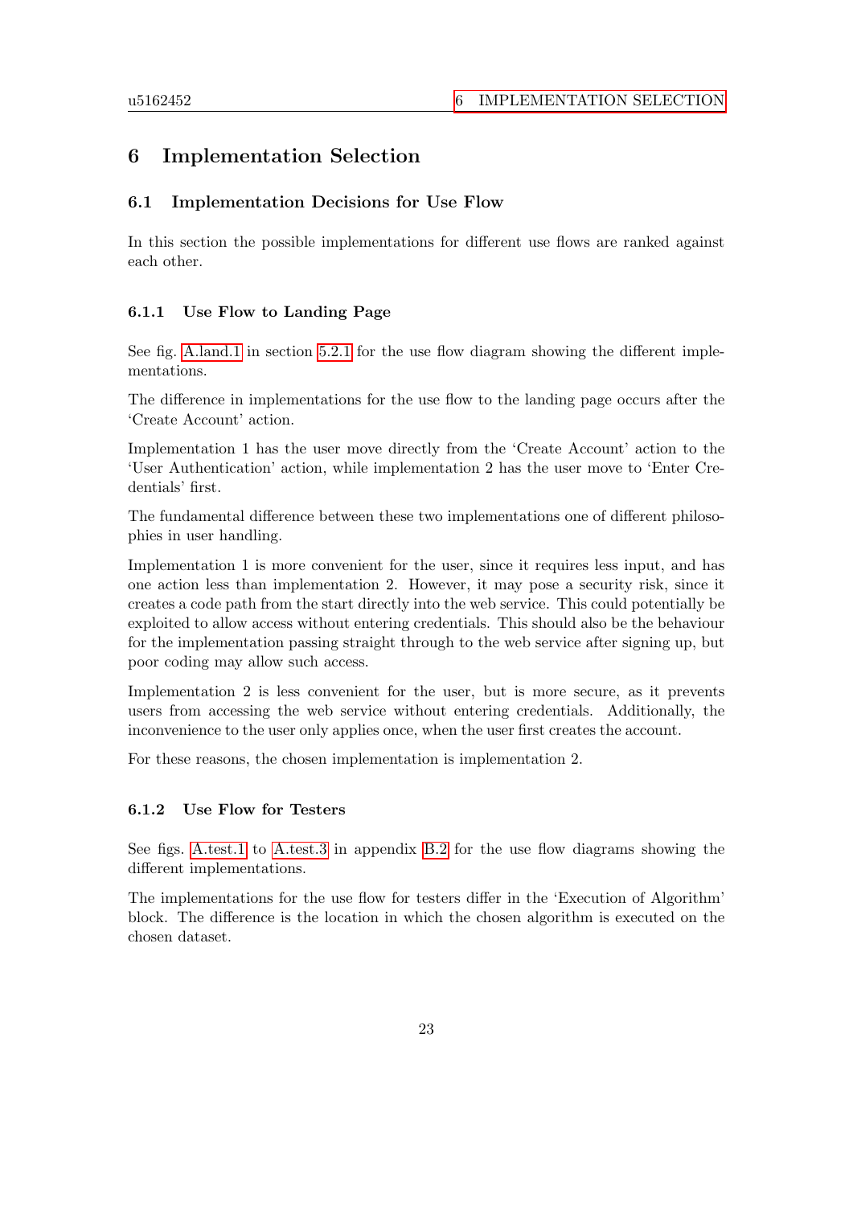# 6 Implementation Selection

## 6.1 Implementation Decisions for Use Flow

In this section the possible implementations for different use flows are ranked against each other.

### 6.1.1 Use Flow to Landing Page

See fig. A.land.1 in section 5.2.1 for the use flow diagram showing the different implementations.

The difference in implementations for the use flow to the landing page occurs after the 'Create Account' action.

Implementation 1 has the user move directly from the 'Create Account' action to the 'User Authentication' action, while implementation 2 has the user move to 'Enter Credentials' first.

The fundamental difference between these two implementations one of different philosophies in user handling.

Implementation 1 is more convenient for the user, since it requires less input, and has one action less than implementation 2. However, it may pose a security risk, since it creates a code path from the start directly into the web service. This could potentially be exploited to allow access without entering credentials. This should also be the behaviour for the implementation passing straight through to the web service after signing up, but poor coding may allow such access.

Implementation 2 is less convenient for the user, but is more secure, as it prevents users from accessing the web service without entering credentials. Additionally, the inconvenience to the user only applies once, when the user first creates the account.

For these reasons, the chosen implementation is implementation 2.

### 6.1.2 Use Flow for Testers

See figs. A.test.1 to A.test.3 in appendix B.2 for the use flow diagrams showing the different implementations.

The implementations for the use flow for testers differ in the 'Execution of Algorithm' block. The difference is the location in which the chosen algorithm is executed on the chosen dataset.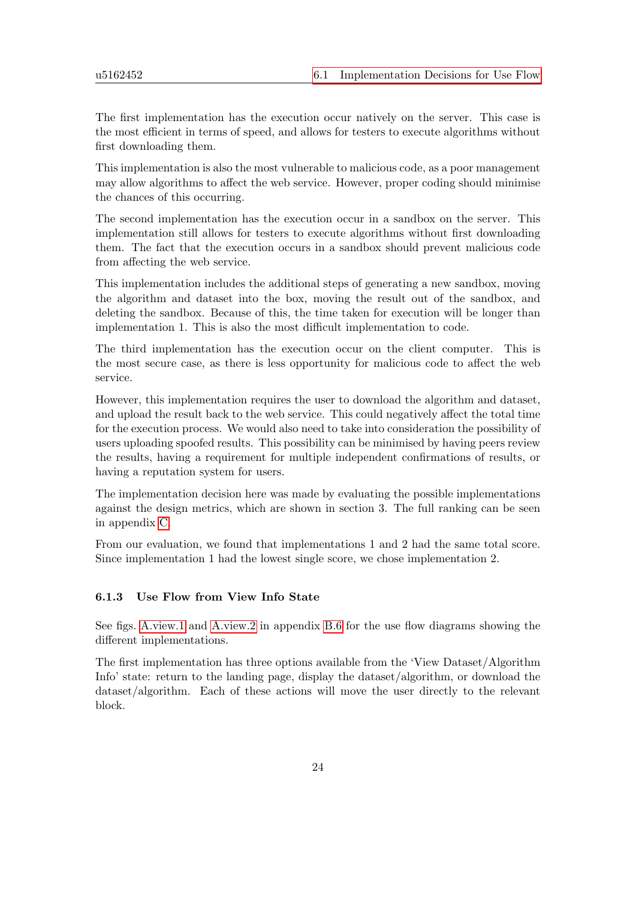The first implementation has the execution occur natively on the server. This case is the most efficient in terms of speed, and allows for testers to execute algorithms without first downloading them.

This implementation is also the most vulnerable to malicious code, as a poor management may allow algorithms to affect the web service. However, proper coding should minimise the chances of this occurring.

The second implementation has the execution occur in a sandbox on the server. This implementation still allows for testers to execute algorithms without first downloading them. The fact that the execution occurs in a sandbox should prevent malicious code from affecting the web service.

This implementation includes the additional steps of generating a new sandbox, moving the algorithm and dataset into the box, moving the result out of the sandbox, and deleting the sandbox. Because of this, the time taken for execution will be longer than implementation 1. This is also the most difficult implementation to code.

The third implementation has the execution occur on the client computer. This is the most secure case, as there is less opportunity for malicious code to affect the web service.

However, this implementation requires the user to download the algorithm and dataset, and upload the result back to the web service. This could negatively affect the total time for the execution process. We would also need to take into consideration the possibility of users uploading spoofed results. This possibility can be minimised by having peers review the results, having a requirement for multiple independent confirmations of results, or having a reputation system for users.

The implementation decision here was made by evaluating the possible implementations against the design metrics, which are shown in section 3. The full ranking can be seen in appendix C.

From our evaluation, we found that implementations 1 and 2 had the same total score. Since implementation 1 had the lowest single score, we chose implementation 2.

### 6.1.3 Use Flow from View Info State

See figs. A.view.1 and A.view.2 in appendix B.6 for the use flow diagrams showing the different implementations.

The first implementation has three options available from the 'View Dataset/Algorithm Info' state: return to the landing page, display the dataset/algorithm, or download the dataset/algorithm. Each of these actions will move the user directly to the relevant block.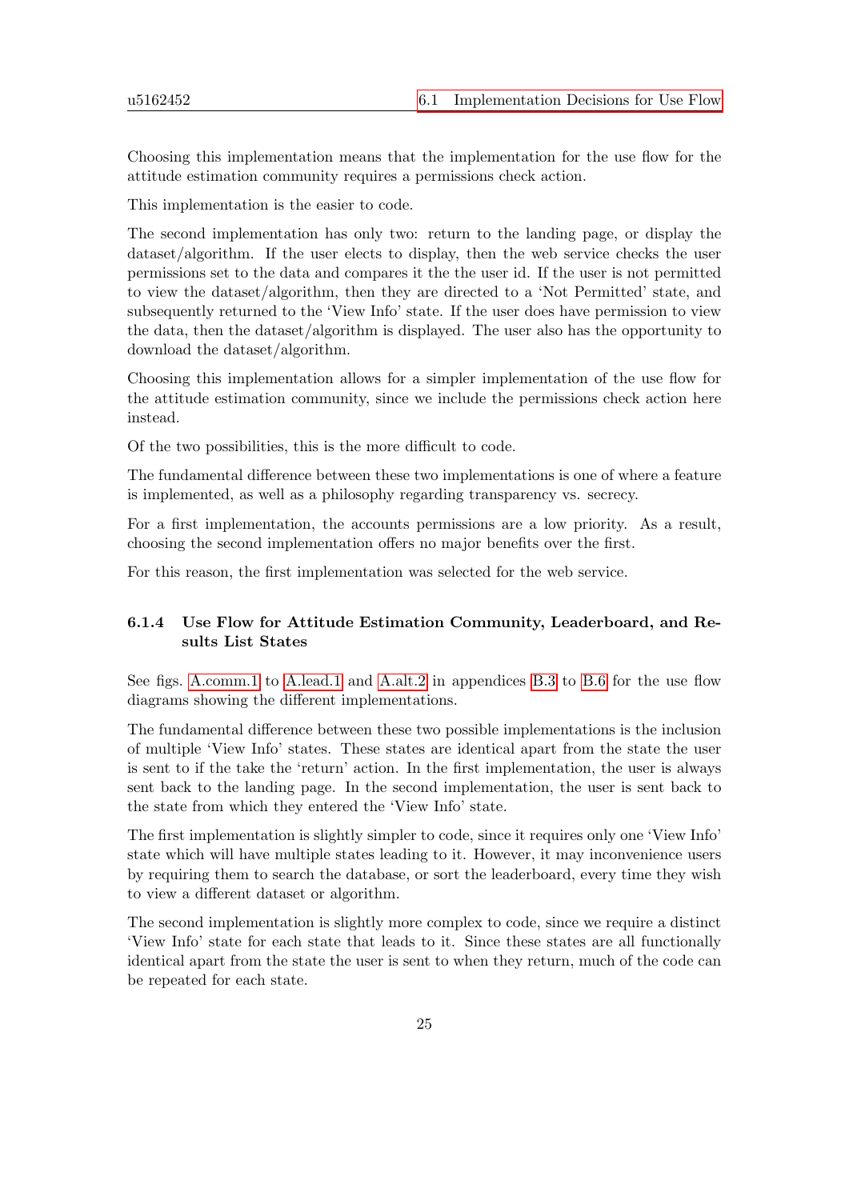Choosing this implementation means that the implementation for the use flow for the attitude estimation community requires a permissions check action.

This implementation is the easier to code.

The second implementation has only two: return to the landing page, or display the dataset/algorithm. If the user elects to display, then the web service checks the user permissions set to the data and compares it the the user id. If the user is not permitted to view the dataset/algorithm, then they are directed to a 'Not Permitted' state, and subsequently returned to the 'View Info' state. If the user does have permission to view the data, then the dataset/algorithm is displayed. The user also has the opportunity to download the dataset/algorithm.

Choosing this implementation allows for a simpler implementation of the use flow for the attitude estimation community, since we include the permissions check action here instead.

Of the two possibilities, this is the more difficult to code.

The fundamental difference between these two implementations is one of where a feature is implemented, as well as a philosophy regarding transparency vs. secrecy.

For a first implementation, the accounts permissions are a low priority. As a result, choosing the second implementation offers no major benefits over the first.

For this reason, the first implementation was selected for the web service.

#### 6.1.4 Use Flow for Attitude Estimation Community, Leaderboard, and Results List States

See figs. A.comm.1 to A.lead.1 and A.alt.2 in appendices B.3 to B.6 for the use flow diagrams showing the different implementations.

The fundamental difference between these two possible implementations is the inclusion of multiple 'View Info' states. These states are identical apart from the state the user is sent to if the take the 'return' action. In the first implementation, the user is always sent back to the landing page. In the second implementation, the user is sent back to the state from which they entered the 'View Info' state.

The first implementation is slightly simpler to code, since it requires only one 'View Info' state which will have multiple states leading to it. However, it may inconvenience users by requiring them to search the database, or sort the leaderboard, every time they wish to view a different dataset or algorithm.

The second implementation is slightly more complex to code, since we require a distinct 'View Info' state for each state that leads to it. Since these states are all functionally identical apart from the state the user is sent to when they return, much of the code can be repeated for each state.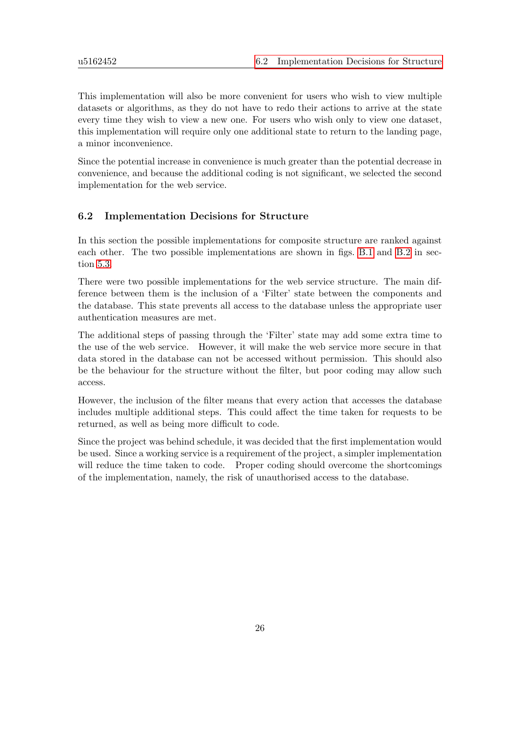This implementation will also be more convenient for users who wish to view multiple datasets or algorithms, as they do not have to redo their actions to arrive at the state every time they wish to view a new one. For users who wish only to view one dataset, this implementation will require only one additional state to return to the landing page, a minor inconvenience.

Since the potential increase in convenience is much greater than the potential decrease in convenience, and because the additional coding is not significant, we selected the second implementation for the web service.

### 6.2 Implementation Decisions for Structure

In this section the possible implementations for composite structure are ranked against each other. The two possible implementations are shown in figs. B.1 and B.2 in section 5.3.

There were two possible implementations for the web service structure. The main difference between them is the inclusion of a 'Filter' state between the components and the database. This state prevents all access to the database unless the appropriate user authentication measures are met.

The additional steps of passing through the 'Filter' state may add some extra time to the use of the web service. However, it will make the web service more secure in that data stored in the database can not be accessed without permission. This should also be the behaviour for the structure without the filter, but poor coding may allow such access.

However, the inclusion of the filter means that every action that accesses the database includes multiple additional steps. This could affect the time taken for requests to be returned, as well as being more difficult to code.

Since the project was behind schedule, it was decided that the first implementation would be used. Since a working service is a requirement of the project, a simpler implementation will reduce the time taken to code. Proper coding should overcome the shortcomings of the implementation, namely, the risk of unauthorised access to the database.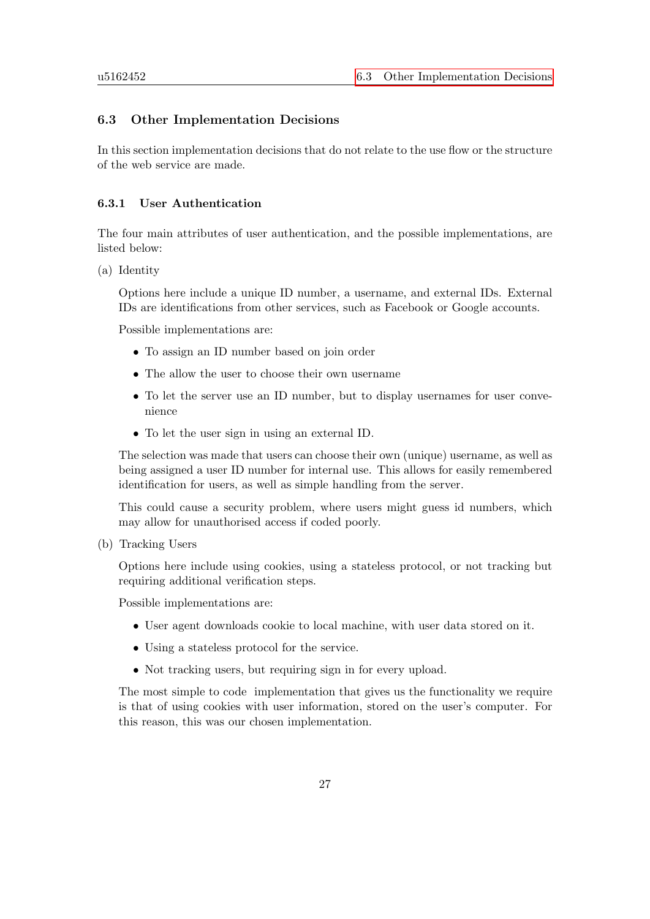### 6.3 Other Implementation Decisions

In this section implementation decisions that do not relate to the use flow or the structure of the web service are made.

#### 6.3.1 User Authentication

The four main attributes of user authentication, and the possible implementations, are listed below:

(a) Identity

Options here include a unique ID number, a username, and external IDs. External IDs are identifications from other services, such as Facebook or Google accounts.

Possible implementations are:

- To assign an ID number based on join order
- The allow the user to choose their own username
- To let the server use an ID number, but to display usernames for user convenience
- To let the user sign in using an external ID.

The selection was made that users can choose their own (unique) username, as well as being assigned a user ID number for internal use. This allows for easily remembered identification for users, as well as simple handling from the server.

This could cause a security problem, where users might guess id numbers, which may allow for unauthorised access if coded poorly.

(b) Tracking Users

Options here include using cookies, using a stateless protocol, or not tracking but requiring additional verification steps.

Possible implementations are:

- User agent downloads cookie to local machine, with user data stored on it.
- Using a stateless protocol for the service.
- Not tracking users, but requiring sign in for every upload.

The most simple to code implementation that gives us the functionality we require is that of using cookies with user information, stored on the user's computer. For this reason, this was our chosen implementation.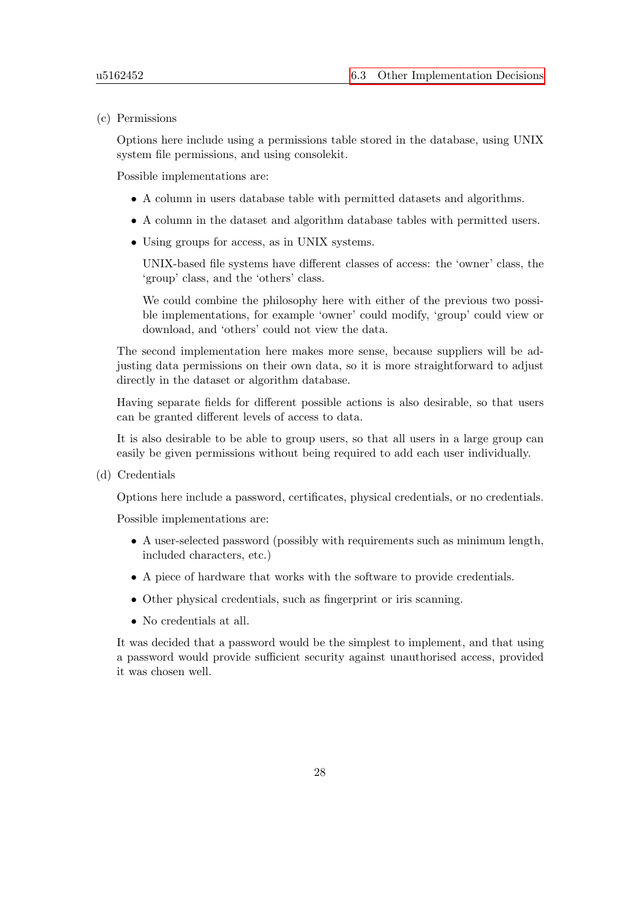(c) Permissions

Options here include using a permissions table stored in the database, using UNIX system file permissions, and using consolekit.

Possible implementations are:

- A column in users database table with permitted datasets and algorithms.
- A column in the dataset and algorithm database tables with permitted users.
- Using groups for access, as in UNIX systems.

  UNIX-based file systems have different classes of access: the 'owner' class, the 'group' class, and the 'others' class.

  We could combine the philosophy here with either of the previous two possible implementations, for example 'owner' could modify, 'group' could view or download, and 'others' could not view the data.

The second implementation here makes more sense, because suppliers will be adjusting data permissions on their own data, so it is more straightforward to adjust directly in the dataset or algorithm database.

Having separate fields for different possible actions is also desirable, so that users can be granted different levels of access to data.

It is also desirable to be able to group users, so that all users in a large group can easily be given permissions without being required to add each user individually.

(d) Credentials

Options here include a password, certificates, physical credentials, or no credentials.

Possible implementations are:

- A user-selected password (possibly with requirements such as minimum length, included characters, etc.)
- A piece of hardware that works with the software to provide credentials.
- Other physical credentials, such as fingerprint or iris scanning.
- No credentials at all.

It was decided that a password would be the simplest to implement, and that using a password would provide sufficient security against unauthorised access, provided it was chosen well.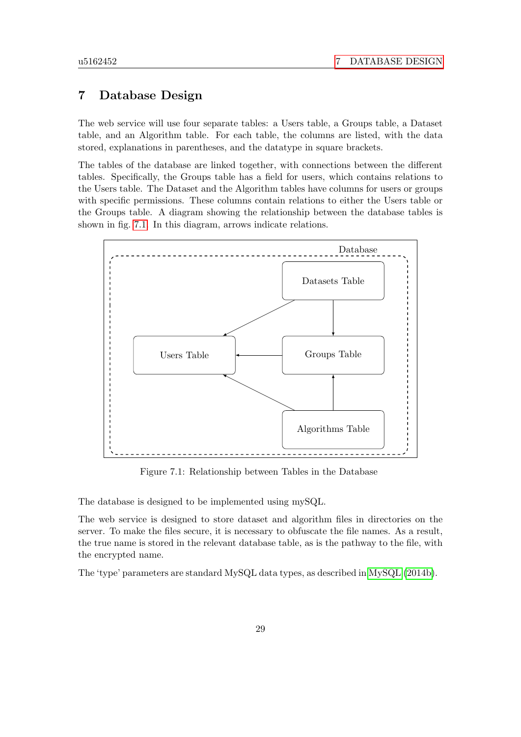# 7 Database Design

The web service will use four separate tables: a Users table, a Groups table, a Dataset table, and an Algorithm table. For each table, the columns are listed, with the data stored, explanations in parentheses, and the datatype in square brackets.

The tables of the database are linked together, with connections between the different tables. Specifically, the Groups table has a field for users, which contains relations to the Users table. The Dataset and the Algorithm tables have columns for users or groups with specific permissions. These columns contain relations to either the Users table or the Groups table. A diagram showing the relationship between the database tables is shown in fig. 7.1. In this diagram, arrows indicate relations.

Figure 7.1: Relationship between Tables in the Database

The database is designed to be implemented using mySQL.

The web service is designed to store dataset and algorithm files in directories on the server. To make the files secure, it is necessary to obfuscate the file names. As a result, the true name is stored in the relevant database table, as is the pathway to the file, with the encrypted name.

The 'type' parameters are standard MySQL data types, as described in MySQL (2014b).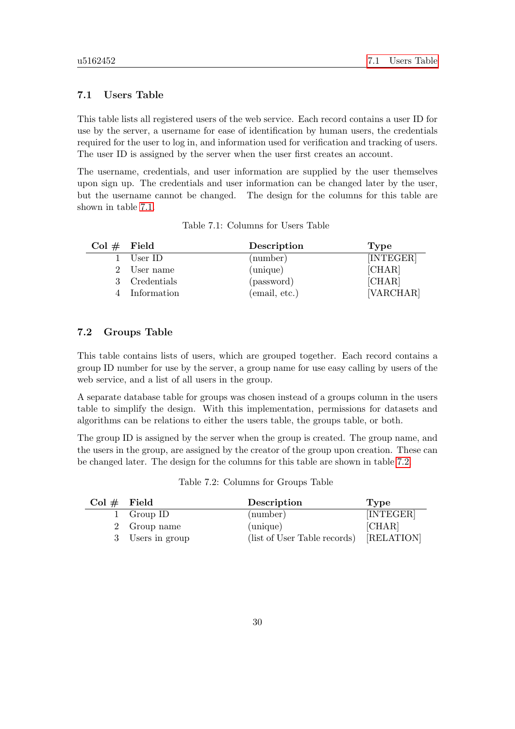## 7.1 Users Table

This table lists all registered users of the web service. Each record contains a user ID for use by the server, a username for ease of identification by human users, the credentials required for the user to log in, and information used for verification and tracking of users. The user ID is assigned by the server when the user first creates an account.

The username, credentials, and user information are supplied by the user themselves upon sign up. The credentials and user information can be changed later by the user, but the username cannot be changed. The design for the columns for this table are shown in table 7.1.

Table 7.1: Columns for Users Table

| Col # | Field | Description | Type |
|---|---|---|---|
| 1 | User ID | (number) | [INTEGER] |
| 2 | User name | (unique) | [CHAR] |
| 3 | Credentials | (password) | [CHAR] |
| 4 | Information | (email, etc.) | [VARCHAR] |

## 7.2 Groups Table

This table contains lists of users, which are grouped together. Each record contains a group ID number for use by the server, a group name for use easy calling by users of the web service, and a list of all users in the group.

A separate database table for groups was chosen instead of a groups column in the users table to simplify the design. With this implementation, permissions for datasets and algorithms can be relations to either the users table, the groups table, or both.

The group ID is assigned by the server when the group is created. The group name, and the users in the group, are assigned by the creator of the group upon creation. These can be changed later. The design for the columns for this table are shown in table 7.2.

Table 7.2: Columns for Groups Table

| Col # | Field | Description | Type |
|---|---|---|---|
| 1 | Group ID | (number) | [INTEGER] |
| 2 | Group name | (unique) | [CHAR] |
| 3 | Users in group | (list of User Table records) | [RELATION] |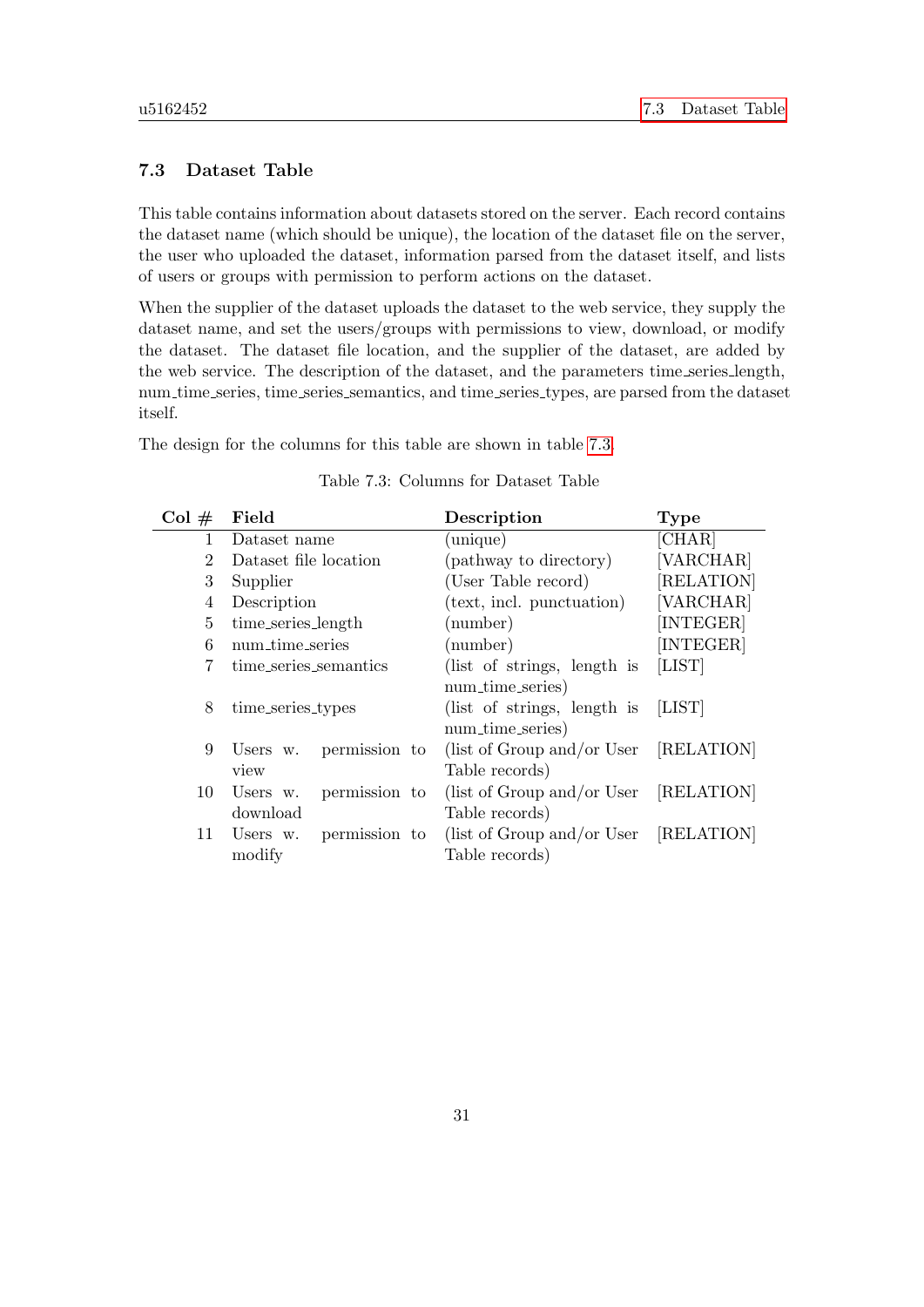### 7.3 Dataset Table

This table contains information about datasets stored on the server. Each record contains the dataset name (which should be unique), the location of the dataset file on the server, the user who uploaded the dataset, information parsed from the dataset itself, and lists of users or groups with permission to perform actions on the dataset.

When the supplier of the dataset uploads the dataset to the web service, they supply the dataset name, and set the users/groups with permissions to view, download, or modify the dataset. The dataset file location, and the supplier of the dataset, are added by the web service. The description of the dataset, and the parameters time_series_length, num_time_series, time_series_semantics, and time_series_types, are parsed from the dataset itself.

The design for the columns for this table are shown in table 7.3.

Table 7.3: Columns for Dataset Table

| Col # | Field | Description | Type |
|---|---|---|---|
| 1 | Dataset name | (unique) | [CHAR] |
| 2 | Dataset file location | (pathway to directory) | [VARCHAR] |
| 3 | Supplier | (User Table record) | [RELATION] |
| 4 | Description | (text, incl. punctuation) | [VARCHAR] |
| 5 | time_series_length | (number) | [INTEGER] |
| 6 | num_time_series | (number) | [INTEGER] |
| 7 | time_series_semantics | (list of strings, length is num_time_series) | [LIST] |
| 8 | time_series_types | (list of strings, length is num_time_series) | [LIST] |
| 9 | Users w. permission to view | (list of Group and/or User Table records) | [RELATION] |
| 10 | Users w. permission to download | (list of Group and/or User Table records) | [RELATION] |
| 11 | Users w. permission to modify | (list of Group and/or User Table records) | [RELATION] |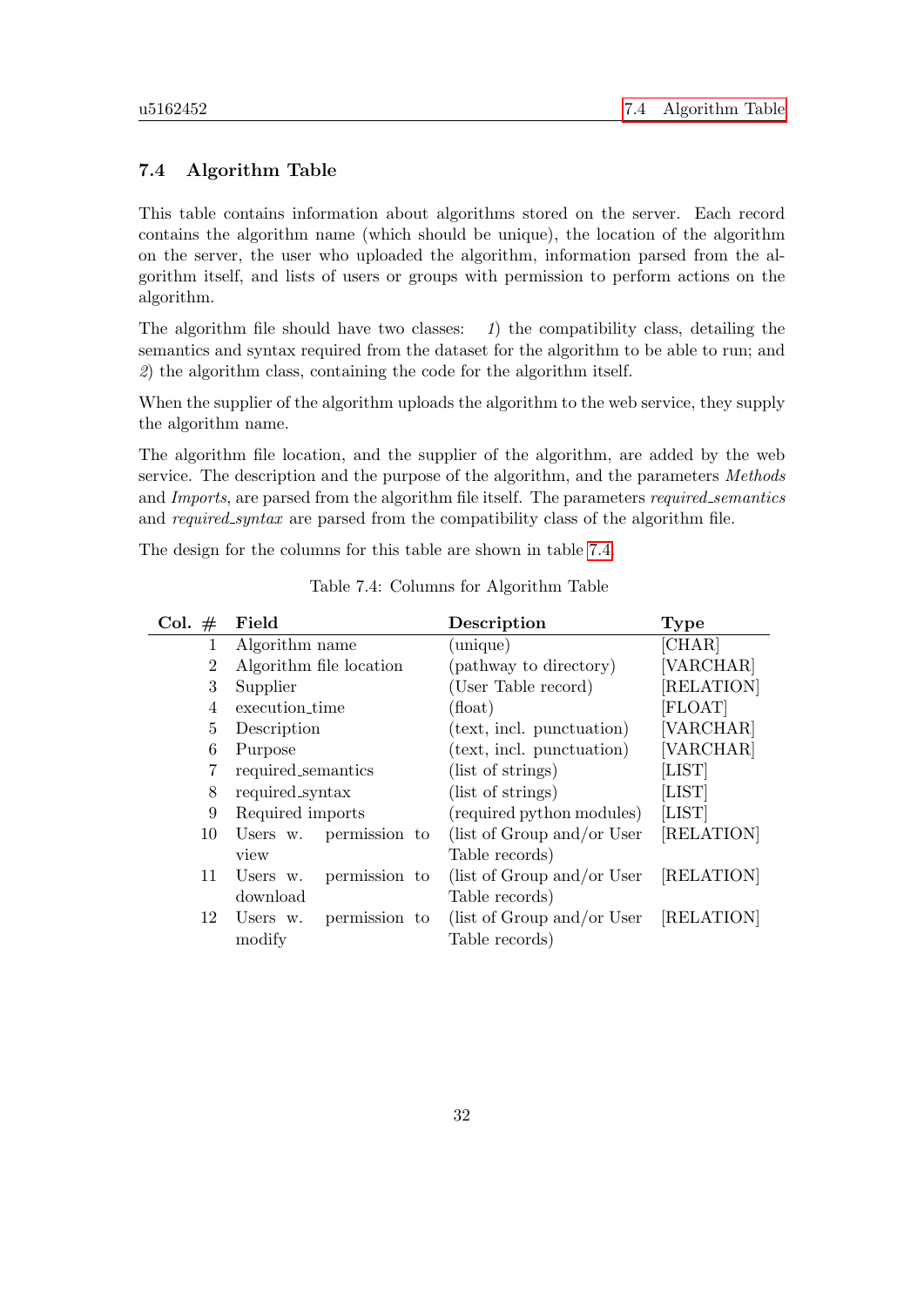### 7.4 Algorithm Table

This table contains information about algorithms stored on the server. Each record contains the algorithm name (which should be unique), the location of the algorithm on the server, the user who uploaded the algorithm, information parsed from the algorithm itself, and lists of users or groups with permission to perform actions on the algorithm.

The algorithm file should have two classes: *1*) the compatibility class, detailing the semantics and syntax required from the dataset for the algorithm to be able to run; and *2*) the algorithm class, containing the code for the algorithm itself.

When the supplier of the algorithm uploads the algorithm to the web service, they supply the algorithm name.

The algorithm file location, and the supplier of the algorithm, are added by the web service. The description and the purpose of the algorithm, and the parameters *Methods* and *Imports*, are parsed from the algorithm file itself. The parameters *required_semantics* and *required_syntax* are parsed from the compatibility class of the algorithm file.

The design for the columns for this table are shown in table 7.4.

Table 7.4: Columns for Algorithm Table

| Col. # | Field | Description | Type |
|---|---|---|---|
| 1 | Algorithm name | (unique) | [CHAR] |
| 2 | Algorithm file location | (pathway to directory) | [VARCHAR] |
| 3 | Supplier | (User Table record) | [RELATION] |
| 4 | execution_time | (float) | [FLOAT] |
| 5 | Description | (text, incl. punctuation) | [VARCHAR] |
| 6 | Purpose | (text, incl. punctuation) | [VARCHAR] |
| 7 | required_semantics | (list of strings) | [LIST] |
| 8 | required_syntax | (list of strings) | [LIST] |
| 9 | Required imports | (required python modules) | [LIST] |
| 10 | Users w. permission to view | (list of Group and/or User Table records) | [RELATION] |
| 11 | Users w. permission to download | (list of Group and/or User Table records) | [RELATION] |
| 12 | Users w. permission to modify | (list of Group and/or User Table records) | [RELATION] |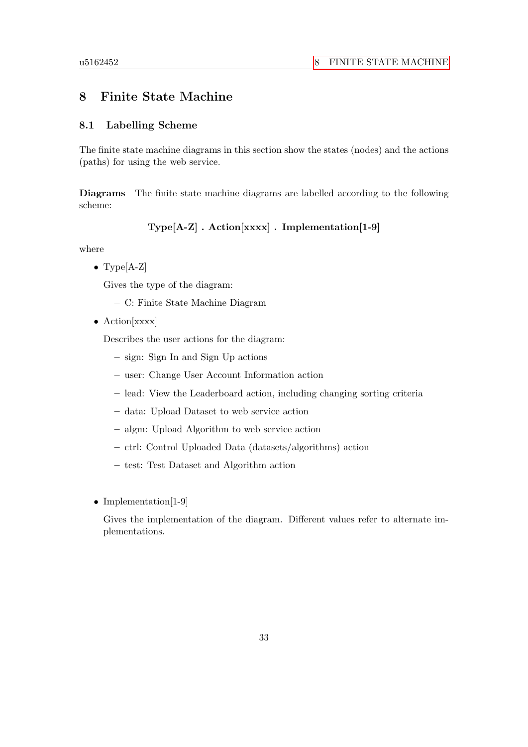# 8 Finite State Machine

## 8.1 Labelling Scheme

The finite state machine diagrams in this section show the states (nodes) and the actions (paths) for using the web service.

**Diagrams** The finite state machine diagrams are labelled according to the following scheme:

**Type[A-Z] . Action[xxxx] . Implementation[1-9]**

where

- Type[A-Z]

  Gives the type of the diagram:

  - C: Finite State Machine Diagram

- Action[xxxx]

  Describes the user actions for the diagram:

  - sign: Sign In and Sign Up actions
  - user: Change User Account Information action
  - lead: View the Leaderboard action, including changing sorting criteria
  - data: Upload Dataset to web service action
  - algm: Upload Algorithm to web service action
  - ctrl: Control Uploaded Data (datasets/algorithms) action
  - test: Test Dataset and Algorithm action

- Implementation[1-9]

  Gives the implementation of the diagram. Different values refer to alternate implementations.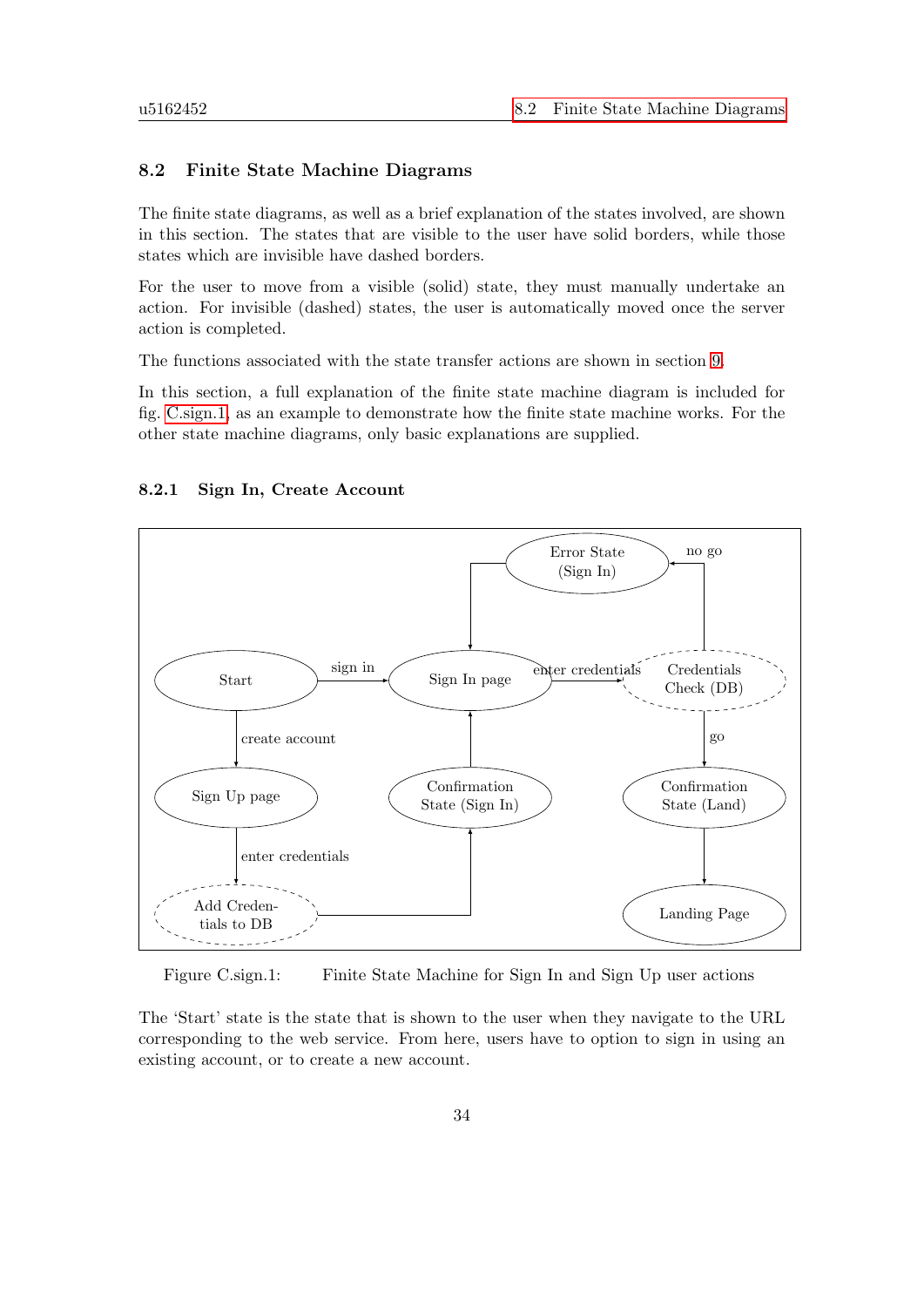## 8.2 Finite State Machine Diagrams

The finite state diagrams, as well as a brief explanation of the states involved, are shown in this section. The states that are visible to the user have solid borders, while those states which are invisible have dashed borders.

For the user to move from a visible (solid) state, they must manually undertake an action. For invisible (dashed) states, the user is automatically moved once the server action is completed.

The functions associated with the state transfer actions are shown in section 9.

In this section, a full explanation of the finite state machine diagram is included for fig. C.sign.1, as an example to demonstrate how the finite state machine works. For the other state machine diagrams, only basic explanations are supplied.

### 8.2.1 Sign In, Create Account

Figure C.sign.1: Finite State Machine for Sign In and Sign Up user actions

The 'Start' state is the state that is shown to the user when they navigate to the URL corresponding to the web service. From here, users have to option to sign in using an existing account, or to create a new account.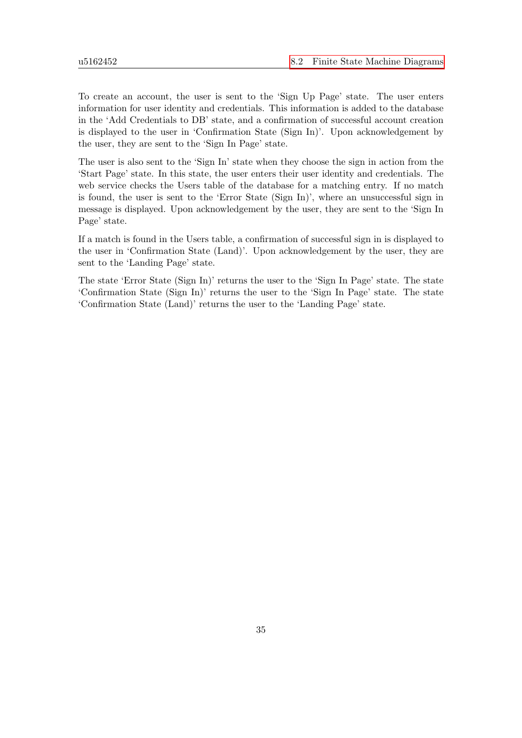To create an account, the user is sent to the 'Sign Up Page' state. The user enters information for user identity and credentials. This information is added to the database in the 'Add Credentials to DB' state, and a confirmation of successful account creation is displayed to the user in 'Confirmation State (Sign In)'. Upon acknowledgement by the user, they are sent to the 'Sign In Page' state.

The user is also sent to the 'Sign In' state when they choose the sign in action from the 'Start Page' state. In this state, the user enters their user identity and credentials. The web service checks the Users table of the database for a matching entry. If no match is found, the user is sent to the 'Error State (Sign In)', where an unsuccessful sign in message is displayed. Upon acknowledgement by the user, they are sent to the 'Sign In Page' state.

If a match is found in the Users table, a confirmation of successful sign in is displayed to the user in 'Confirmation State (Land)'. Upon acknowledgement by the user, they are sent to the 'Landing Page' state.

The state 'Error State (Sign In)' returns the user to the 'Sign In Page' state. The state 'Confirmation State (Sign In)' returns the user to the 'Sign In Page' state. The state 'Confirmation State (Land)' returns the user to the 'Landing Page' state.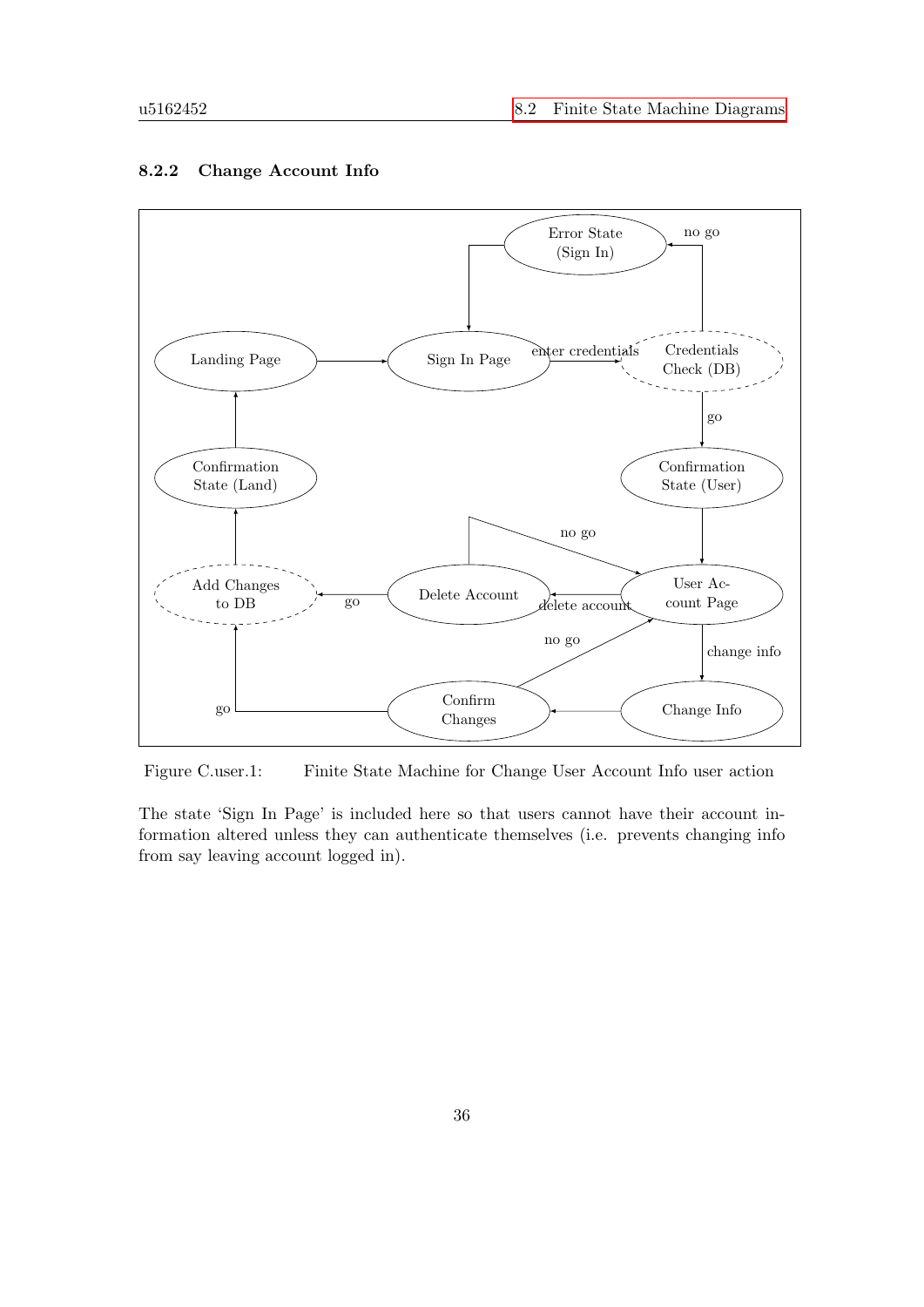### 8.2.2 Change Account Info

Figure C.user.1: Finite State Machine for Change User Account Info user action

The state 'Sign In Page' is included here so that users cannot have their account information altered unless they can authenticate themselves (i.e. prevents changing info from say leaving account logged in).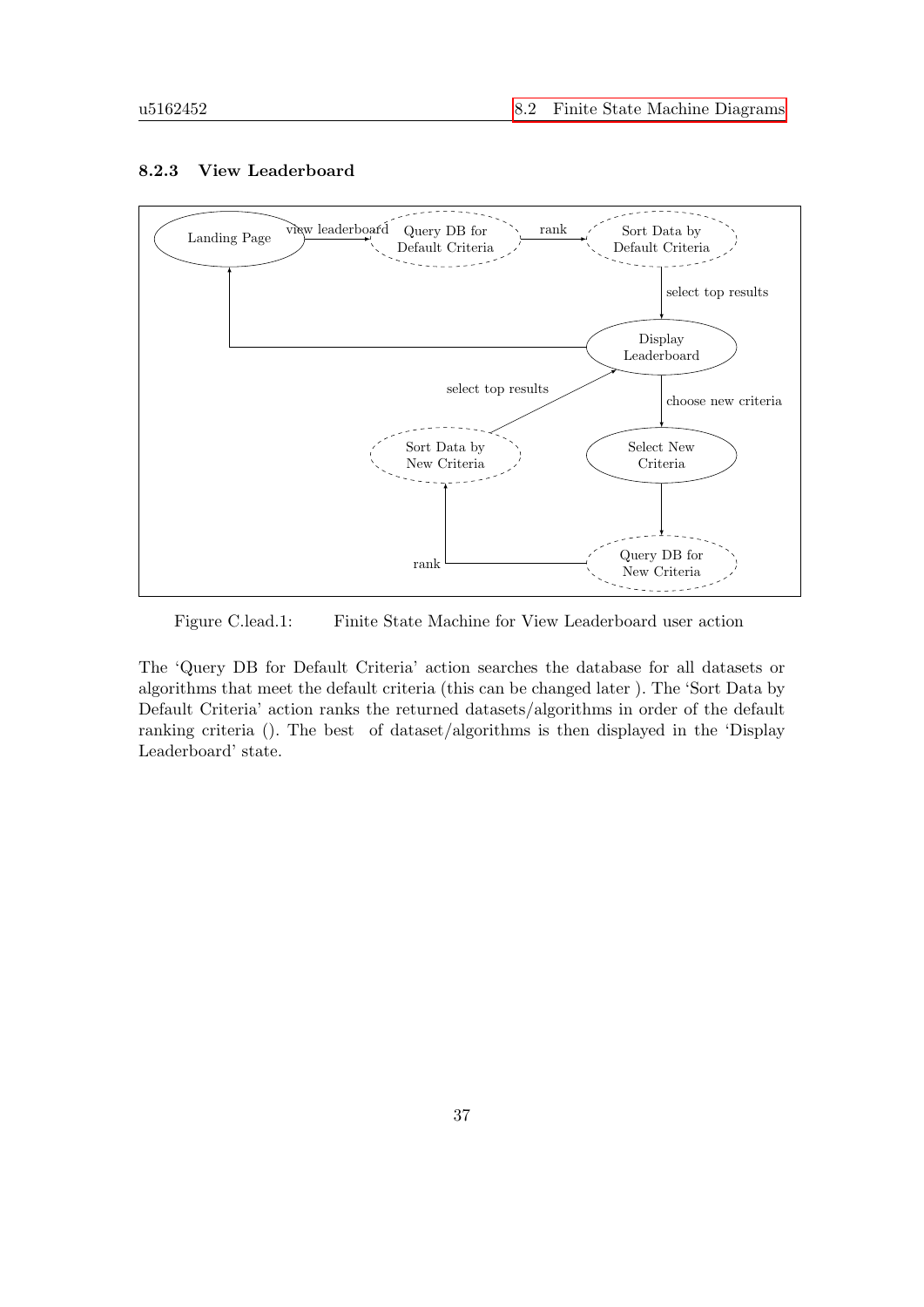### 8.2.3 View Leaderboard

Figure C.lead.1: Finite State Machine for View Leaderboard user action

The 'Query DB for Default Criteria' action searches the database for all datasets or algorithms that meet the default criteria (this can be changed later ). The 'Sort Data by Default Criteria' action ranks the returned datasets/algorithms in order of the default ranking criteria (). The best of dataset/algorithms is then displayed in the 'Display Leaderboard' state.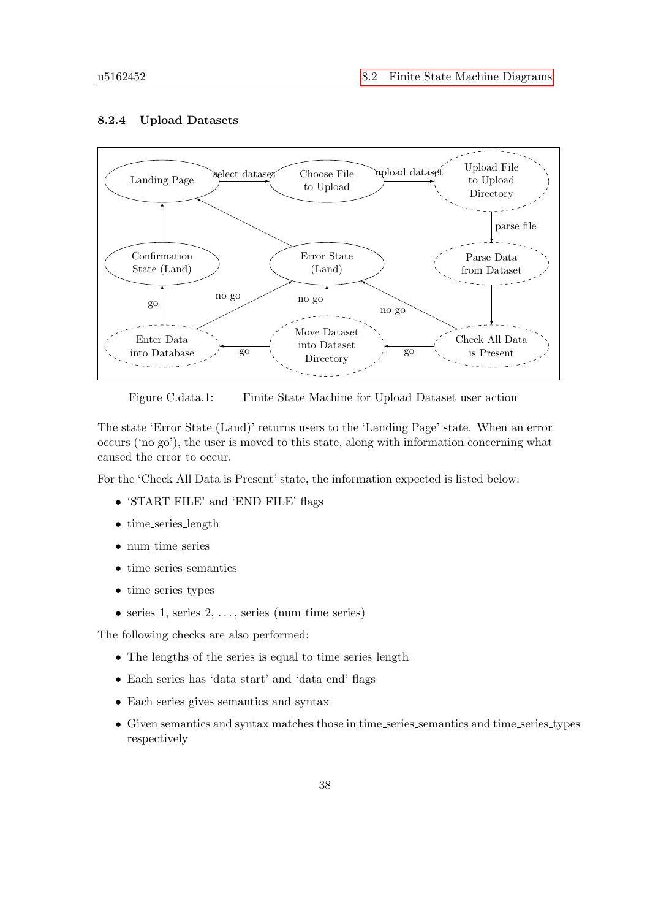### 8.2.4 Upload Datasets

Figure C.data.1: Finite State Machine for Upload Dataset user action

The state 'Error State (Land)' returns users to the 'Landing Page' state. When an error occurs ('no go'), the user is moved to this state, along with information concerning what caused the error to occur.

For the 'Check All Data is Present' state, the information expected is listed below:

- 'START FILE' and 'END FILE' flags
- time_series_length
- num_time_series
- time_series_semantics
- time_series_types
- series_1, series_2, ..., series_(num_time_series)

The following checks are also performed:

- The lengths of the series is equal to time_series_length
- Each series has 'data_start' and 'data_end' flags
- Each series gives semantics and syntax
- Given semantics and syntax matches those in time_series_semantics and time_series_types respectively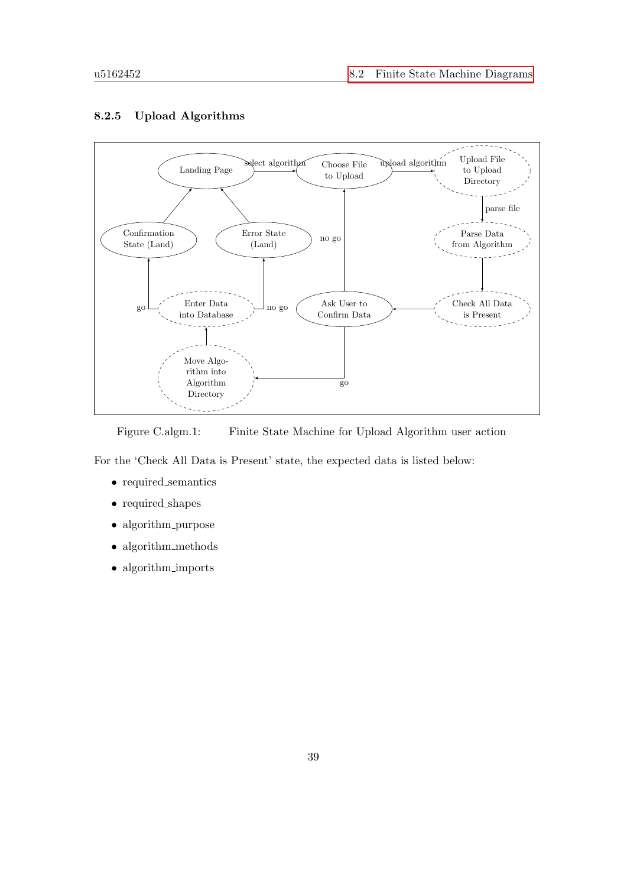### 8.2.5 Upload Algorithms

Figure C.algm.1: Finite State Machine for Upload Algorithm user action

For the 'Check All Data is Present' state, the expected data is listed below:

- required_semantics
- required_shapes
- algorithm_purpose
- algorithm_methods
- algorithm_imports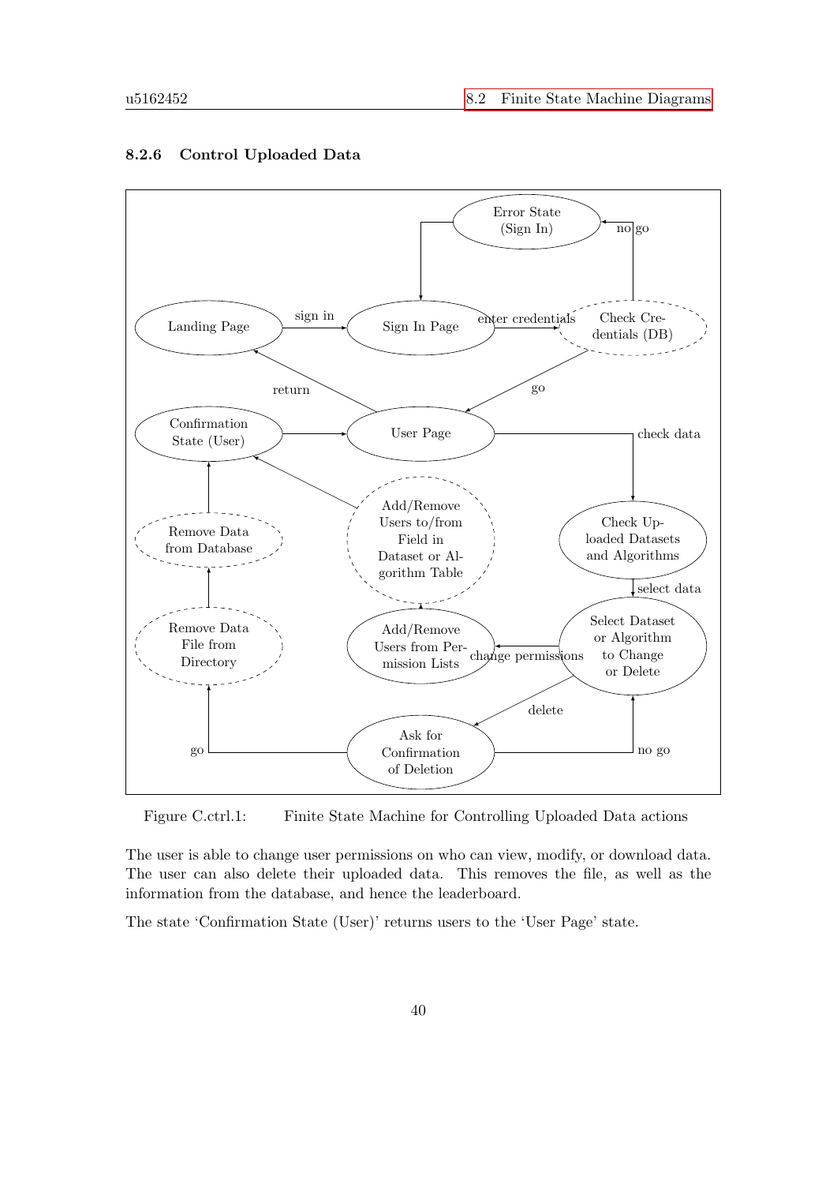### 8.2.6 Control Uploaded Data

Figure C.ctrl.1: Finite State Machine for Controlling Uploaded Data actions

The user is able to change user permissions on who can view, modify, or download data. The user can also delete their uploaded data. This removes the file, as well as the information from the database, and hence the leaderboard.

The state 'Confirmation State (User)' returns users to the 'User Page' state.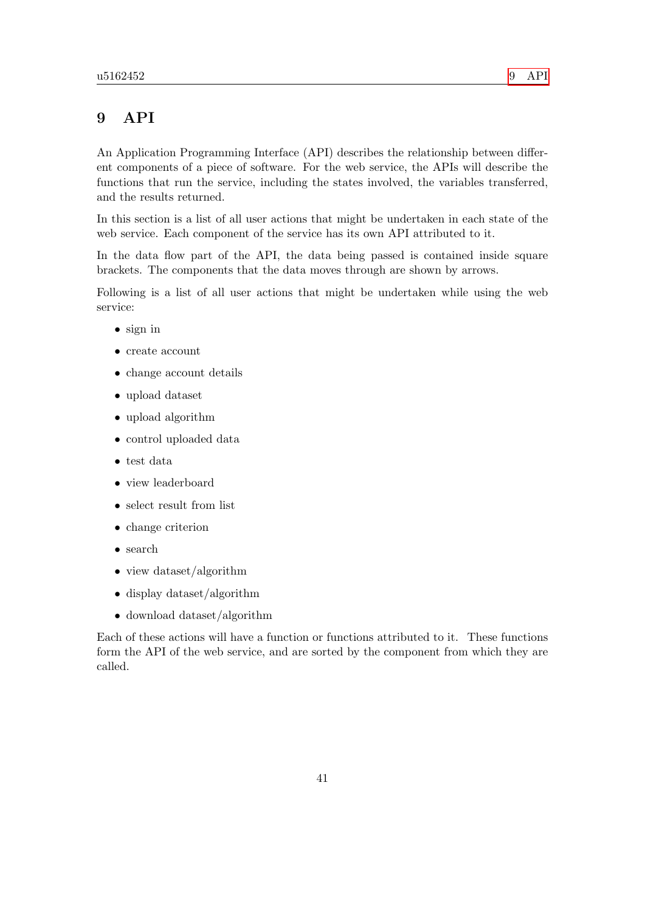# 9 API

An Application Programming Interface (API) describes the relationship between different components of a piece of software. For the web service, the APIs will describe the functions that run the service, including the states involved, the variables transferred, and the results returned.

In this section is a list of all user actions that might be undertaken in each state of the web service. Each component of the service has its own API attributed to it.

In the data flow part of the API, the data being passed is contained inside square brackets. The components that the data moves through are shown by arrows.

Following is a list of all user actions that might be undertaken while using the web service:

- sign in
- create account
- change account details
- upload dataset
- upload algorithm
- control uploaded data
- test data
- view leaderboard
- select result from list
- change criterion
- search
- view dataset/algorithm
- display dataset/algorithm
- download dataset/algorithm

Each of these actions will have a function or functions attributed to it. These functions form the API of the web service, and are sorted by the component from which they are called.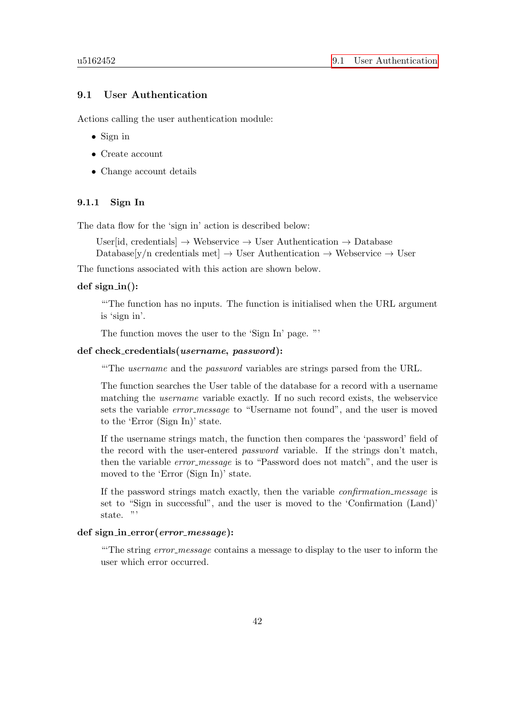## 9.1 User Authentication

Actions calling the user authentication module:

- Sign in
- Create account
- Change account details

### 9.1.1 Sign In

The data flow for the 'sign in' action is described below:

> User[id, credentials] → Webservice → User Authentication → Database
> Database[y/n credentials met] → User Authentication → Webservice → User

The functions associated with this action are shown below.

**def sign_in():**

> '''The function has no inputs. The function is initialised when the URL argument is 'sign in'.
>
> The function moves the user to the 'Sign In' page. '''

**def check_credentials(*username*, *password*):**

> '''The *username* and the *password* variables are strings parsed from the URL.
>
> The function searches the User table of the database for a record with a username matching the *username* variable exactly. If no such record exists, the webservice sets the variable *error_message* to "Username not found", and the user is moved to the 'Error (Sign In)' state.
>
> If the username strings match, the function then compares the 'password' field of the record with the user-entered *password* variable. If the strings don't match, then the variable *error_message* is to "Password does not match", and the user is moved to the 'Error (Sign In)' state.
>
> If the password strings match exactly, then the variable *confirmation_message* is set to "Sign in successful", and the user is moved to the 'Confirmation (Land)' state. '''

**def sign_in_error(*error_message*):**

> '''The string *error_message* contains a message to display to the user to inform the user which error occurred.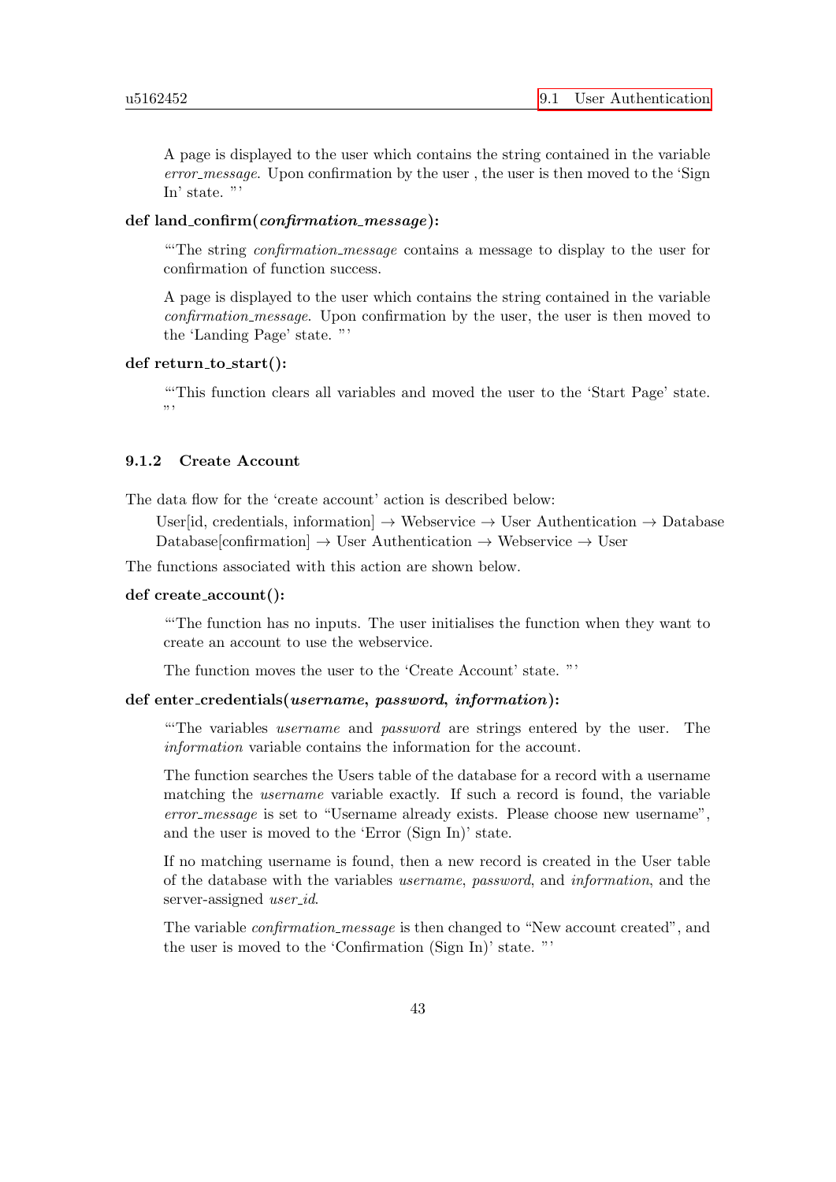A page is displayed to the user which contains the string contained in the variable *error_message*. Upon confirmation by the user , the user is then moved to the 'Sign In' state. "'

**def land_confirm(*confirmation_message*):**

"'The string *confirmation_message* contains a message to display to the user for confirmation of function success.

A page is displayed to the user which contains the string contained in the variable *confirmation_message*. Upon confirmation by the user, the user is then moved to the 'Landing Page' state. "'

**def return_to_start():**

"'This function clears all variables and moved the user to the 'Start Page' state. "'

### 9.1.2 Create Account

The data flow for the 'create account' action is described below:

User[id, credentials, information] → Webservice → User Authentication → Database
Database[confirmation] → User Authentication → Webservice → User

The functions associated with this action are shown below.

**def create_account():**

"'The function has no inputs. The user initialises the function when they want to create an account to use the webservice.

The function moves the user to the 'Create Account' state. "'

**def enter_credentials(*username*, *password*, *information*):**

"'The variables *username* and *password* are strings entered by the user. The *information* variable contains the information for the account.

The function searches the Users table of the database for a record with a username matching the *username* variable exactly. If such a record is found, the variable *error_message* is set to "Username already exists. Please choose new username", and the user is moved to the 'Error (Sign In)' state.

If no matching username is found, then a new record is created in the User table of the database with the variables *username*, *password*, and *information*, and the server-assigned *user_id*.

The variable *confirmation_message* is then changed to "New account created", and the user is moved to the 'Confirmation (Sign In)' state. "'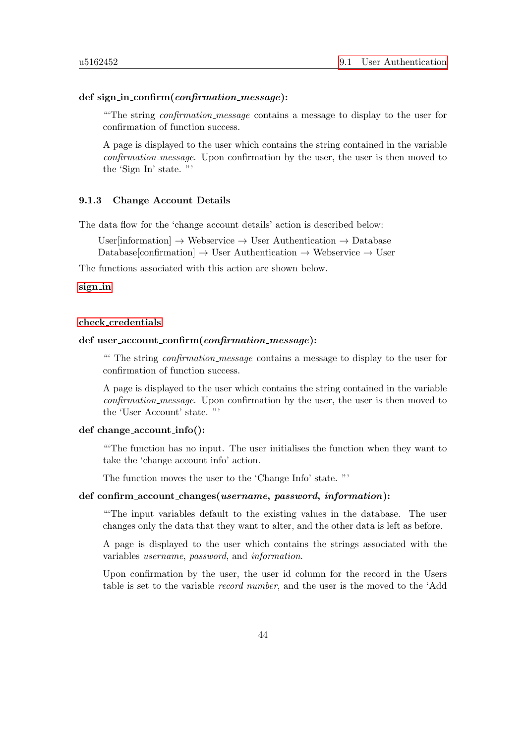**def sign_in_confirm(*confirmation_message*):**

> '''The string *confirmation_message* contains a message to display to the user for confirmation of function success.
>
> A page is displayed to the user which contains the string contained in the variable *confirmation_message*. Upon confirmation by the user, the user is then moved to the 'Sign In' state. '''

### 9.1.3 Change Account Details

The data flow for the 'change account details' action is described below:

> User[information] → Webservice → User Authentication → Database
> Database[confirmation] → User Authentication → Webservice → User

The functions associated with this action are shown below.

**sign_in**

**check_credentials**

**def user_account_confirm(*confirmation_message*):**

> ''' The string *confirmation_message* contains a message to display to the user for confirmation of function success.
>
> A page is displayed to the user which contains the string contained in the variable *confirmation_message*. Upon confirmation by the user, the user is then moved to the 'User Account' state. '''

**def change_account_info():**

> '''The function has no input. The user initialises the function when they want to take the 'change account info' action.
>
> The function moves the user to the 'Change Info' state. '''

**def confirm_account_changes(*username*, *password*, *information*):**

> '''The input variables default to the existing values in the database. The user changes only the data that they want to alter, and the other data is left as before.
>
> A page is displayed to the user which contains the strings associated with the variables *username*, *password*, and *information*.
>
> Upon confirmation by the user, the user id column for the record in the Users table is set to the variable *record_number*, and the user is the moved to the 'Add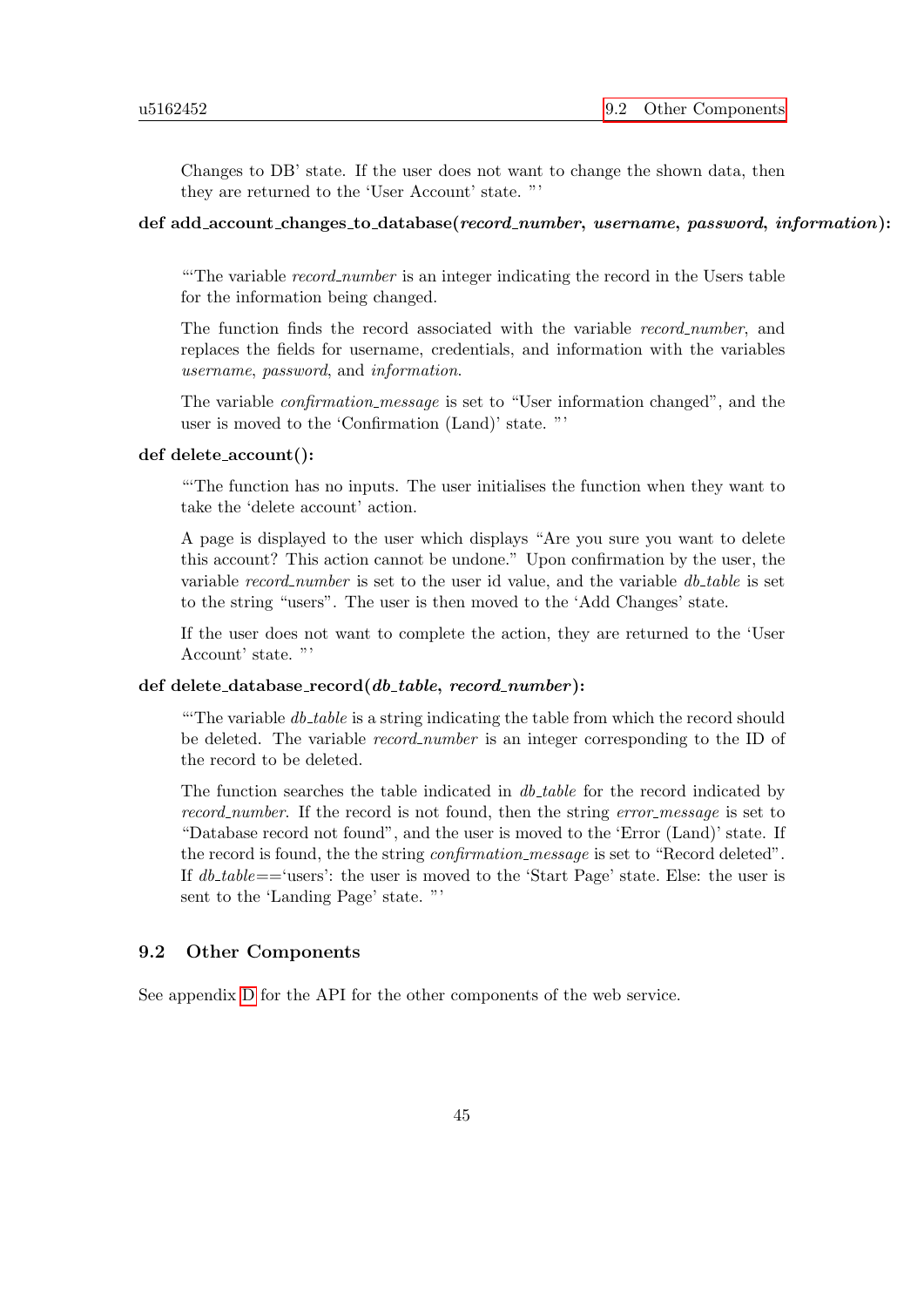Changes to DB' state. If the user does not want to change the shown data, then they are returned to the 'User Account' state. "'

**def add_account_changes_to_database(*record_number*, *username*, *password*, *information*):**

"'The variable *record_number* is an integer indicating the record in the Users table for the information being changed.

The function finds the record associated with the variable *record_number*, and replaces the fields for username, credentials, and information with the variables *username*, *password*, and *information*.

The variable *confirmation_message* is set to "User information changed", and the user is moved to the 'Confirmation (Land)' state. "'

**def delete_account():**

"'The function has no inputs. The user initialises the function when they want to take the 'delete account' action.

A page is displayed to the user which displays "Are you sure you want to delete this account? This action cannot be undone." Upon confirmation by the user, the variable *record_number* is set to the user id value, and the variable *db_table* is set to the string "users". The user is then moved to the 'Add Changes' state.

If the user does not want to complete the action, they are returned to the 'User Account' state. "'

**def delete_database_record(*db_table*, *record_number*):**

"'The variable *db_table* is a string indicating the table from which the record should be deleted. The variable *record_number* is an integer corresponding to the ID of the record to be deleted.

The function searches the table indicated in *db_table* for the record indicated by *record_number*. If the record is not found, then the string *error_message* is set to "Database record not found", and the user is moved to the 'Error (Land)' state. If the record is found, the the string *confirmation_message* is set to "Record deleted". If *db_table*=='users': the user is moved to the 'Start Page' state. Else: the user is sent to the 'Landing Page' state. "'

## 9.2 Other Components

See appendix D for the API for the other components of the web service.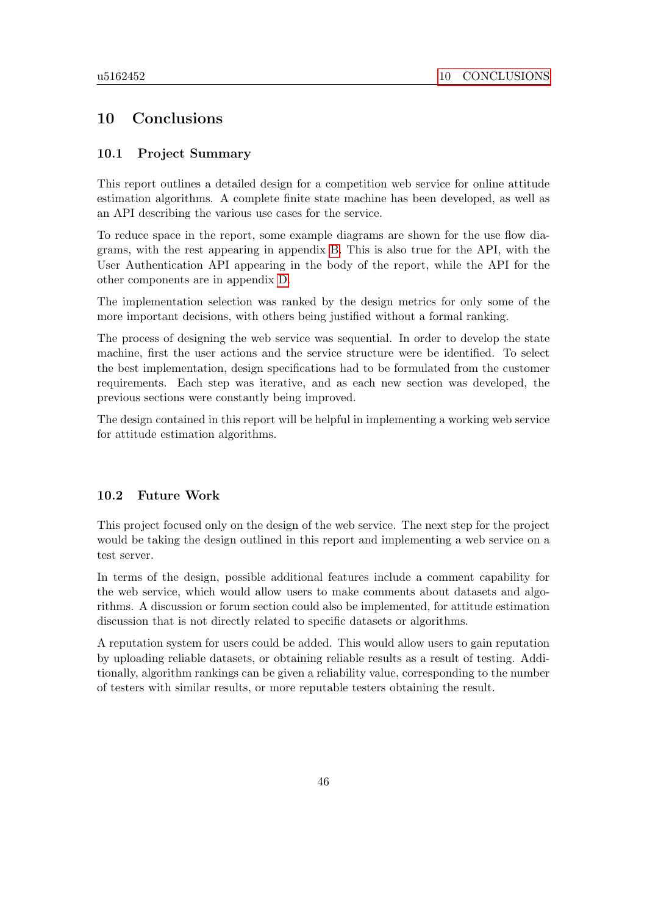# 10 Conclusions

## 10.1 Project Summary

This report outlines a detailed design for a competition web service for online attitude estimation algorithms. A complete finite state machine has been developed, as well as an API describing the various use cases for the service.

To reduce space in the report, some example diagrams are shown for the use flow diagrams, with the rest appearing in appendix B. This is also true for the API, with the User Authentication API appearing in the body of the report, while the API for the other components are in appendix D.

The implementation selection was ranked by the design metrics for only some of the more important decisions, with others being justified without a formal ranking.

The process of designing the web service was sequential. In order to develop the state machine, first the user actions and the service structure were be identified. To select the best implementation, design specifications had to be formulated from the customer requirements. Each step was iterative, and as each new section was developed, the previous sections were constantly being improved.

The design contained in this report will be helpful in implementing a working web service for attitude estimation algorithms.

## 10.2 Future Work

This project focused only on the design of the web service. The next step for the project would be taking the design outlined in this report and implementing a web service on a test server.

In terms of the design, possible additional features include a comment capability for the web service, which would allow users to make comments about datasets and algorithms. A discussion or forum section could also be implemented, for attitude estimation discussion that is not directly related to specific datasets or algorithms.

A reputation system for users could be added. This would allow users to gain reputation by uploading reliable datasets, or obtaining reliable results as a result of testing. Additionally, algorithm rankings can be given a reliability value, corresponding to the number of testers with similar results, or more reputable testers obtaining the result.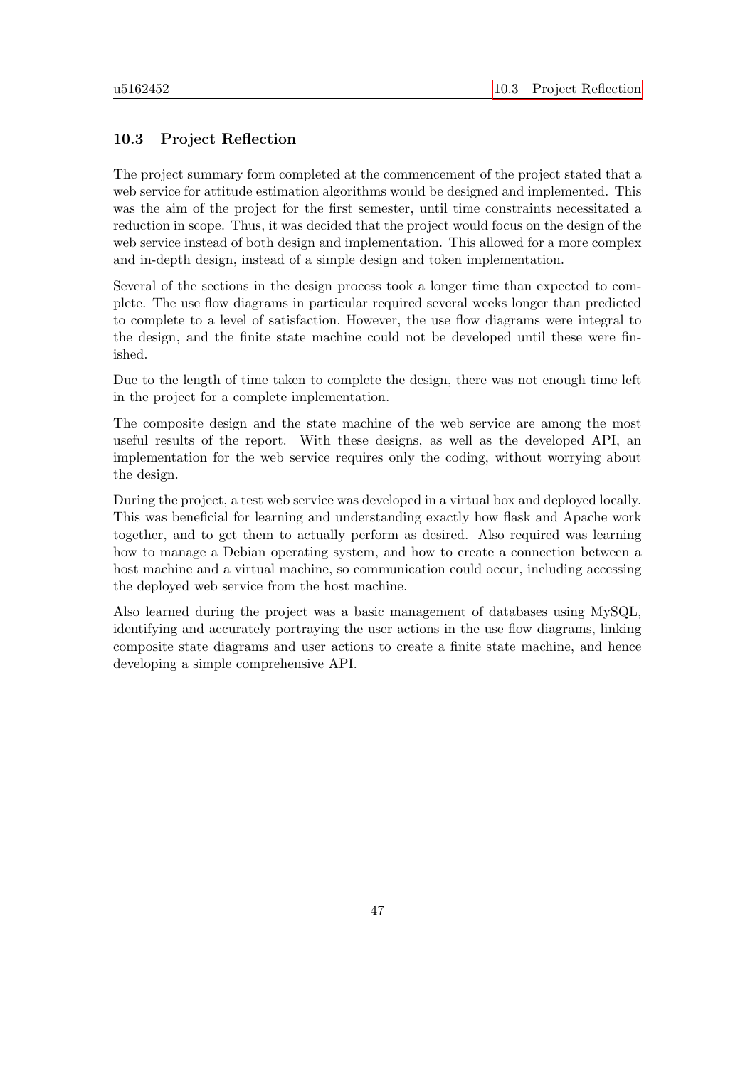### 10.3 Project Reflection

The project summary form completed at the commencement of the project stated that a web service for attitude estimation algorithms would be designed and implemented. This was the aim of the project for the first semester, until time constraints necessitated a reduction in scope. Thus, it was decided that the project would focus on the design of the web service instead of both design and implementation. This allowed for a more complex and in-depth design, instead of a simple design and token implementation.

Several of the sections in the design process took a longer time than expected to complete. The use flow diagrams in particular required several weeks longer than predicted to complete to a level of satisfaction. However, the use flow diagrams were integral to the design, and the finite state machine could not be developed until these were finished.

Due to the length of time taken to complete the design, there was not enough time left in the project for a complete implementation.

The composite design and the state machine of the web service are among the most useful results of the report. With these designs, as well as the developed API, an implementation for the web service requires only the coding, without worrying about the design.

During the project, a test web service was developed in a virtual box and deployed locally. This was beneficial for learning and understanding exactly how flask and Apache work together, and to get them to actually perform as desired. Also required was learning how to manage a Debian operating system, and how to create a connection between a host machine and a virtual machine, so communication could occur, including accessing the deployed web service from the host machine.

Also learned during the project was a basic management of databases using MySQL, identifying and accurately portraying the user actions in the use flow diagrams, linking composite state diagrams and user actions to create a finite state machine, and hence developing a simple comprehensive API.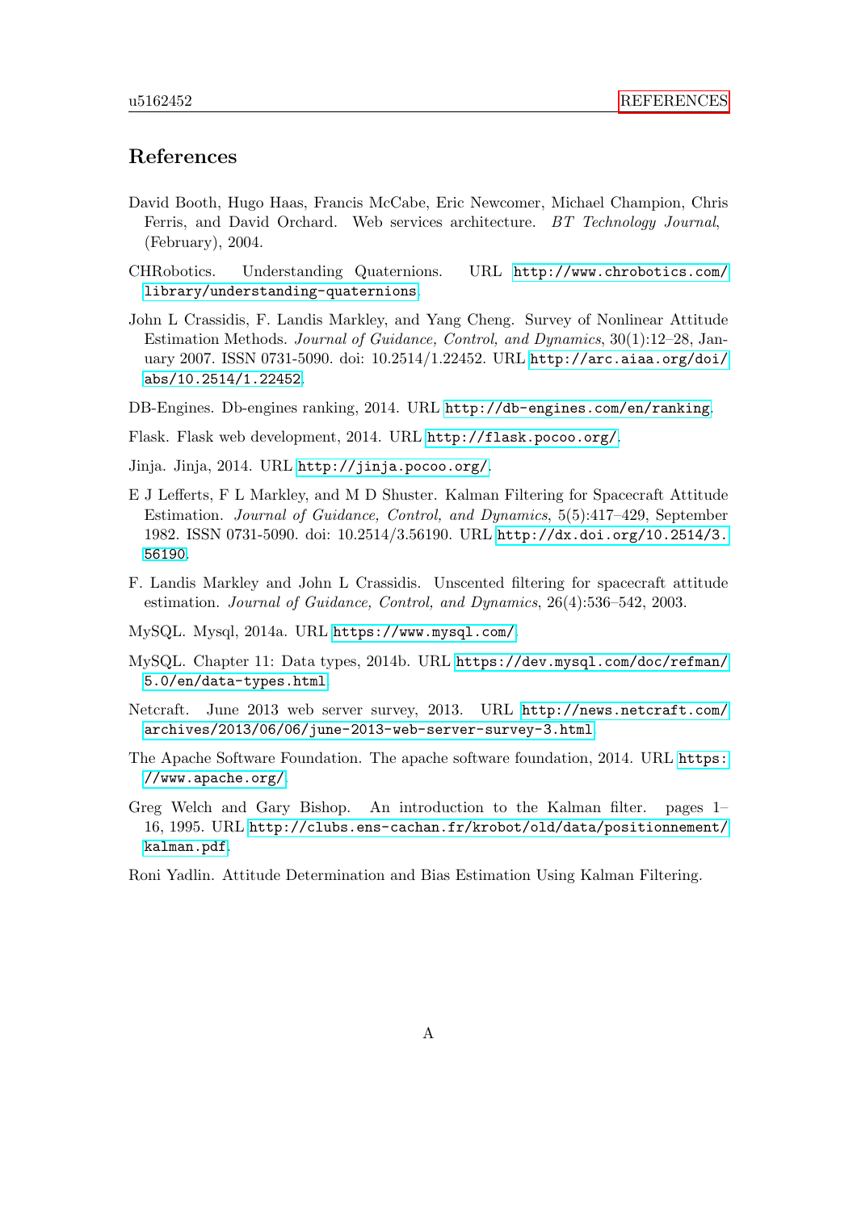# References

David Booth, Hugo Haas, Francis McCabe, Eric Newcomer, Michael Champion, Chris Ferris, and David Orchard. Web services architecture. *BT Technology Journal*, (February), 2004.

CHRobotics. Understanding Quaternions. URL http://www.chrobotics.com/library/understanding-quaternions.

John L Crassidis, F. Landis Markley, and Yang Cheng. Survey of Nonlinear Attitude Estimation Methods. *Journal of Guidance, Control, and Dynamics*, 30(1):12–28, January 2007. ISSN 0731-5090. doi: 10.2514/1.22452. URL http://arc.aiaa.org/doi/abs/10.2514/1.22452.

DB-Engines. Db-engines ranking, 2014. URL http://db-engines.com/en/ranking.

Flask. Flask web development, 2014. URL http://flask.pocoo.org/.

Jinja. Jinja, 2014. URL http://jinja.pocoo.org/.

E J Lefferts, F L Markley, and M D Shuster. Kalman Filtering for Spacecraft Attitude Estimation. *Journal of Guidance, Control, and Dynamics*, 5(5):417–429, September 1982. ISSN 0731-5090. doi: 10.2514/3.56190. URL http://dx.doi.org/10.2514/3.56190.

F. Landis Markley and John L Crassidis. Unscented filtering for spacecraft attitude estimation. *Journal of Guidance, Control, and Dynamics*, 26(4):536–542, 2003.

MySQL. Mysql, 2014a. URL https://www.mysql.com/.

MySQL. Chapter 11: Data types, 2014b. URL https://dev.mysql.com/doc/refman/5.0/en/data-types.html.

Netcraft. June 2013 web server survey, 2013. URL http://news.netcraft.com/archives/2013/06/06/june-2013-web-server-survey-3.html.

The Apache Software Foundation. The apache software foundation, 2014. URL https://www.apache.org/.

Greg Welch and Gary Bishop. An introduction to the Kalman filter. pages 1–16, 1995. URL http://clubs.ens-cachan.fr/krobot/old/data/positionnement/kalman.pdf.

Roni Yadlin. Attitude Determination and Bias Estimation Using Kalman Filtering.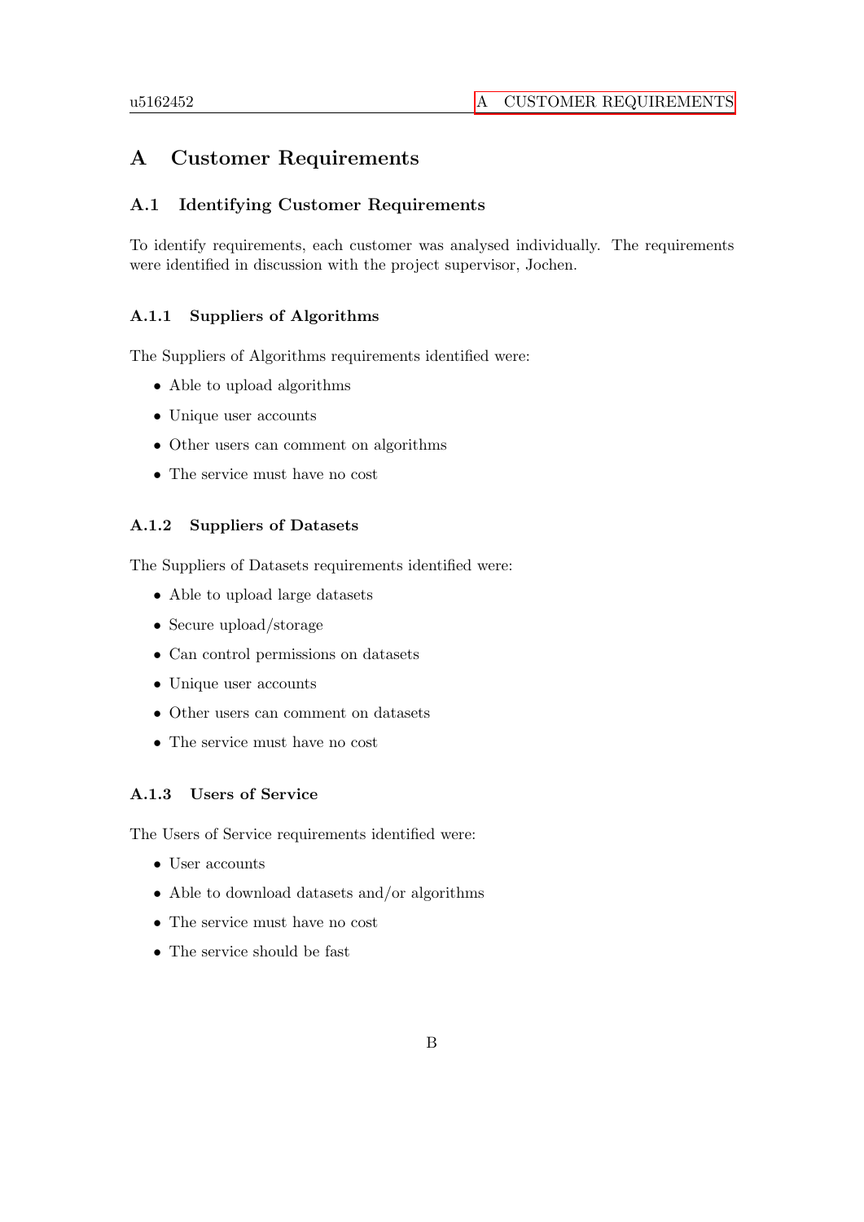# A Customer Requirements

## A.1 Identifying Customer Requirements

To identify requirements, each customer was analysed individually. The requirements were identified in discussion with the project supervisor, Jochen.

### A.1.1 Suppliers of Algorithms

The Suppliers of Algorithms requirements identified were:

- Able to upload algorithms
- Unique user accounts
- Other users can comment on algorithms
- The service must have no cost

### A.1.2 Suppliers of Datasets

The Suppliers of Datasets requirements identified were:

- Able to upload large datasets
- Secure upload/storage
- Can control permissions on datasets
- Unique user accounts
- Other users can comment on datasets
- The service must have no cost

### A.1.3 Users of Service

The Users of Service requirements identified were:

- User accounts
- Able to download datasets and/or algorithms
- The service must have no cost
- The service should be fast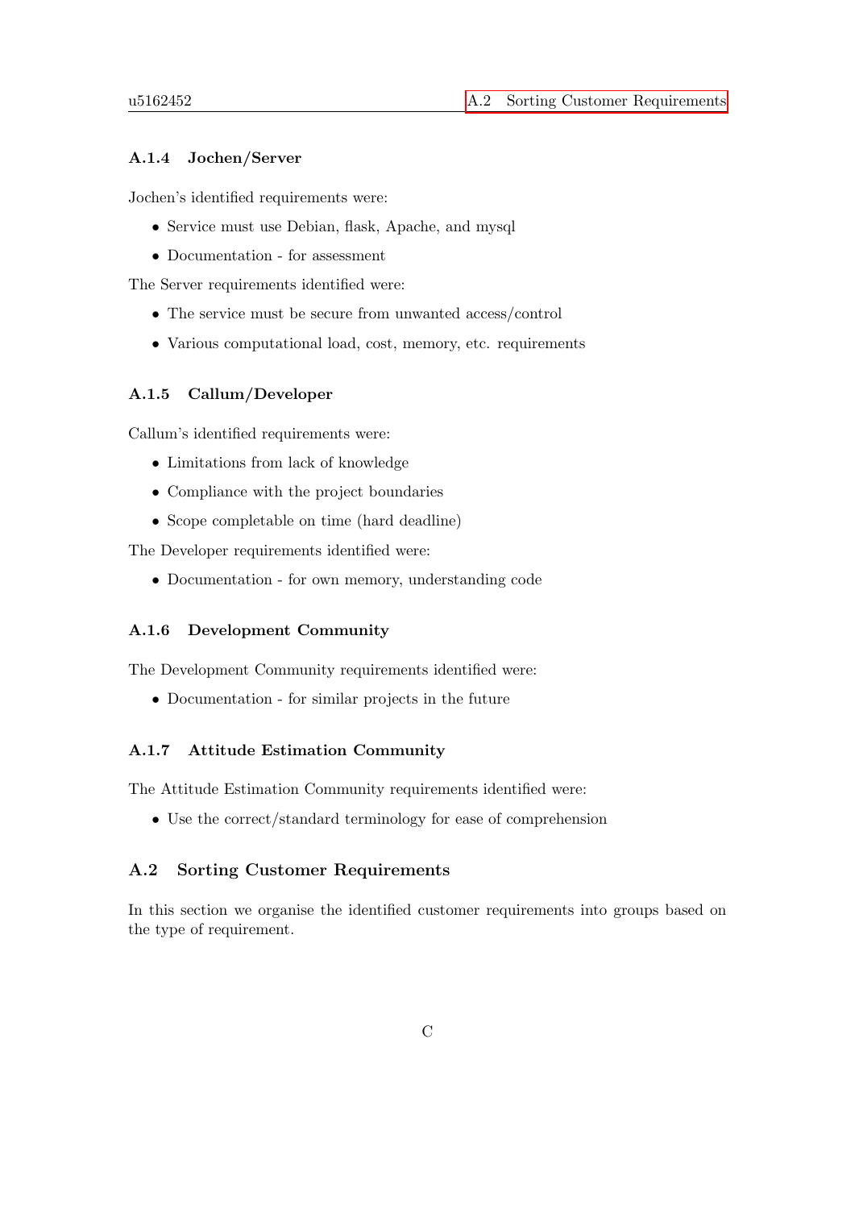### A.1.4 Jochen/Server

Jochen's identified requirements were:

- Service must use Debian, flask, Apache, and mysql
- Documentation - for assessment

The Server requirements identified were:

- The service must be secure from unwanted access/control
- Various computational load, cost, memory, etc. requirements

### A.1.5 Callum/Developer

Callum's identified requirements were:

- Limitations from lack of knowledge
- Compliance with the project boundaries
- Scope completable on time (hard deadline)

The Developer requirements identified were:

- Documentation - for own memory, understanding code

### A.1.6 Development Community

The Development Community requirements identified were:

- Documentation - for similar projects in the future

### A.1.7 Attitude Estimation Community

The Attitude Estimation Community requirements identified were:

- Use the correct/standard terminology for ease of comprehension

## A.2 Sorting Customer Requirements

In this section we organise the identified customer requirements into groups based on the type of requirement.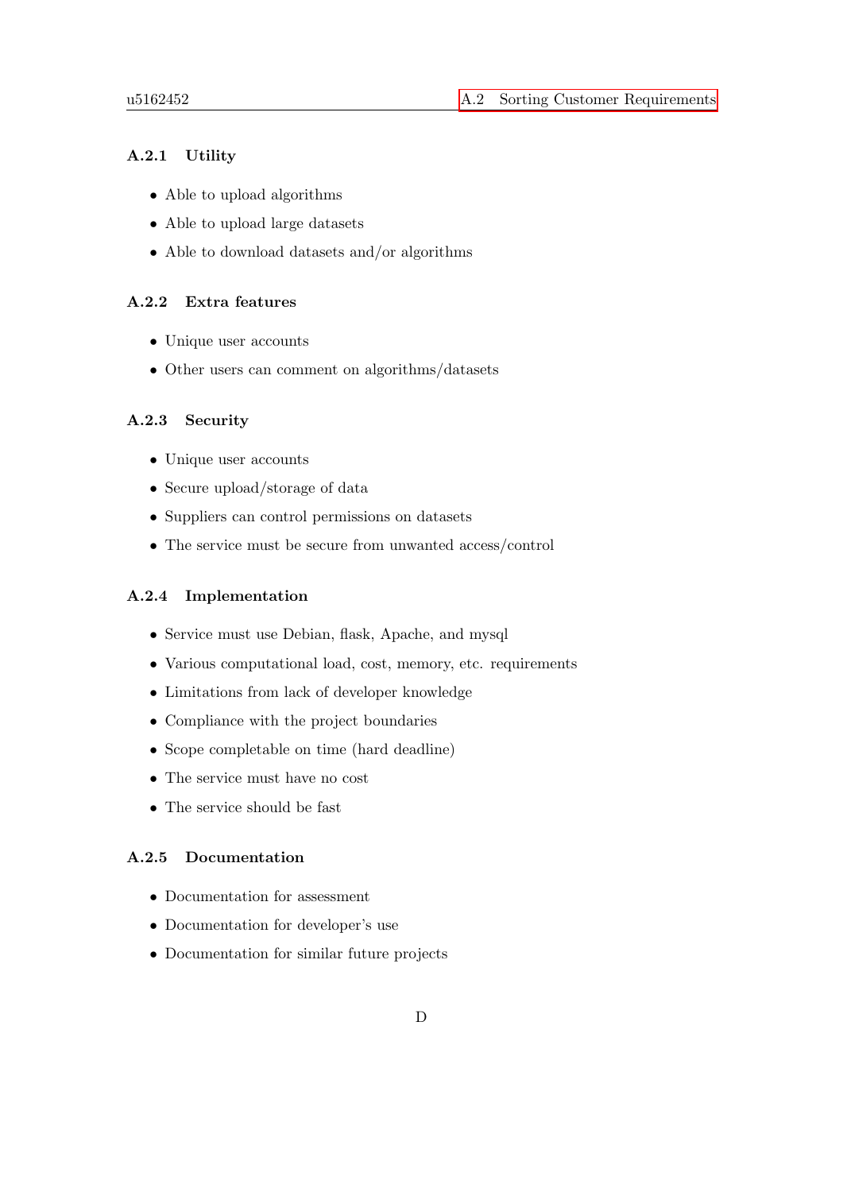### A.2.1 Utility

- Able to upload algorithms
- Able to upload large datasets
- Able to download datasets and/or algorithms

### A.2.2 Extra features

- Unique user accounts
- Other users can comment on algorithms/datasets

### A.2.3 Security

- Unique user accounts
- Secure upload/storage of data
- Suppliers can control permissions on datasets
- The service must be secure from unwanted access/control

### A.2.4 Implementation

- Service must use Debian, flask, Apache, and mysql
- Various computational load, cost, memory, etc. requirements
- Limitations from lack of developer knowledge
- Compliance with the project boundaries
- Scope completable on time (hard deadline)
- The service must have no cost
- The service should be fast

### A.2.5 Documentation

- Documentation for assessment
- Documentation for developer's use
- Documentation for similar future projects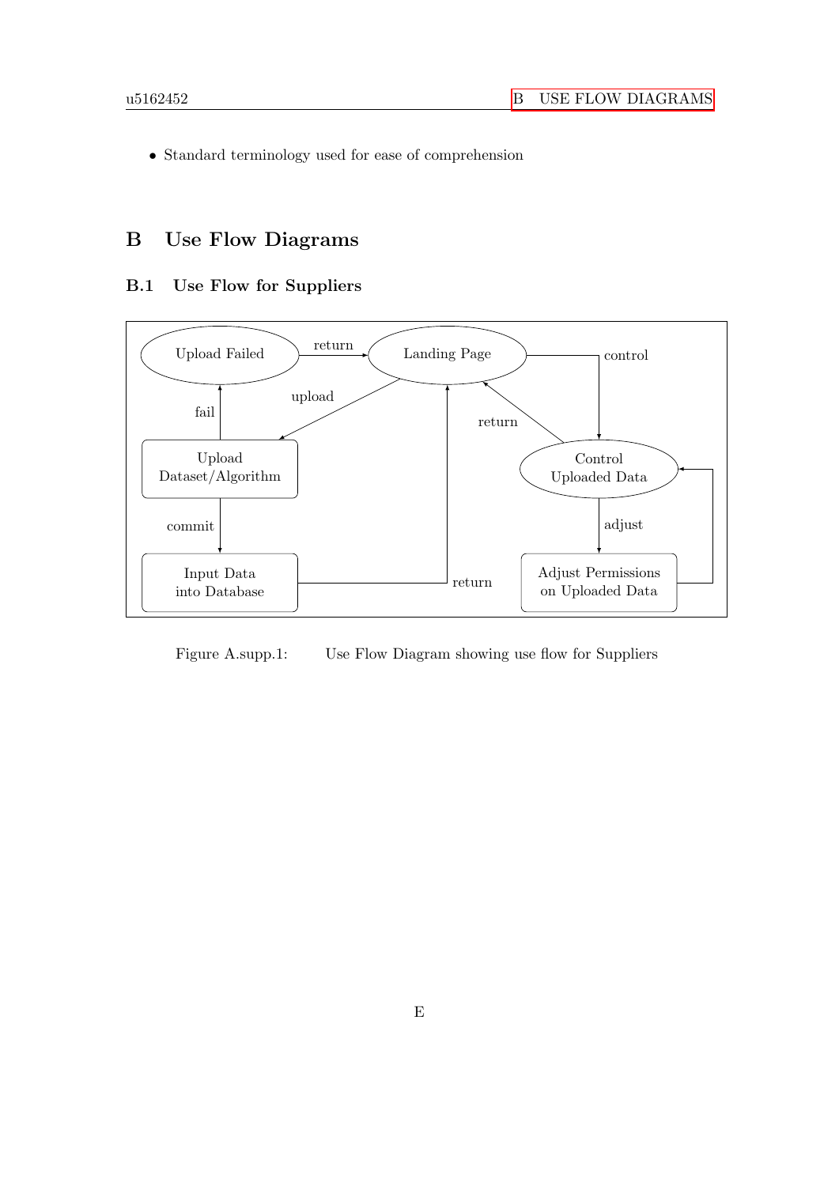- Standard terminology used for ease of comprehension

# B Use Flow Diagrams

## B.1 Use Flow for Suppliers

Figure A.supp.1: Use Flow Diagram showing use flow for Suppliers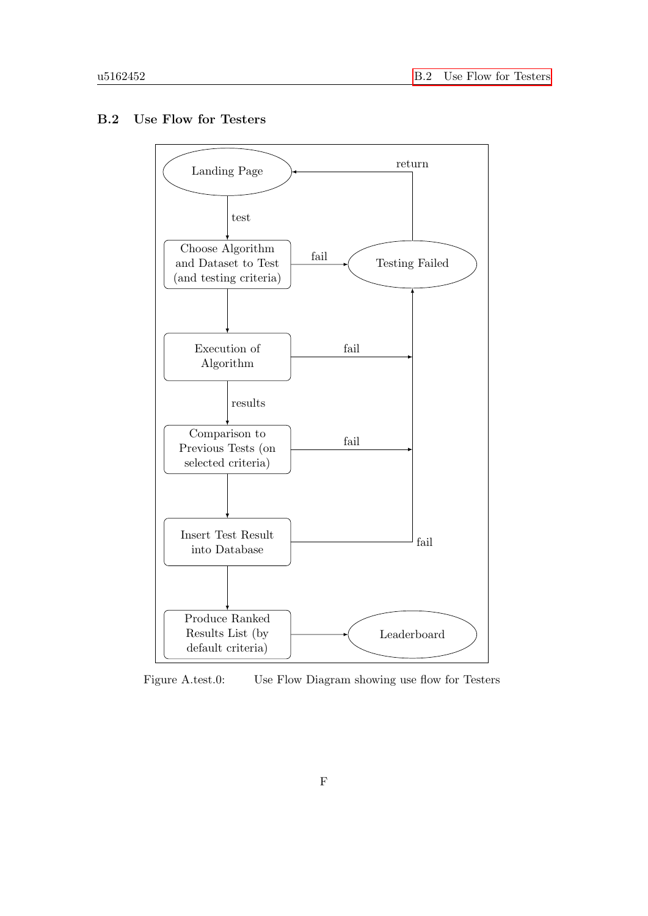### B.2 Use Flow for Testers

Landing Page

test

Choose Algorithm and Dataset to Test (and testing criteria)

fail

Testing Failed

return

Execution of Algorithm

fail

results

Comparison to Previous Tests (on selected criteria)

fail

Insert Test Result into Database

fail

Produce Ranked Results List (by default criteria)

Leaderboard

Figure A.test.0: Use Flow Diagram showing use flow for Testers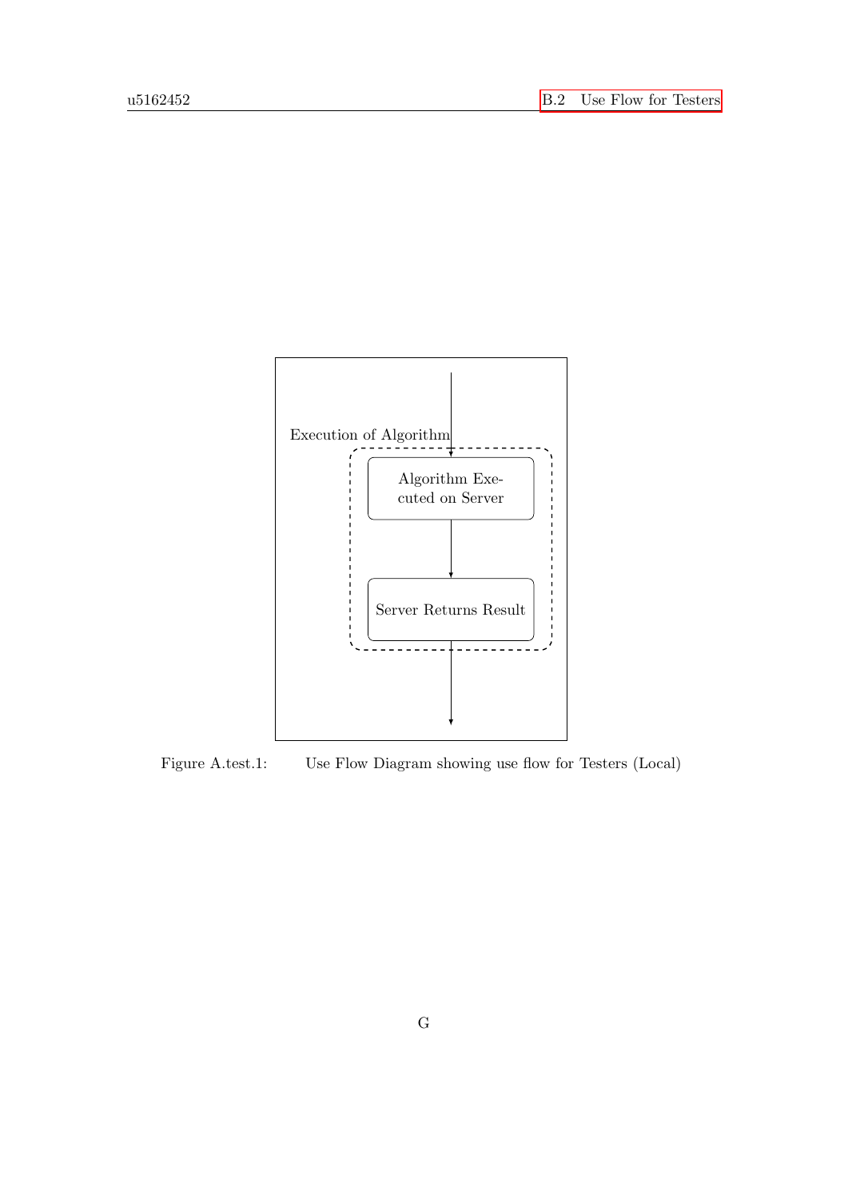Execution of Algorithm

Algorithm Executed on Server

Server Returns Result

Figure A.test.1: Use Flow Diagram showing use flow for Testers (Local)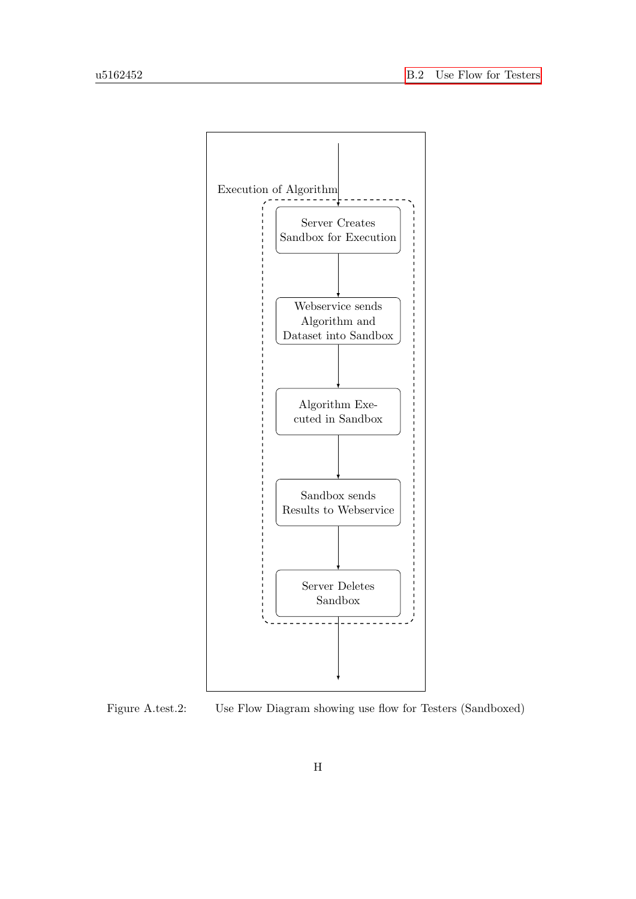Execution of Algorithm

Server Creates Sandbox for Execution

Webservice sends Algorithm and Dataset into Sandbox

Algorithm Executed in Sandbox

Sandbox sends Results to Webservice

Server Deletes Sandbox

Figure A.test.2: Use Flow Diagram showing use flow for Testers (Sandboxed)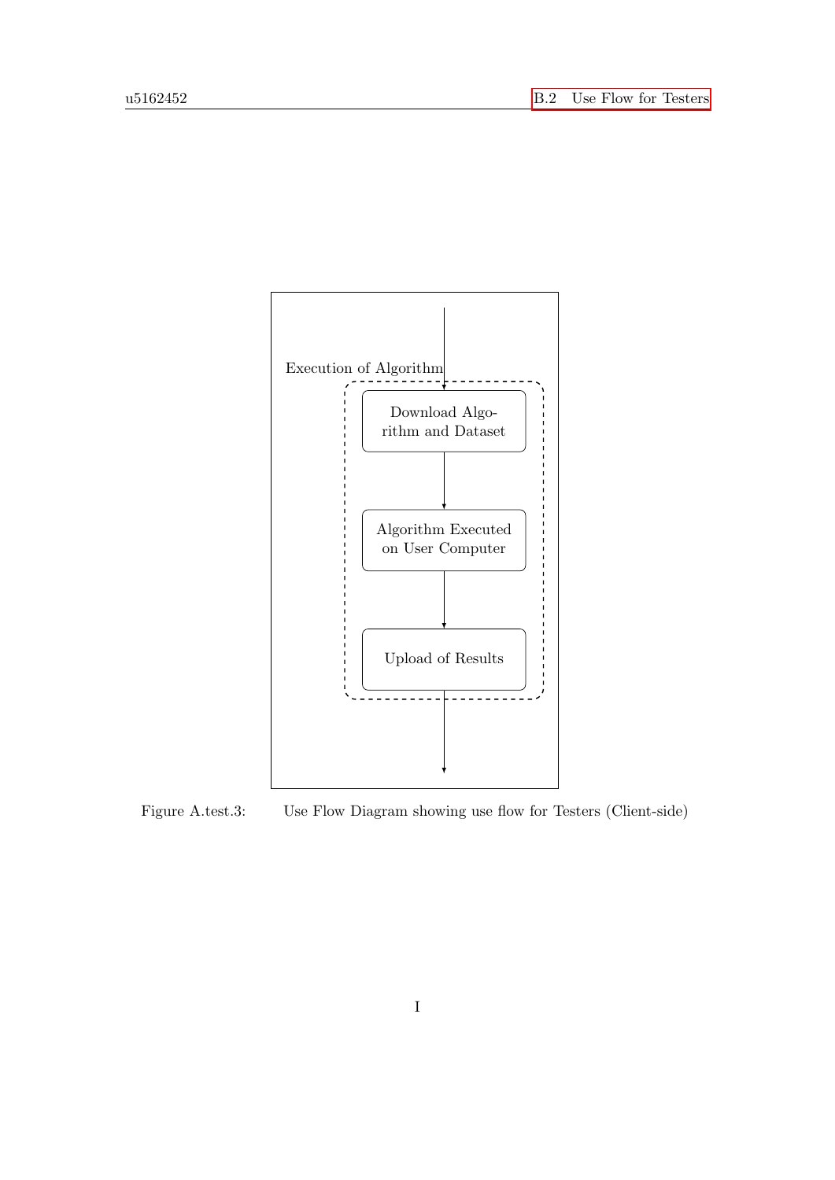Execution of Algorithm

Download Algorithm and Dataset

Algorithm Executed on User Computer

Upload of Results

Figure A.test.3: Use Flow Diagram showing use flow for Testers (Client-side)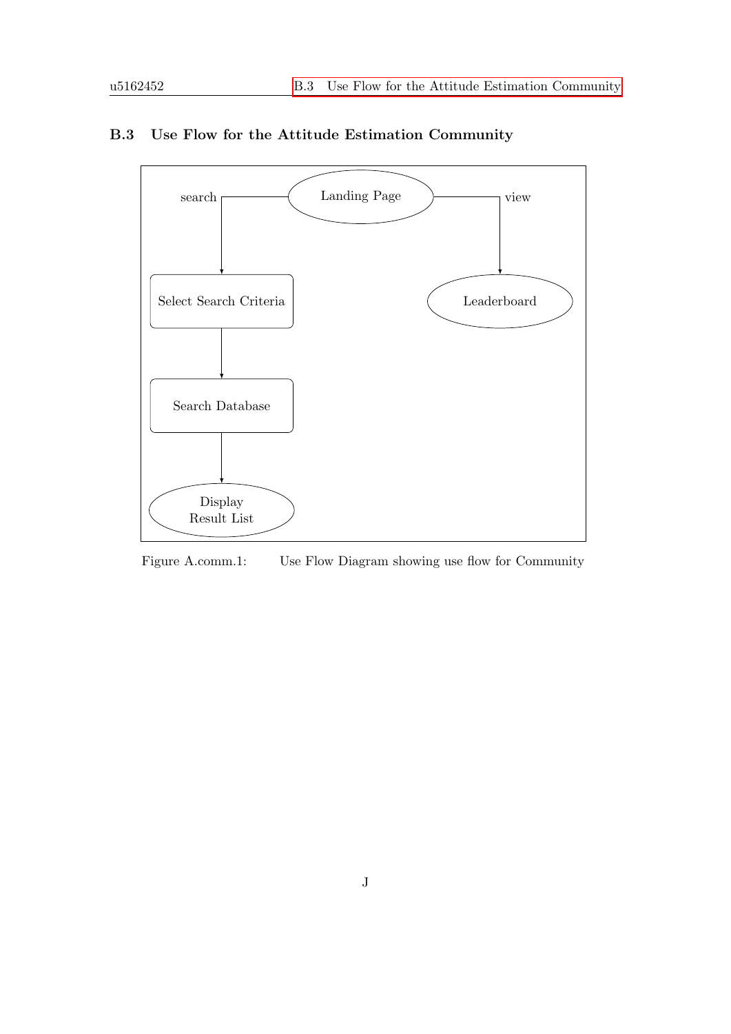### B.3 Use Flow for the Attitude Estimation Community

search

Landing Page

view

Select Search Criteria

Leaderboard

Search Database

Display
Result List

Figure A.comm.1: Use Flow Diagram showing use flow for Community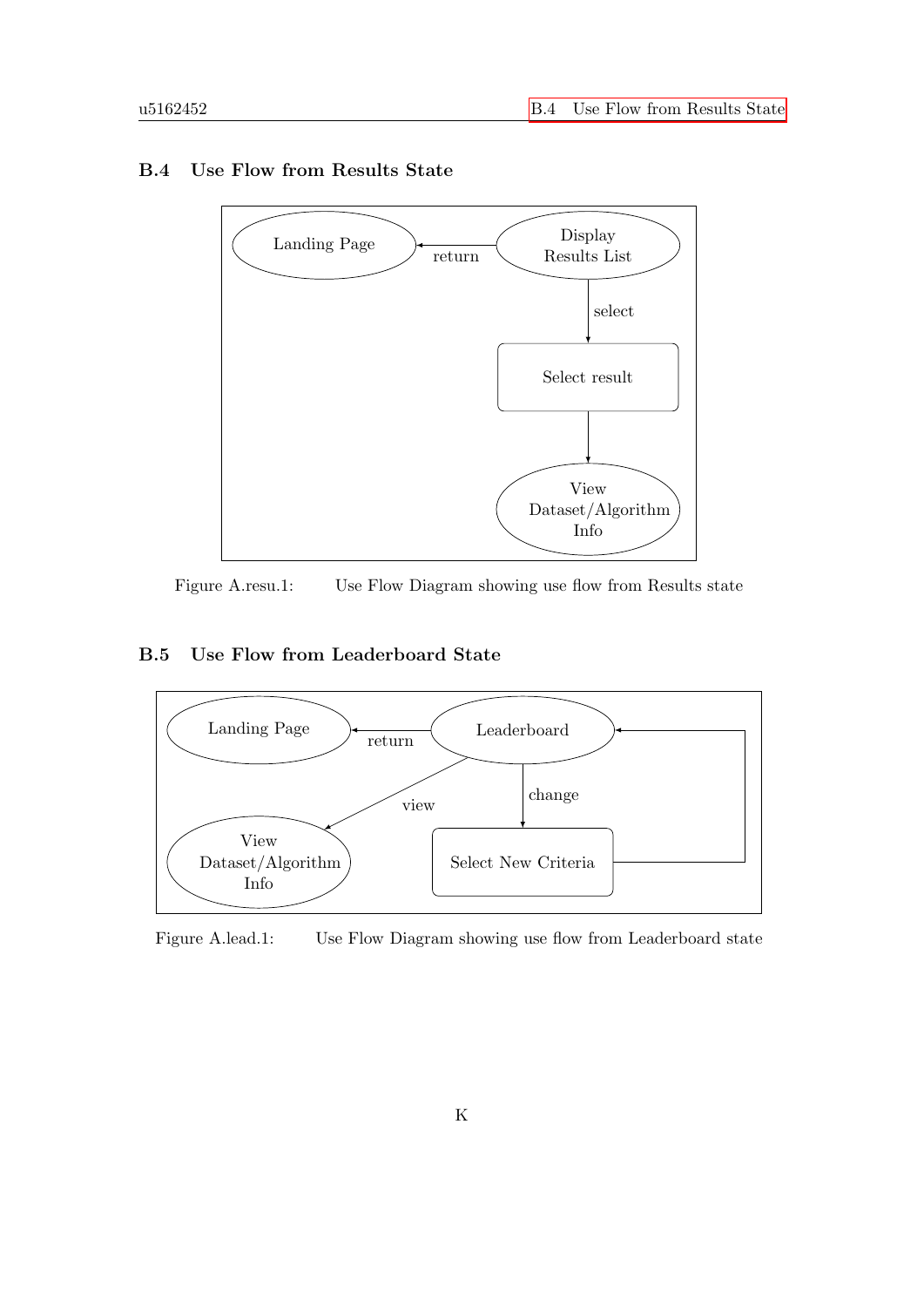### B.4 Use Flow from Results State

Figure A.resu.1: Use Flow Diagram showing use flow from Results state

### B.5 Use Flow from Leaderboard State

Figure A.lead.1: Use Flow Diagram showing use flow from Leaderboard state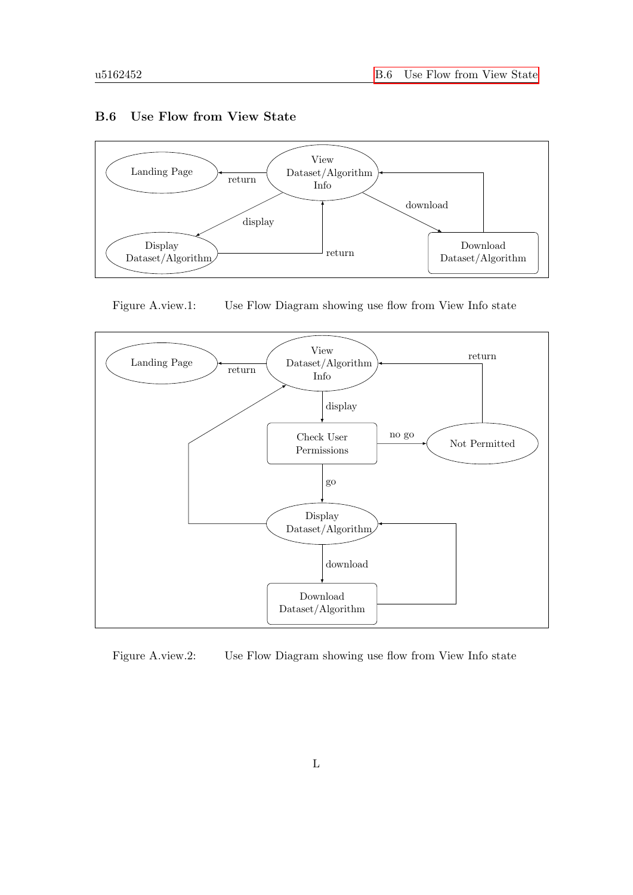## B.6 Use Flow from View State

Figure A.view.1: Use Flow Diagram showing use flow from View Info state

Figure A.view.2: Use Flow Diagram showing use flow from View Info state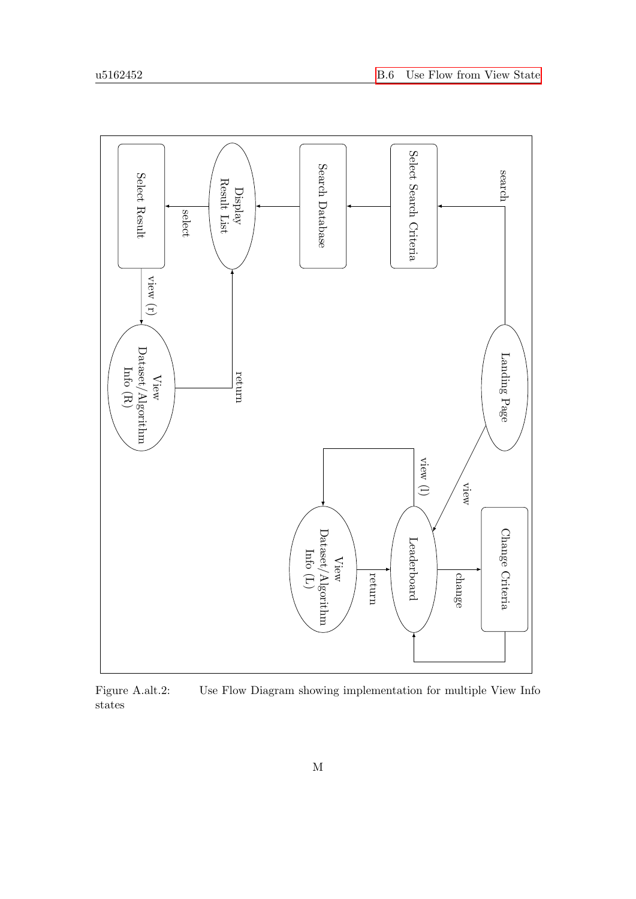Landing Page

search

Select Search Criteria

Search Database

Display Result List

select

Select Result

view (r)

View Dataset/Algorithm Info (R)

return

view

Leaderboard

change

Change Criteria

view (l)

View Dataset/Algorithm Info (L)

return

Figure A.alt.2: Use Flow Diagram showing implementation for multiple View Info states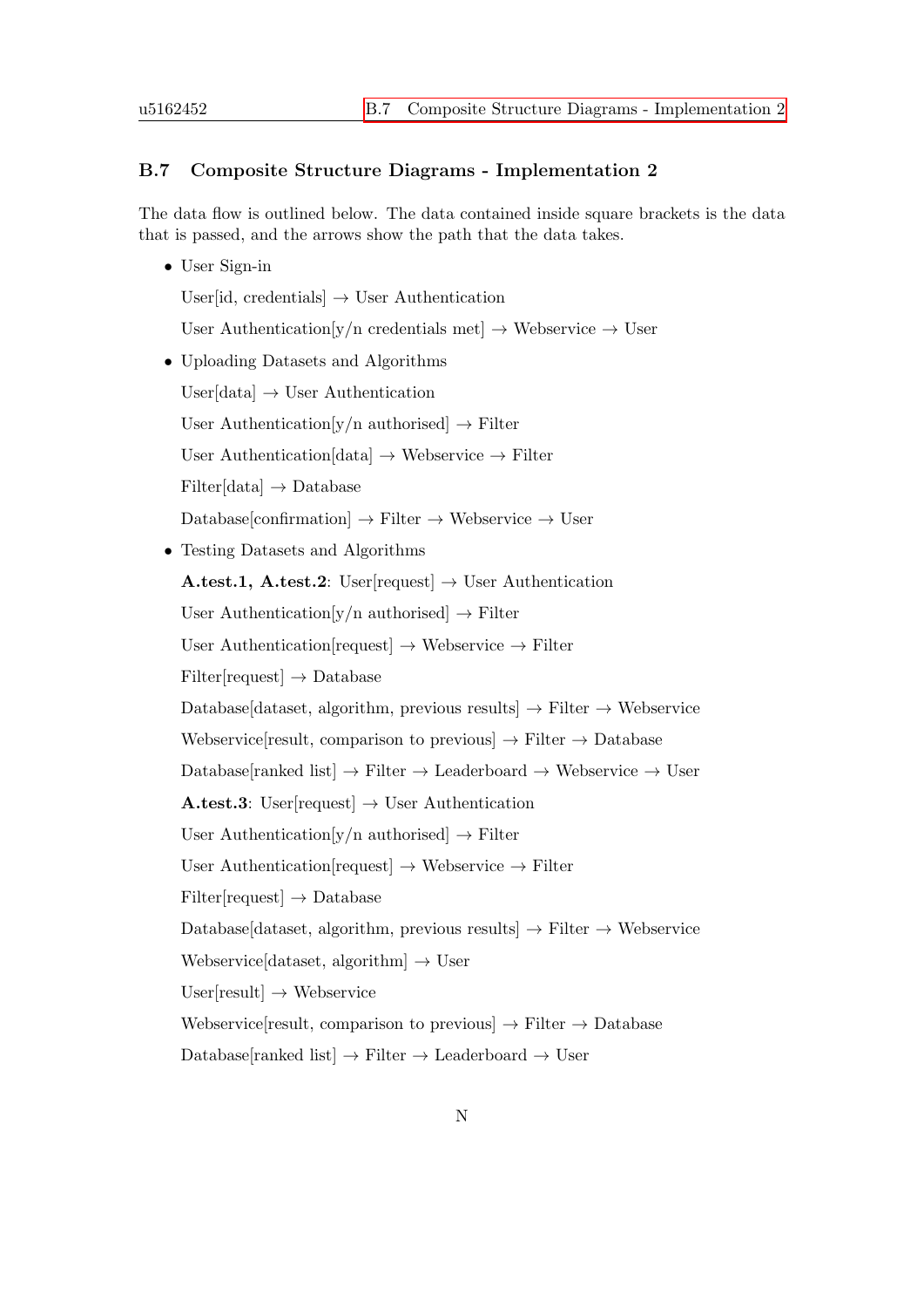### B.7 Composite Structure Diagrams - Implementation 2

The data flow is outlined below. The data contained inside square brackets is the data that is passed, and the arrows show the path that the data takes.

- User Sign-in

  User[id, credentials] → User Authentication

  User Authentication[y/n credentials met] → Webservice → User

- Uploading Datasets and Algorithms

  User[data] → User Authentication

  User Authentication[y/n authorised] → Filter

  User Authentication[data] → Webservice → Filter

  Filter[data] → Database

  Database[confirmation] → Filter → Webservice → User

- Testing Datasets and Algorithms

  **A.test.1, A.test.2**: User[request] → User Authentication

  User Authentication[y/n authorised] → Filter

  User Authentication[request] → Webservice → Filter

  Filter[request] → Database

  Database[dataset, algorithm, previous results] → Filter → Webservice

  Webservice[result, comparison to previous] → Filter → Database

  Database[ranked list] → Filter → Leaderboard → Webservice → User

  **A.test.3**: User[request] → User Authentication

  User Authentication[y/n authorised] → Filter

  User Authentication[request] → Webservice → Filter

  Filter[request] → Database

  Database[dataset, algorithm, previous results] → Filter → Webservice

  Webservice[dataset, algorithm] → User

  User[result] → Webservice

  Webservice[result, comparison to previous] → Filter → Database

  Database[ranked list] → Filter → Leaderboard → User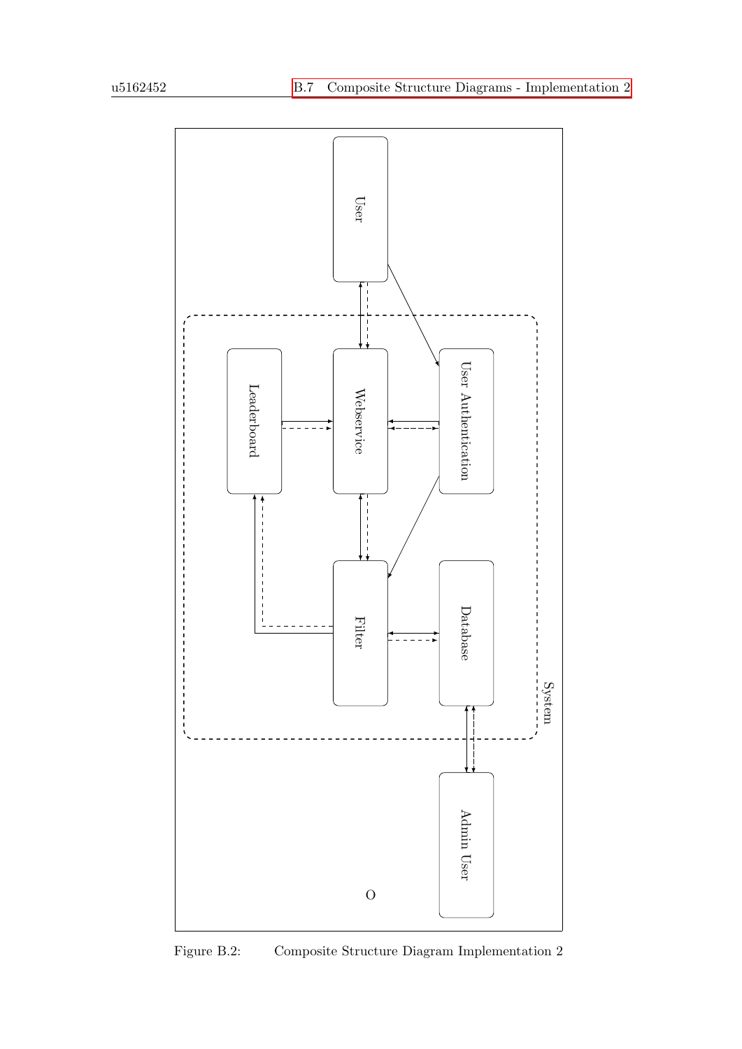User

Leaderboard

Webservice

User Authentication

Filter

Database

System

Admin User

O

Figure B.2: Composite Structure Diagram Implementation 2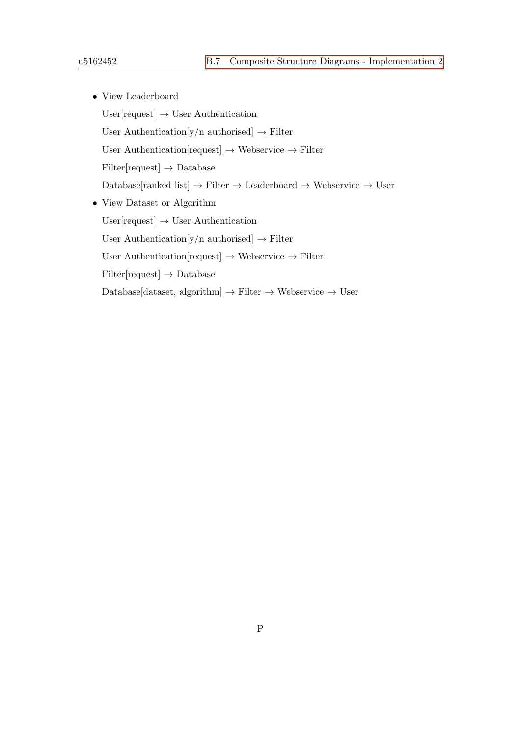- View Leaderboard

  User[request] → User Authentication

  User Authentication[y/n authorised] → Filter

  User Authentication[request] → Webservice → Filter

  Filter[request] → Database

  Database[ranked list] → Filter → Leaderboard → Webservice → User

- View Dataset or Algorithm

  User[request] → User Authentication

  User Authentication[y/n authorised] → Filter

  User Authentication[request] → Webservice → Filter

  Filter[request] → Database

  Database[dataset, algorithm] → Filter → Webservice → User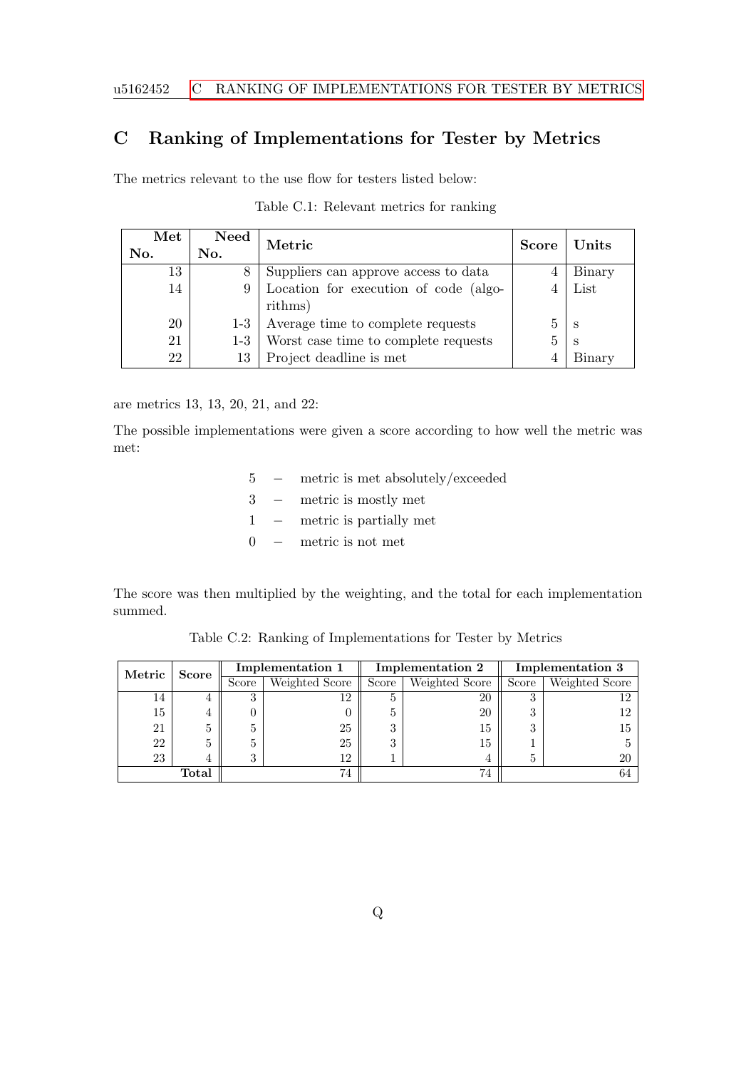# C Ranking of Implementations for Tester by Metrics

The metrics relevant to the use flow for testers listed below:

Table C.1: Relevant metrics for ranking

| Met No. | Need No. | Metric | Score | Units |
|---|---|---|---|---|
| 13 | 8 | Suppliers can approve access to data | 4 | Binary |
| 14 | 9 | Location for execution of code (algorithms) | 4 | List |
| 20 | 1-3 | Average time to complete requests | 5 | s |
| 21 | 1-3 | Worst case time to complete requests | 5 | s |
| 22 | 13 | Project deadline is met | 4 | Binary |

are metrics 13, 13, 20, 21, and 22:

The possible implementations were given a score according to how well the metric was met:

5 – metric is met absolutely/exceeded

3 – metric is mostly met

1 – metric is partially met

0 – metric is not met

The score was then multiplied by the weighting, and the total for each implementation summed.

Table C.2: Ranking of Implementations for Tester by Metrics

| Metric | Score | Implementation 1 | | Implementation 2 | | Implementation 3 | |
|---|---|---|---|---|---|---|---|
| | | Score | Weighted Score | Score | Weighted Score | Score | Weighted Score |
| 14 | 4 | 3 | 12 | 5 | 20 | 3 | 12 |
| 15 | 4 | 0 | 0 | 5 | 20 | 3 | 12 |
| 21 | 5 | 5 | 25 | 3 | 15 | 3 | 15 |
| 22 | 5 | 5 | 25 | 3 | 15 | 1 | 5 |
| 23 | 4 | 3 | 12 | 1 | 4 | 5 | 20 |
| | **Total** | | 74 | | 74 | | 64 |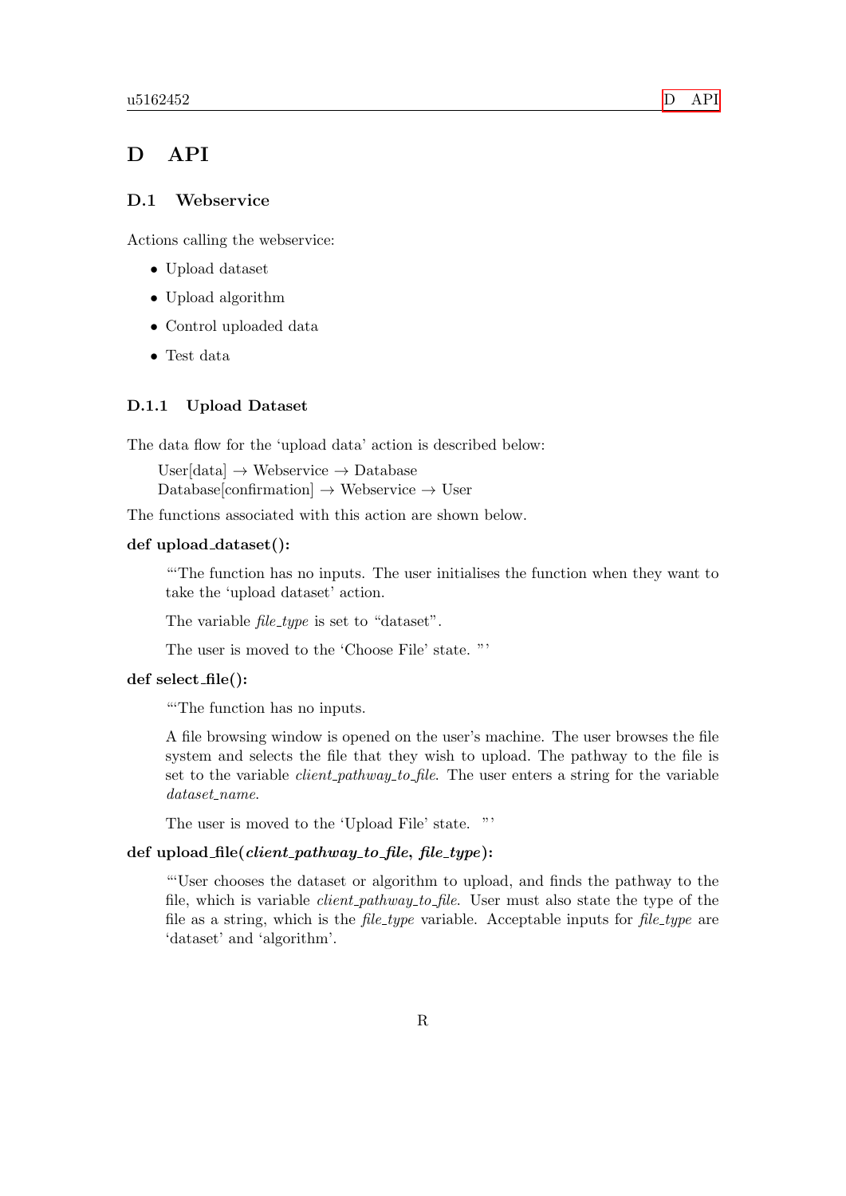# D API

## D.1 Webservice

Actions calling the webservice:

- Upload dataset
- Upload algorithm
- Control uploaded data
- Test data

### D.1.1 Upload Dataset

The data flow for the 'upload data' action is described below:

User[data] → Webservice → Database
Database[confirmation] → Webservice → User

The functions associated with this action are shown below.

**def upload_dataset():**

> '''The function has no inputs. The user initialises the function when they want to take the 'upload dataset' action.
>
> The variable *file_type* is set to "dataset".
>
> The user is moved to the 'Choose File' state. '''

**def select_file():**

> '''The function has no inputs.
>
> A file browsing window is opened on the user's machine. The user browses the file system and selects the file that they wish to upload. The pathway to the file is set to the variable *client_pathway_to_file*. The user enters a string for the variable *dataset_name*.
>
> The user is moved to the 'Upload File' state. '''

**def upload_file(*client_pathway_to_file*, *file_type*):**

> '''User chooses the dataset or algorithm to upload, and finds the pathway to the file, which is variable *client_pathway_to_file*. User must also state the type of the file as a string, which is the *file_type* variable. Acceptable inputs for *file_type* are 'dataset' and 'algorithm'.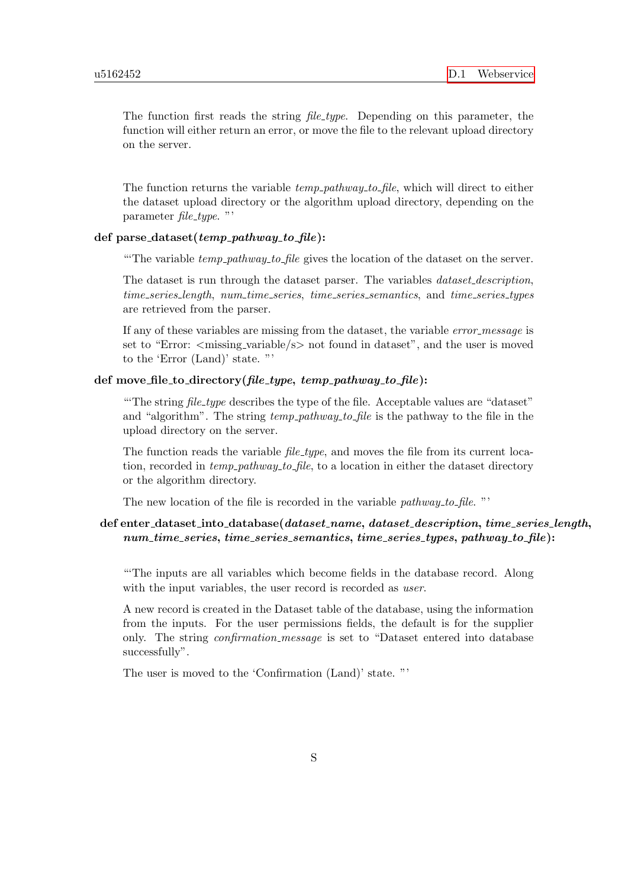The function first reads the string *file_type*. Depending on this parameter, the function will either return an error, or move the file to the relevant upload directory on the server.

The function returns the variable *temp_pathway_to_file*, which will direct to either the dataset upload directory or the algorithm upload directory, depending on the parameter *file_type*. "'

**def parse_dataset(*temp_pathway_to_file*):**

"'The variable *temp_pathway_to_file* gives the location of the dataset on the server.

The dataset is run through the dataset parser. The variables *dataset_description*, *time_series_length*, *num_time_series*, *time_series_semantics*, and *time_series_types* are retrieved from the parser.

If any of these variables are missing from the dataset, the variable *error_message* is set to "Error: <missing_variable/s> not found in dataset", and the user is moved to the 'Error (Land)' state. "'

**def move_file_to_directory(*file_type*, *temp_pathway_to_file*):**

"'The string *file_type* describes the type of the file. Acceptable values are "dataset" and "algorithm". The string *temp_pathway_to_file* is the pathway to the file in the upload directory on the server.

The function reads the variable *file_type*, and moves the file from its current location, recorded in *temp_pathway_to_file*, to a location in either the dataset directory or the algorithm directory.

The new location of the file is recorded in the variable *pathway_to_file*. "'

**def enter_dataset_into_database(*dataset_name*, *dataset_description*, *time_series_length*, *num_time_series*, *time_series_semantics*, *time_series_types*, *pathway_to_file*):**

"'The inputs are all variables which become fields in the database record. Along with the input variables, the user record is recorded as *user*.

A new record is created in the Dataset table of the database, using the information from the inputs. For the user permissions fields, the default is for the supplier only. The string *confirmation_message* is set to "Dataset entered into database successfully".

The user is moved to the 'Confirmation (Land)' state. "'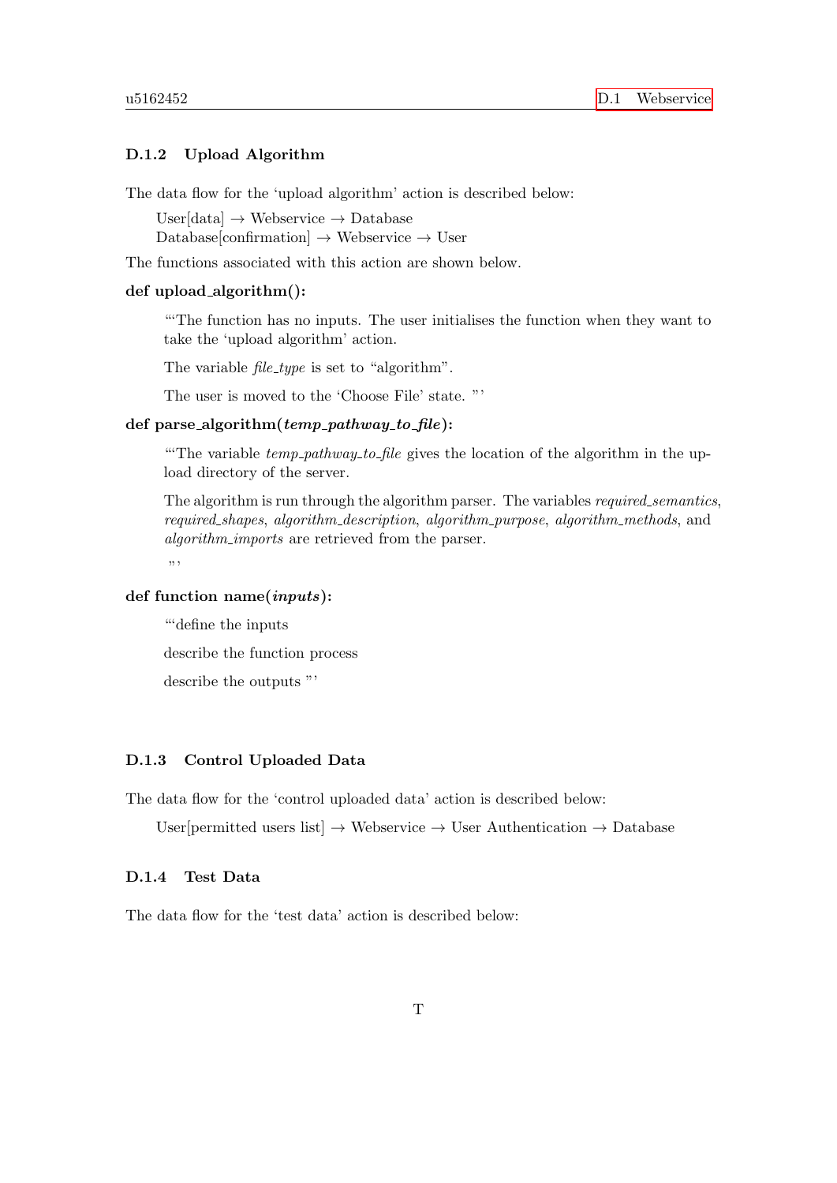### D.1.2 Upload Algorithm

The data flow for the 'upload algorithm' action is described below:

User[data] → Webservice → Database
Database[confirmation] → Webservice → User

The functions associated with this action are shown below.

**def upload_algorithm():**

> '''The function has no inputs. The user initialises the function when they want to take the 'upload algorithm' action.
>
> The variable *file_type* is set to "algorithm".
>
> The user is moved to the 'Choose File' state. '''

**def parse_algorithm(*temp_pathway_to_file*):**

> '''The variable *temp_pathway_to_file* gives the location of the algorithm in the upload directory of the server.
>
> The algorithm is run through the algorithm parser. The variables *required_semantics*, *required_shapes*, *algorithm_description*, *algorithm_purpose*, *algorithm_methods*, and *algorithm_imports* are retrieved from the parser.
>
> '''

**def function name(*inputs*):**

> '''define the inputs
>
> describe the function process
>
> describe the outputs '''

### D.1.3 Control Uploaded Data

The data flow for the 'control uploaded data' action is described below:

User[permitted users list] → Webservice → User Authentication → Database

### D.1.4 Test Data

The data flow for the 'test data' action is described below: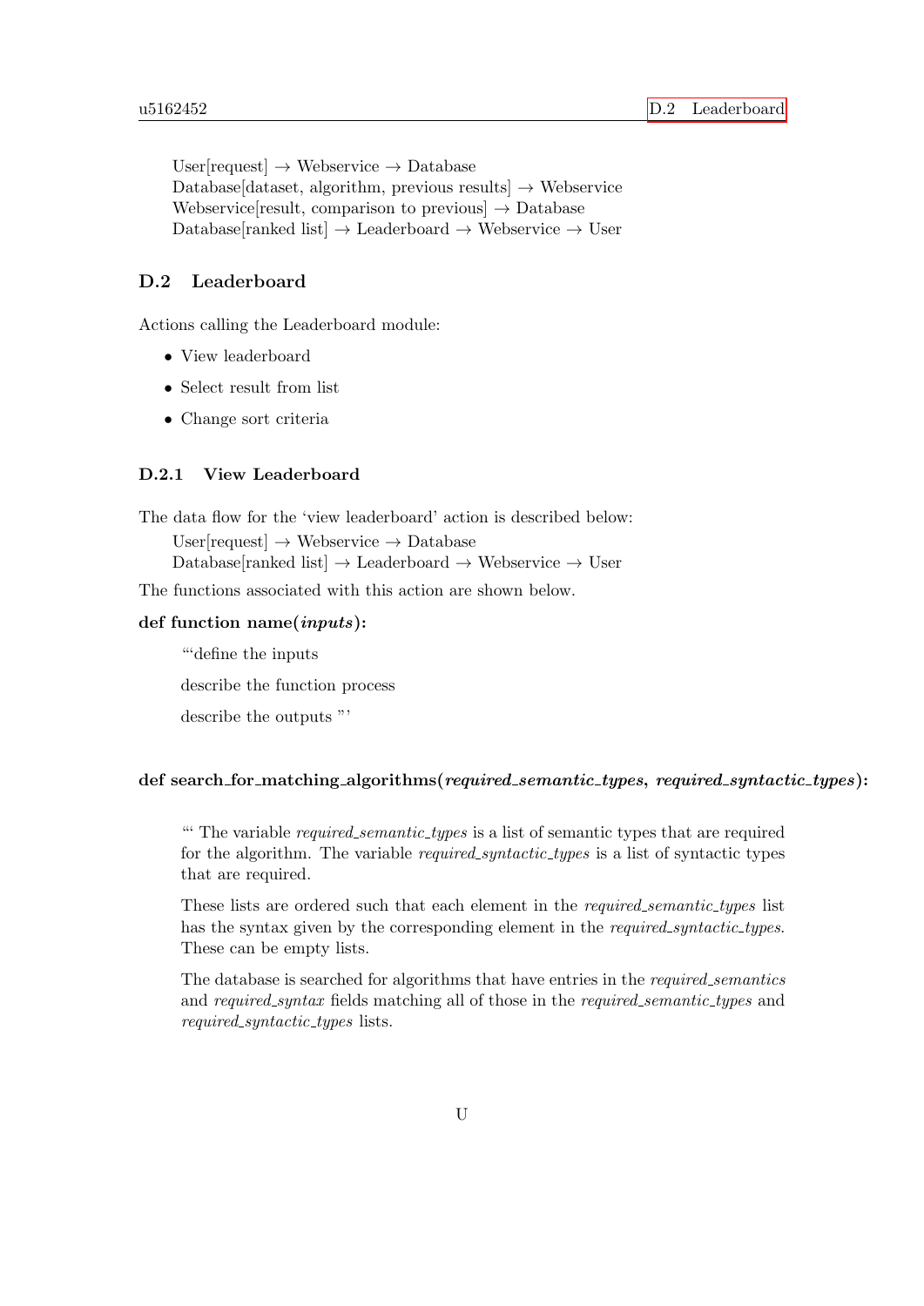User[request] → Webservice → Database
Database[dataset, algorithm, previous results] → Webservice
Webservice[result, comparison to previous] → Database
Database[ranked list] → Leaderboard → Webservice → User

## D.2 Leaderboard

Actions calling the Leaderboard module:

- View leaderboard
- Select result from list
- Change sort criteria

### D.2.1 View Leaderboard

The data flow for the 'view leaderboard' action is described below:

User[request] → Webservice → Database
Database[ranked list] → Leaderboard → Webservice → User

The functions associated with this action are shown below.

**def function name(*inputs*):**

> '''define the inputs
>
> describe the function process
>
> describe the outputs '''

**def search_for_matching_algorithms(*required_semantic_types*, *required_syntactic_types*):**

> ''' The variable *required_semantic_types* is a list of semantic types that are required for the algorithm. The variable *required_syntactic_types* is a list of syntactic types that are required.
>
> These lists are ordered such that each element in the *required_semantic_types* list has the syntax given by the corresponding element in the *required_syntactic_types*. These can be empty lists.
>
> The database is searched for algorithms that have entries in the *required_semantics* and *required_syntax* fields matching all of those in the *required_semantic_types* and *required_syntactic_types* lists.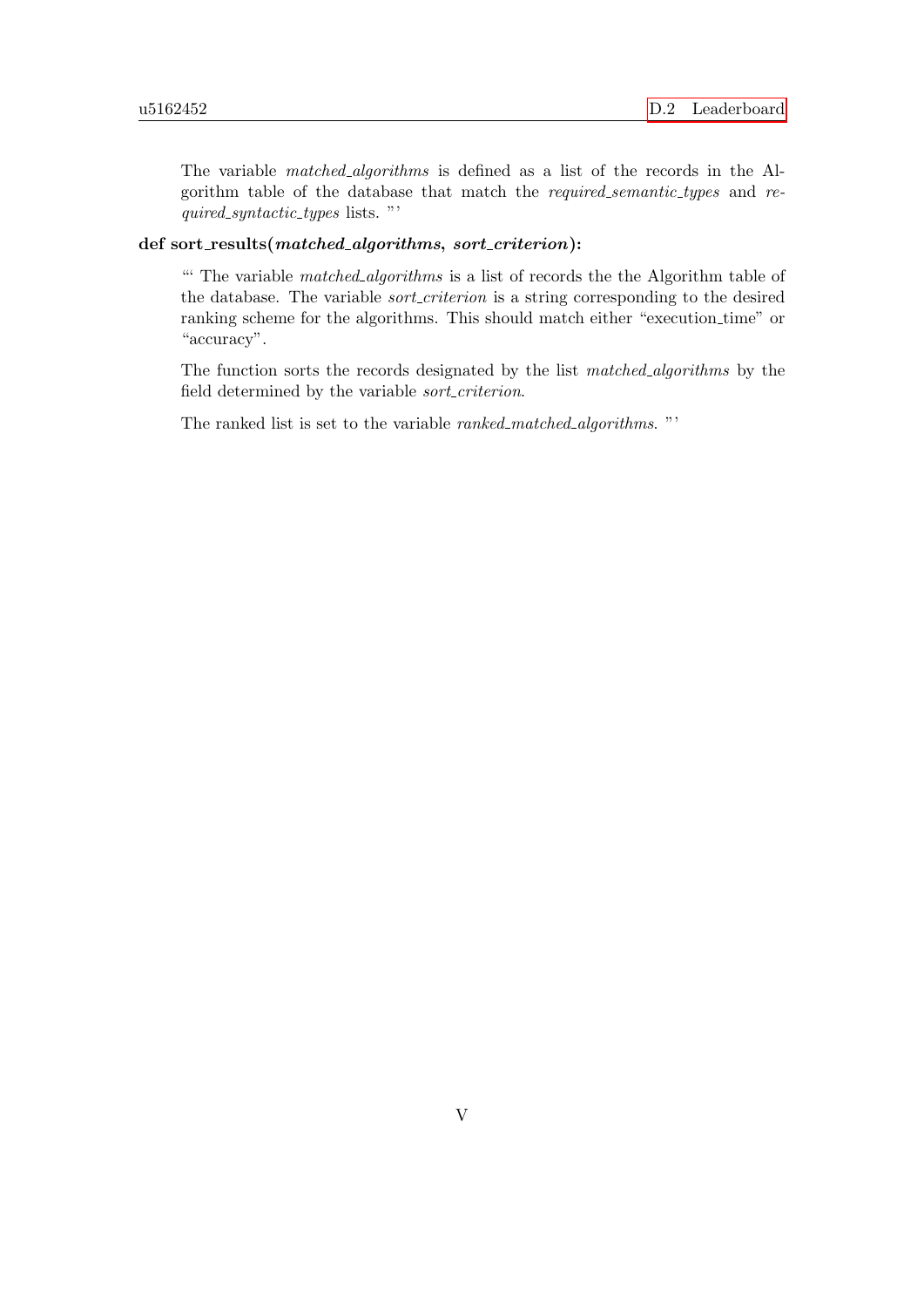The variable *matched_algorithms* is defined as a list of the records in the Algorithm table of the database that match the *required_semantic_types* and *required_syntactic_types* lists. "'

**def sort_results(*matched_algorithms*, *sort_criterion*):**

''' The variable *matched_algorithms* is a list of records the the Algorithm table of the database. The variable *sort_criterion* is a string corresponding to the desired ranking scheme for the algorithms. This should match either "execution_time" or "accuracy".

The function sorts the records designated by the list *matched_algorithms* by the field determined by the variable *sort_criterion*.

The ranked list is set to the variable *ranked_matched_algorithms*. "'